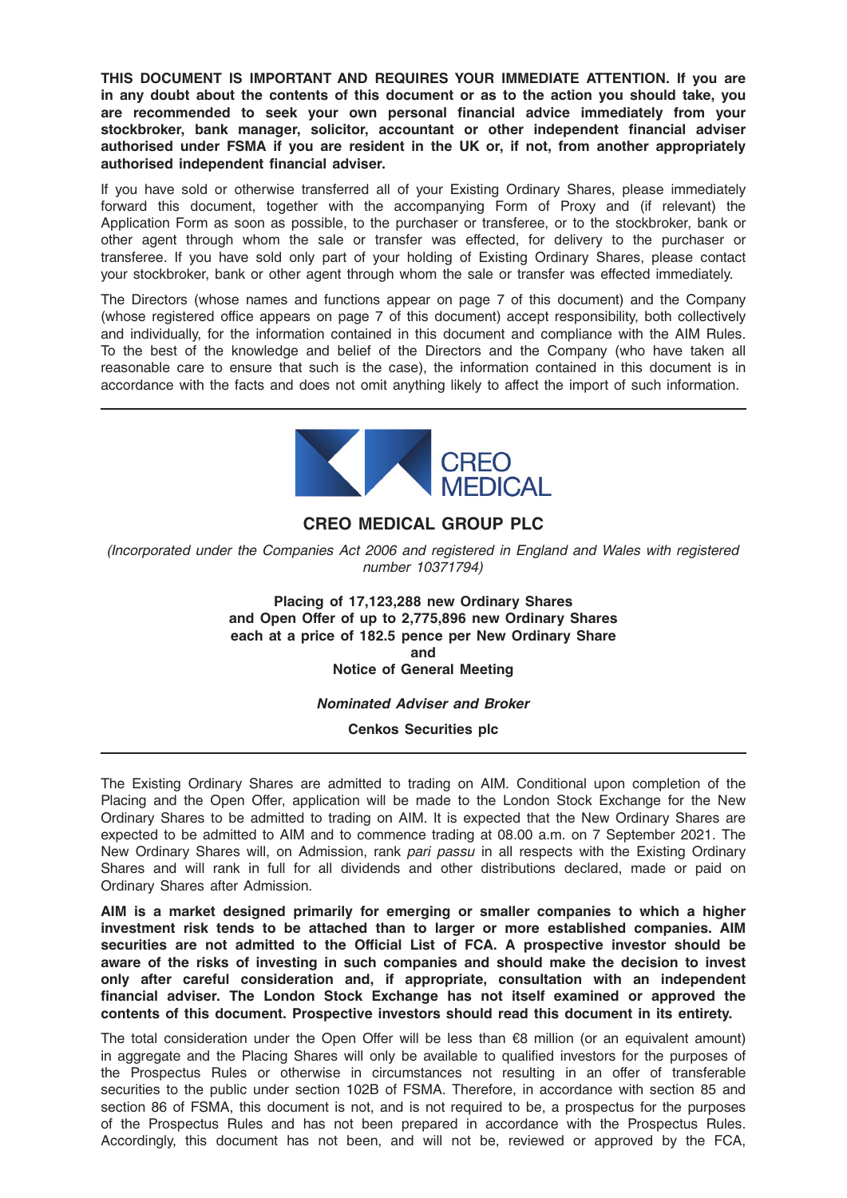**THIS DOCUMENT IS IMPORTANT AND REQUIRES YOUR IMMEDIATE ATTENTION. If you are in any doubt about the contents of this document or as to the action you should take, you are recommended to seek your own personal financial advice immediately from your stockbroker, bank manager, solicitor, accountant or other independent financial adviser authorised under FSMA if you are resident in the UK or, if not, from another appropriately authorised independent financial adviser.**

If you have sold or otherwise transferred all of your Existing Ordinary Shares, please immediately forward this document, together with the accompanying Form of Proxy and (if relevant) the Application Form as soon as possible, to the purchaser or transferee, or to the stockbroker, bank or other agent through whom the sale or transfer was effected, for delivery to the purchaser or transferee. If you have sold only part of your holding of Existing Ordinary Shares, please contact your stockbroker, bank or other agent through whom the sale or transfer was effected immediately.

The Directors (whose names and functions appear on page 7 of this document) and the Company (whose registered office appears on page 7 of this document) accept responsibility, both collectively and individually, for the information contained in this document and compliance with the AIM Rules. To the best of the knowledge and belief of the Directors and the Company (who have taken all reasonable care to ensure that such is the case), the information contained in this document is in accordance with the facts and does not omit anything likely to affect the import of such information.

---

CREO MEDICAL

# CREO MEDICAL GROUP PLC

*(Incorporated under the Companies Act 2006 and registered in England and Wales with registered number 10371794)*

**Placing of 17,123,288 new Ordinary Shares**
**and Open Offer of up to 2,775,896 new Ordinary Shares**
**each at a price of 182.5 pence per New Ordinary Share**
**and**
**Notice of General Meeting**

***Nominated Adviser and Broker***

**Cenkos Securities plc**

---

The Existing Ordinary Shares are admitted to trading on AIM. Conditional upon completion of the Placing and the Open Offer, application will be made to the London Stock Exchange for the New Ordinary Shares to be admitted to trading on AIM. It is expected that the New Ordinary Shares are expected to be admitted to AIM and to commence trading at 08.00 a.m. on 7 September 2021. The New Ordinary Shares will, on Admission, rank *pari passu* in all respects with the Existing Ordinary Shares and will rank in full for all dividends and other distributions declared, made or paid on Ordinary Shares after Admission.

**AIM is a market designed primarily for emerging or smaller companies to which a higher investment risk tends to be attached than to larger or more established companies. AIM securities are not admitted to the Official List of FCA. A prospective investor should be aware of the risks of investing in such companies and should make the decision to invest only after careful consideration and, if appropriate, consultation with an independent financial adviser. The London Stock Exchange has not itself examined or approved the contents of this document. Prospective investors should read this document in its entirety.**

The total consideration under the Open Offer will be less than €8 million (or an equivalent amount) in aggregate and the Placing Shares will only be available to qualified investors for the purposes of the Prospectus Rules or otherwise in circumstances not resulting in an offer of transferable securities to the public under section 102B of FSMA. Therefore, in accordance with section 85 and section 86 of FSMA, this document is not, and is not required to be, a prospectus for the purposes of the Prospectus Rules and has not been prepared in accordance with the Prospectus Rules. Accordingly, this document has not been, and will not be, reviewed or approved by the FCA,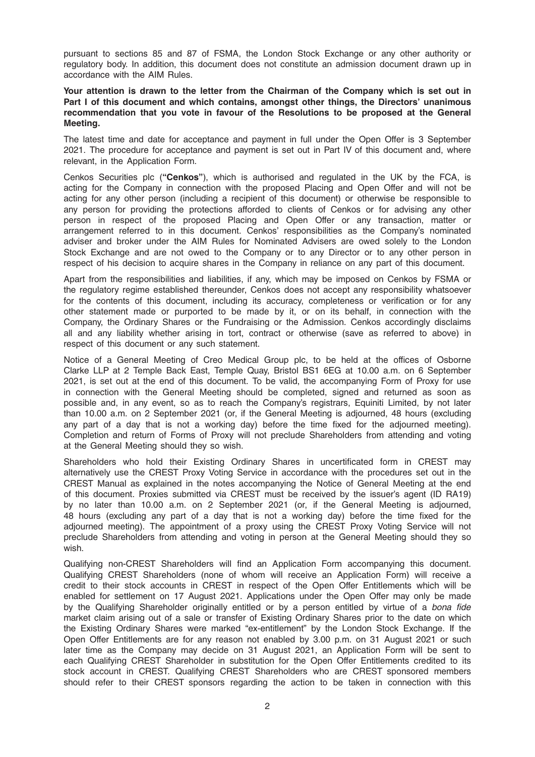pursuant to sections 85 and 87 of FSMA, the London Stock Exchange or any other authority or regulatory body. In addition, this document does not constitute an admission document drawn up in accordance with the AIM Rules.

**Your attention is drawn to the letter from the Chairman of the Company which is set out in Part I of this document and which contains, amongst other things, the Directors' unanimous recommendation that you vote in favour of the Resolutions to be proposed at the General Meeting.**

The latest time and date for acceptance and payment in full under the Open Offer is 3 September 2021. The procedure for acceptance and payment is set out in Part IV of this document and, where relevant, in the Application Form.

Cenkos Securities plc (**"Cenkos"**), which is authorised and regulated in the UK by the FCA, is acting for the Company in connection with the proposed Placing and Open Offer and will not be acting for any other person (including a recipient of this document) or otherwise be responsible to any person for providing the protections afforded to clients of Cenkos or for advising any other person in respect of the proposed Placing and Open Offer or any transaction, matter or arrangement referred to in this document. Cenkos' responsibilities as the Company's nominated adviser and broker under the AIM Rules for Nominated Advisers are owed solely to the London Stock Exchange and are not owed to the Company or to any Director or to any other person in respect of his decision to acquire shares in the Company in reliance on any part of this document.

Apart from the responsibilities and liabilities, if any, which may be imposed on Cenkos by FSMA or the regulatory regime established thereunder, Cenkos does not accept any responsibility whatsoever for the contents of this document, including its accuracy, completeness or verification or for any other statement made or purported to be made by it, or on its behalf, in connection with the Company, the Ordinary Shares or the Fundraising or the Admission. Cenkos accordingly disclaims all and any liability whether arising in tort, contract or otherwise (save as referred to above) in respect of this document or any such statement.

Notice of a General Meeting of Creo Medical Group plc, to be held at the offices of Osborne Clarke LLP at 2 Temple Back East, Temple Quay, Bristol BS1 6EG at 10.00 a.m. on 6 September 2021, is set out at the end of this document. To be valid, the accompanying Form of Proxy for use in connection with the General Meeting should be completed, signed and returned as soon as possible and, in any event, so as to reach the Company's registrars, Equiniti Limited, by not later than 10.00 a.m. on 2 September 2021 (or, if the General Meeting is adjourned, 48 hours (excluding any part of a day that is not a working day) before the time fixed for the adjourned meeting). Completion and return of Forms of Proxy will not preclude Shareholders from attending and voting at the General Meeting should they so wish.

Shareholders who hold their Existing Ordinary Shares in uncertificated form in CREST may alternatively use the CREST Proxy Voting Service in accordance with the procedures set out in the CREST Manual as explained in the notes accompanying the Notice of General Meeting at the end of this document. Proxies submitted via CREST must be received by the issuer's agent (ID RA19) by no later than 10.00 a.m. on 2 September 2021 (or, if the General Meeting is adjourned, 48 hours (excluding any part of a day that is not a working day) before the time fixed for the adjourned meeting). The appointment of a proxy using the CREST Proxy Voting Service will not preclude Shareholders from attending and voting in person at the General Meeting should they so wish.

Qualifying non-CREST Shareholders will find an Application Form accompanying this document. Qualifying CREST Shareholders (none of whom will receive an Application Form) will receive a credit to their stock accounts in CREST in respect of the Open Offer Entitlements which will be enabled for settlement on 17 August 2021. Applications under the Open Offer may only be made by the Qualifying Shareholder originally entitled or by a person entitled by virtue of a *bona fide* market claim arising out of a sale or transfer of Existing Ordinary Shares prior to the date on which the Existing Ordinary Shares were marked "ex-entitlement" by the London Stock Exchange. If the Open Offer Entitlements are for any reason not enabled by 3.00 p.m. on 31 August 2021 or such later time as the Company may decide on 31 August 2021, an Application Form will be sent to each Qualifying CREST Shareholder in substitution for the Open Offer Entitlements credited to its stock account in CREST. Qualifying CREST Shareholders who are CREST sponsored members should refer to their CREST sponsors regarding the action to be taken in connection with this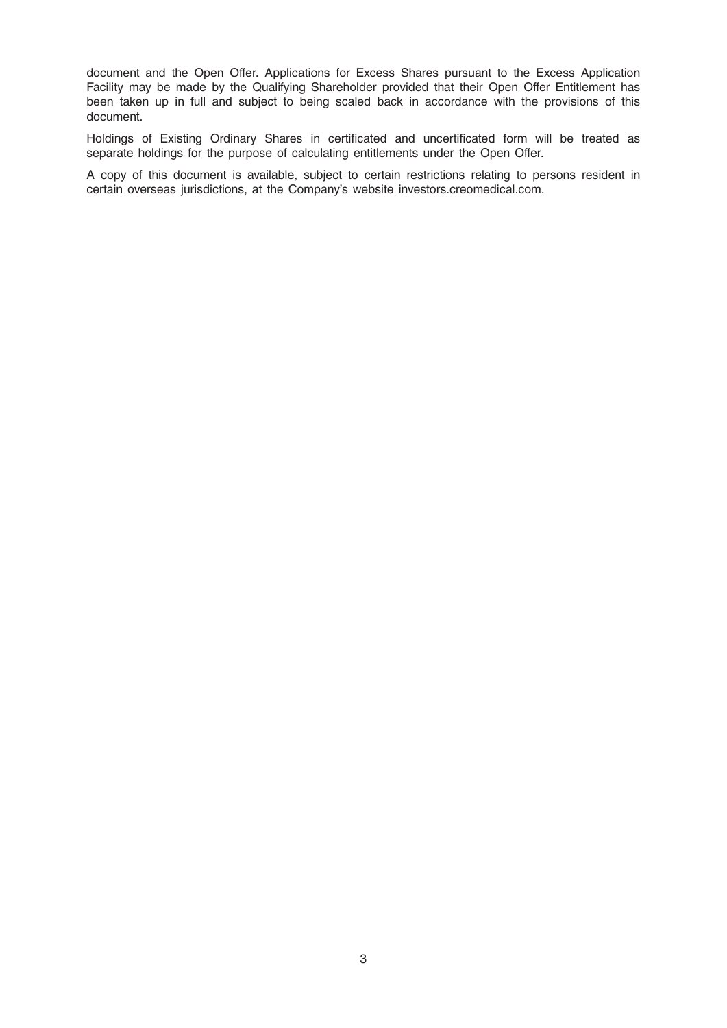document and the Open Offer. Applications for Excess Shares pursuant to the Excess Application Facility may be made by the Qualifying Shareholder provided that their Open Offer Entitlement has been taken up in full and subject to being scaled back in accordance with the provisions of this document.

Holdings of Existing Ordinary Shares in certificated and uncertificated form will be treated as separate holdings for the purpose of calculating entitlements under the Open Offer.

A copy of this document is available, subject to certain restrictions relating to persons resident in certain overseas jurisdictions, at the Company's website investors.creomedical.com.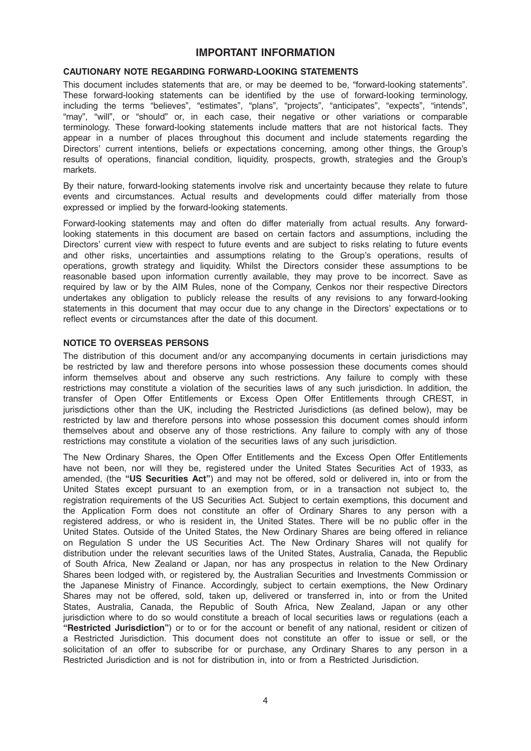# IMPORTANT INFORMATION

## CAUTIONARY NOTE REGARDING FORWARD-LOOKING STATEMENTS

This document includes statements that are, or may be deemed to be, "forward-looking statements". These forward-looking statements can be identified by the use of forward-looking terminology, including the terms "believes", "estimates", "plans", "projects", "anticipates", "expects", "intends", "may", "will", or "should" or, in each case, their negative or other variations or comparable terminology. These forward-looking statements include matters that are not historical facts. They appear in a number of places throughout this document and include statements regarding the Directors' current intentions, beliefs or expectations concerning, among other things, the Group's results of operations, financial condition, liquidity, prospects, growth, strategies and the Group's markets.

By their nature, forward-looking statements involve risk and uncertainty because they relate to future events and circumstances. Actual results and developments could differ materially from those expressed or implied by the forward-looking statements.

Forward-looking statements may and often do differ materially from actual results. Any forward-looking statements in this document are based on certain factors and assumptions, including the Directors' current view with respect to future events and are subject to risks relating to future events and other risks, uncertainties and assumptions relating to the Group's operations, results of operations, growth strategy and liquidity. Whilst the Directors consider these assumptions to be reasonable based upon information currently available, they may prove to be incorrect. Save as required by law or by the AIM Rules, none of the Company, Cenkos nor their respective Directors undertakes any obligation to publicly release the results of any revisions to any forward-looking statements in this document that may occur due to any change in the Directors' expectations or to reflect events or circumstances after the date of this document.

## NOTICE TO OVERSEAS PERSONS

The distribution of this document and/or any accompanying documents in certain jurisdictions may be restricted by law and therefore persons into whose possession these documents comes should inform themselves about and observe any such restrictions. Any failure to comply with these restrictions may constitute a violation of the securities laws of any such jurisdiction. In addition, the transfer of Open Offer Entitlements or Excess Open Offer Entitlements through CREST, in jurisdictions other than the UK, including the Restricted Jurisdictions (as defined below), may be restricted by law and therefore persons into whose possession this document comes should inform themselves about and observe any of those restrictions. Any failure to comply with any of those restrictions may constitute a violation of the securities laws of any such jurisdiction.

The New Ordinary Shares, the Open Offer Entitlements and the Excess Open Offer Entitlements have not been, nor will they be, registered under the United States Securities Act of 1933, as amended, (the **"US Securities Act"**) and may not be offered, sold or delivered in, into or from the United States except pursuant to an exemption from, or in a transaction not subject to, the registration requirements of the US Securities Act. Subject to certain exemptions, this document and the Application Form does not constitute an offer of Ordinary Shares to any person with a registered address, or who is resident in, the United States. There will be no public offer in the United States. Outside of the United States, the New Ordinary Shares are being offered in reliance on Regulation S under the US Securities Act. The New Ordinary Shares will not qualify for distribution under the relevant securities laws of the United States, Australia, Canada, the Republic of South Africa, New Zealand or Japan, nor has any prospectus in relation to the New Ordinary Shares been lodged with, or registered by, the Australian Securities and Investments Commission or the Japanese Ministry of Finance. Accordingly, subject to certain exemptions, the New Ordinary Shares may not be offered, sold, taken up, delivered or transferred in, into or from the United States, Australia, Canada, the Republic of South Africa, New Zealand, Japan or any other jurisdiction where to do so would constitute a breach of local securities laws or regulations (each a **"Restricted Jurisdiction"**) or to or for the account or benefit of any national, resident or citizen of a Restricted Jurisdiction. This document does not constitute an offer to issue or sell, or the solicitation of an offer to subscribe for or purchase, any Ordinary Shares to any person in a Restricted Jurisdiction and is not for distribution in, into or from a Restricted Jurisdiction.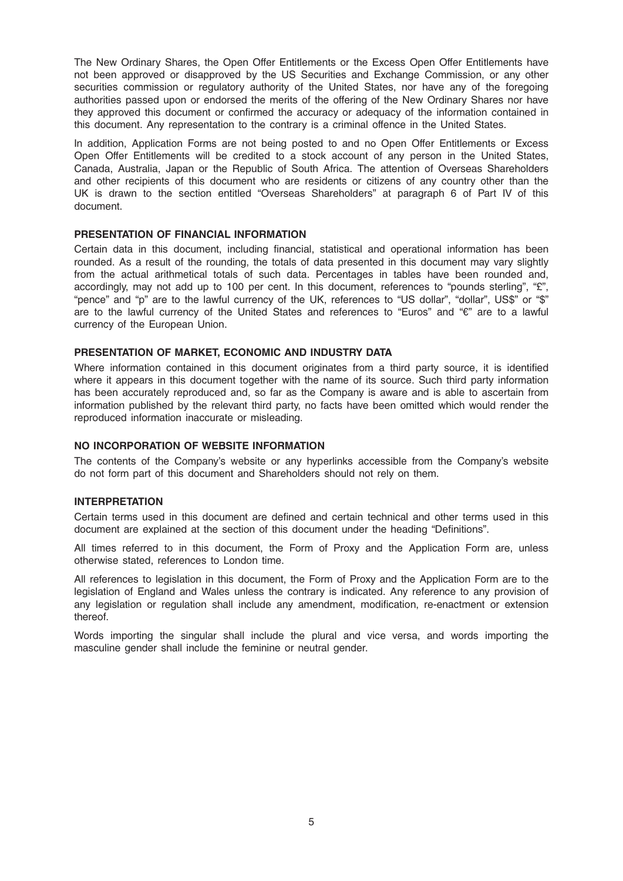The New Ordinary Shares, the Open Offer Entitlements or the Excess Open Offer Entitlements have not been approved or disapproved by the US Securities and Exchange Commission, or any other securities commission or regulatory authority of the United States, nor have any of the foregoing authorities passed upon or endorsed the merits of the offering of the New Ordinary Shares nor have they approved this document or confirmed the accuracy or adequacy of the information contained in this document. Any representation to the contrary is a criminal offence in the United States.

In addition, Application Forms are not being posted to and no Open Offer Entitlements or Excess Open Offer Entitlements will be credited to a stock account of any person in the United States, Canada, Australia, Japan or the Republic of South Africa. The attention of Overseas Shareholders and other recipients of this document who are residents or citizens of any country other than the UK is drawn to the section entitled "Overseas Shareholders" at paragraph 6 of Part IV of this document.

## PRESENTATION OF FINANCIAL INFORMATION

Certain data in this document, including financial, statistical and operational information has been rounded. As a result of the rounding, the totals of data presented in this document may vary slightly from the actual arithmetical totals of such data. Percentages in tables have been rounded and, accordingly, may not add up to 100 per cent. In this document, references to "pounds sterling", "£", "pence" and "p" are to the lawful currency of the UK, references to "US dollar", "dollar", US$" or "$" are to the lawful currency of the United States and references to "Euros" and "€" are to a lawful currency of the European Union.

## PRESENTATION OF MARKET, ECONOMIC AND INDUSTRY DATA

Where information contained in this document originates from a third party source, it is identified where it appears in this document together with the name of its source. Such third party information has been accurately reproduced and, so far as the Company is aware and is able to ascertain from information published by the relevant third party, no facts have been omitted which would render the reproduced information inaccurate or misleading.

## NO INCORPORATION OF WEBSITE INFORMATION

The contents of the Company's website or any hyperlinks accessible from the Company's website do not form part of this document and Shareholders should not rely on them.

## INTERPRETATION

Certain terms used in this document are defined and certain technical and other terms used in this document are explained at the section of this document under the heading "Definitions".

All times referred to in this document, the Form of Proxy and the Application Form are, unless otherwise stated, references to London time.

All references to legislation in this document, the Form of Proxy and the Application Form are to the legislation of England and Wales unless the contrary is indicated. Any reference to any provision of any legislation or regulation shall include any amendment, modification, re-enactment or extension thereof.

Words importing the singular shall include the plural and vice versa, and words importing the masculine gender shall include the feminine or neutral gender.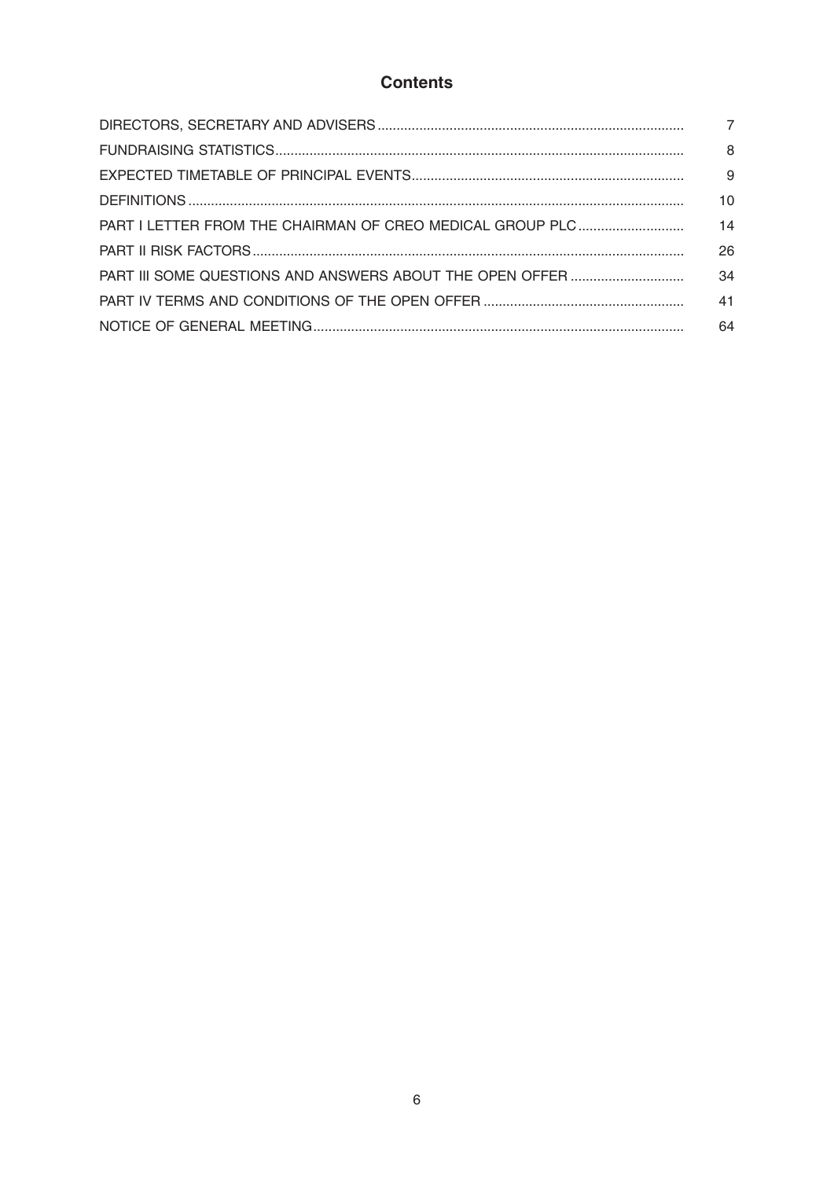# Contents

| | |
|---|---|
| DIRECTORS, SECRETARY AND ADVISERS | 7 |
| FUNDRAISING STATISTICS | 8 |
| EXPECTED TIMETABLE OF PRINCIPAL EVENTS | 9 |
| DEFINITIONS | 10 |
| PART I LETTER FROM THE CHAIRMAN OF CREO MEDICAL GROUP PLC | 14 |
| PART II RISK FACTORS | 26 |
| PART III SOME QUESTIONS AND ANSWERS ABOUT THE OPEN OFFER | 34 |
| PART IV TERMS AND CONDITIONS OF THE OPEN OFFER | 41 |
| NOTICE OF GENERAL MEETING | 64 |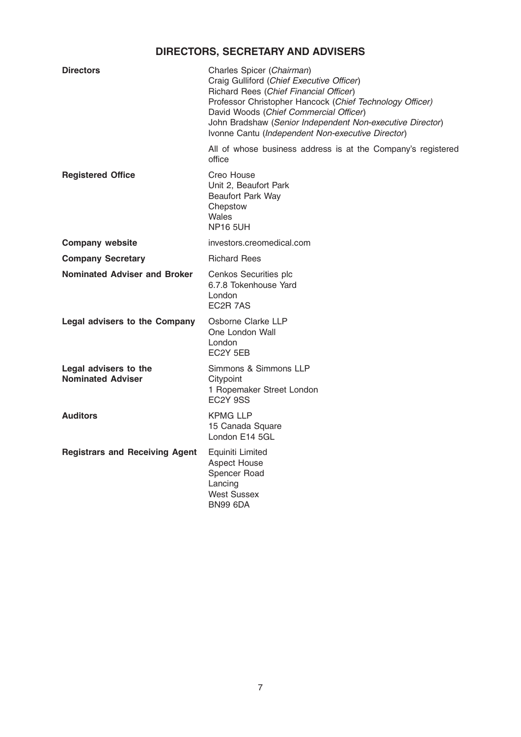# DIRECTORS, SECRETARY AND ADVISERS

| | |
|---|---|
| **Directors** | Charles Spicer (*Chairman*)<br>Craig Gulliford (*Chief Executive Officer*)<br>Richard Rees (*Chief Financial Officer*)<br>Professor Christopher Hancock (*Chief Technology Officer)*<br>David Woods (*Chief Commercial Officer*)<br>John Bradshaw (*Senior Independent Non-executive Director*)<br>Ivonne Cantu (*Independent Non-executive Director*)<br><br>All of whose business address is at the Company's registered office |
| **Registered Office** | Creo House<br>Unit 2, Beaufort Park<br>Beaufort Park Way<br>Chepstow<br>Wales<br>NP16 5UH |
| **Company website** | investors.creomedical.com |
| **Company Secretary** | Richard Rees |
| **Nominated Adviser and Broker** | Cenkos Securities plc<br>6.7.8 Tokenhouse Yard<br>London<br>EC2R 7AS |
| **Legal advisers to the Company** | Osborne Clarke LLP<br>One London Wall<br>London<br>EC2Y 5EB |
| **Legal advisers to the Nominated Adviser** | Simmons & Simmons LLP<br>Citypoint<br>1 Ropemaker Street London<br>EC2Y 9SS |
| **Auditors** | KPMG LLP<br>15 Canada Square<br>London E14 5GL |
| **Registrars and Receiving Agent** | Equiniti Limited<br>Aspect House<br>Spencer Road<br>Lancing<br>West Sussex<br>BN99 6DA |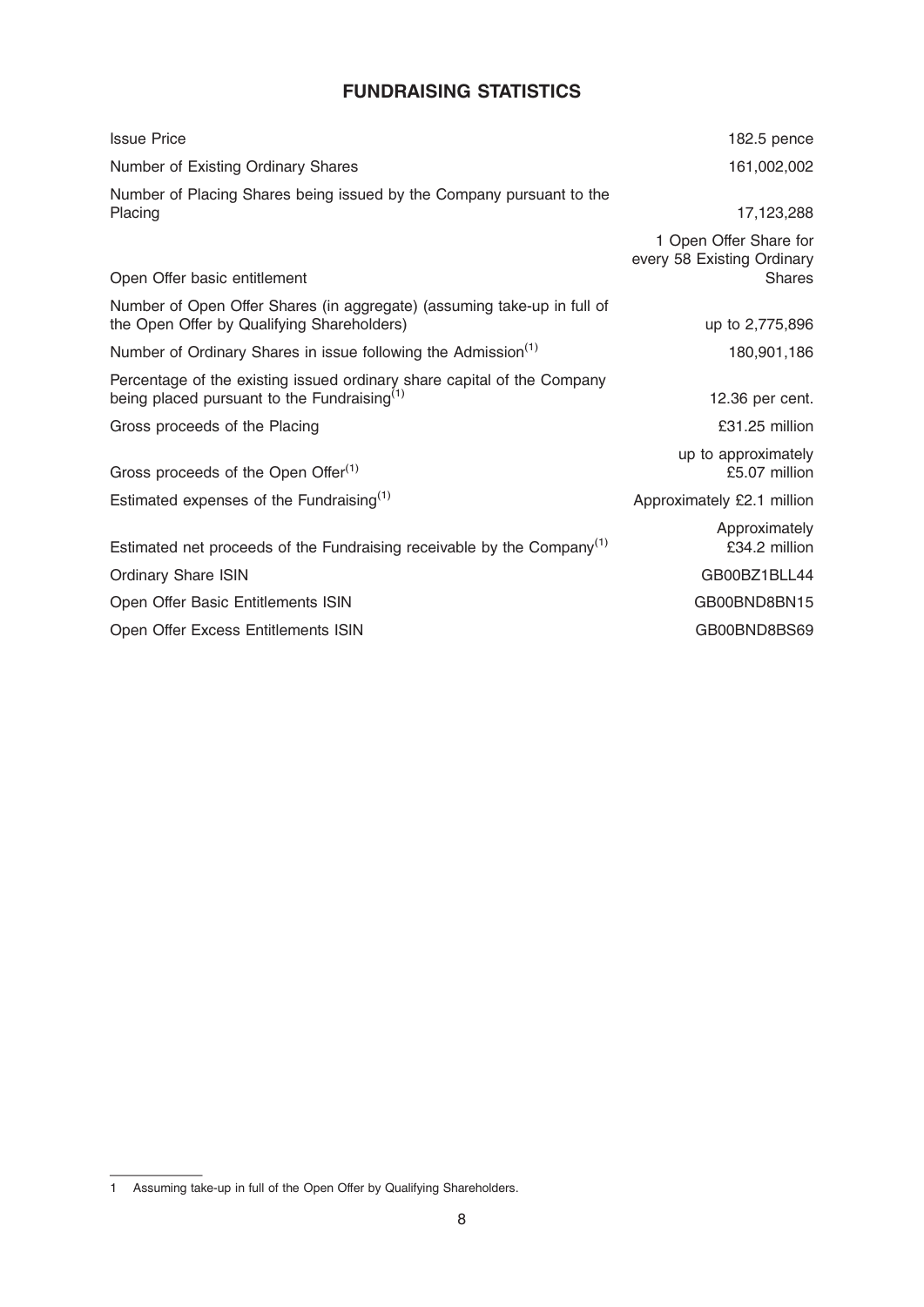# FUNDRAISING STATISTICS

| | |
|---|---|
| Issue Price | 182.5 pence |
| Number of Existing Ordinary Shares | 161,002,002 |
| Number of Placing Shares being issued by the Company pursuant to the Placing | 17,123,288 |
| Open Offer basic entitlement | 1 Open Offer Share for every 58 Existing Ordinary Shares |
| Number of Open Offer Shares (in aggregate) (assuming take-up in full of the Open Offer by Qualifying Shareholders) | up to 2,775,896 |
| Number of Ordinary Shares in issue following the Admission[(1)] | 180,901,186 |
| Percentage of the existing issued ordinary share capital of the Company being placed pursuant to the Fundraising[(1)] | 12.36 per cent. |
| Gross proceeds of the Placing | £31.25 million |
| Gross proceeds of the Open Offer[(1)] | up to approximately £5.07 million |
| Estimated expenses of the Fundraising[(1)] | Approximately £2.1 million |
| Estimated net proceeds of the Fundraising receivable by the Company[(1)] | Approximately £34.2 million |
| Ordinary Share ISIN | GB00BZ1BLL44 |
| Open Offer Basic Entitlements ISIN | GB00BND8BN15 |
| Open Offer Excess Entitlements ISIN | GB00BND8BS69 |

1 Assuming take-up in full of the Open Offer by Qualifying Shareholders.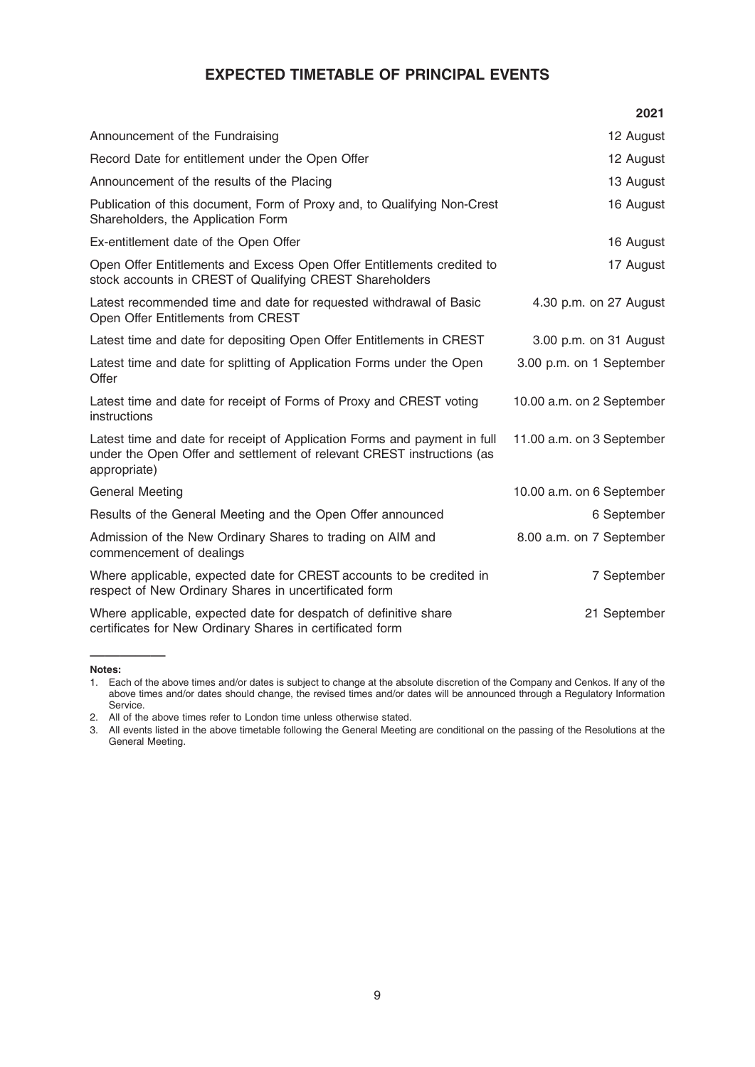# EXPECTED TIMETABLE OF PRINCIPAL EVENTS

| | 2021 |
|---|---|
| Announcement of the Fundraising | 12 August |
| Record Date for entitlement under the Open Offer | 12 August |
| Announcement of the results of the Placing | 13 August |
| Publication of this document, Form of Proxy and, to Qualifying Non-Crest Shareholders, the Application Form | 16 August |
| Ex-entitlement date of the Open Offer | 16 August |
| Open Offer Entitlements and Excess Open Offer Entitlements credited to stock accounts in CREST of Qualifying CREST Shareholders | 17 August |
| Latest recommended time and date for requested withdrawal of Basic Open Offer Entitlements from CREST | 4.30 p.m. on 27 August |
| Latest time and date for depositing Open Offer Entitlements in CREST | 3.00 p.m. on 31 August |
| Latest time and date for splitting of Application Forms under the Open Offer | 3.00 p.m. on 1 September |
| Latest time and date for receipt of Forms of Proxy and CREST voting instructions | 10.00 a.m. on 2 September |
| Latest time and date for receipt of Application Forms and payment in full under the Open Offer and settlement of relevant CREST instructions (as appropriate) | 11.00 a.m. on 3 September |
| General Meeting | 10.00 a.m. on 6 September |
| Results of the General Meeting and the Open Offer announced | 6 September |
| Admission of the New Ordinary Shares to trading on AIM and commencement of dealings | 8.00 a.m. on 7 September |
| Where applicable, expected date for CREST accounts to be credited in respect of New Ordinary Shares in uncertificated form | 7 September |
| Where applicable, expected date for despatch of definitive share certificates for New Ordinary Shares in certificated form | 21 September |

**Notes:**

1. Each of the above times and/or dates is subject to change at the absolute discretion of the Company and Cenkos. If any of the above times and/or dates should change, the revised times and/or dates will be announced through a Regulatory Information Service.
2. All of the above times refer to London time unless otherwise stated.
3. All events listed in the above timetable following the General Meeting are conditional on the passing of the Resolutions at the General Meeting.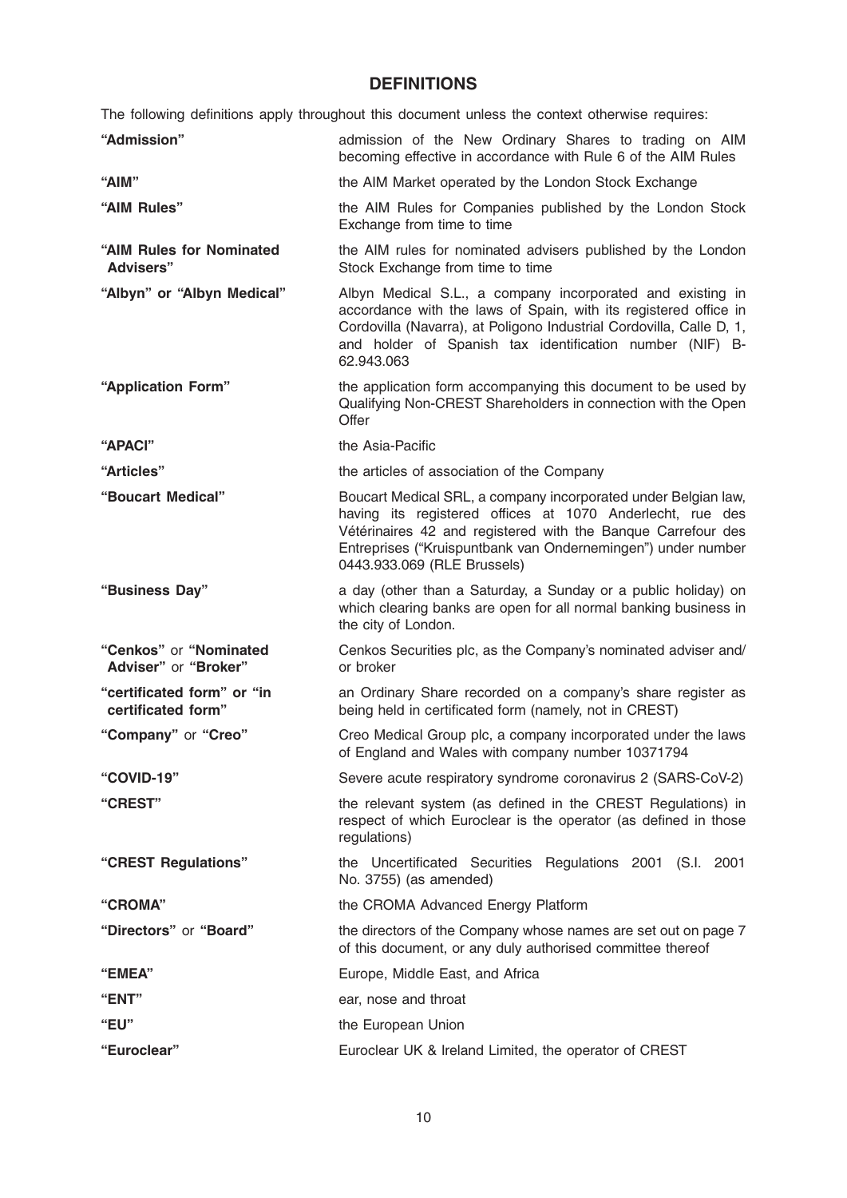# DEFINITIONS

The following definitions apply throughout this document unless the context otherwise requires:

| | |
|---|---|
| **"Admission"** | admission of the New Ordinary Shares to trading on AIM becoming effective in accordance with Rule 6 of the AIM Rules |
| **"AIM"** | the AIM Market operated by the London Stock Exchange |
| **"AIM Rules"** | the AIM Rules for Companies published by the London Stock Exchange from time to time |
| **"AIM Rules for Nominated Advisers"** | the AIM rules for nominated advisers published by the London Stock Exchange from time to time |
| **"Albyn" or "Albyn Medical"** | Albyn Medical S.L., a company incorporated and existing in accordance with the laws of Spain, with its registered office in Cordovilla (Navarra), at Poligono Industrial Cordovilla, Calle D, 1, and holder of Spanish tax identification number (NIF) B-62.943.063 |
| **"Application Form"** | the application form accompanying this document to be used by Qualifying Non-CREST Shareholders in connection with the Open Offer |
| **"APACI"** | the Asia-Pacific |
| **"Articles"** | the articles of association of the Company |
| **"Boucart Medical"** | Boucart Medical SRL, a company incorporated under Belgian law, having its registered offices at 1070 Anderlecht, rue des Vétérinaires 42 and registered with the Banque Carrefour des Entreprises ("Kruispuntbank van Ondernemingen") under number 0443.933.069 (RLE Brussels) |
| **"Business Day"** | a day (other than a Saturday, a Sunday or a public holiday) on which clearing banks are open for all normal banking business in the city of London. |
| **"Cenkos"** or **"Nominated Adviser"** or **"Broker"** | Cenkos Securities plc, as the Company's nominated adviser and/or broker |
| **"certificated form" or "in certificated form"** | an Ordinary Share recorded on a company's share register as being held in certificated form (namely, not in CREST) |
| **"Company"** or **"Creo"** | Creo Medical Group plc, a company incorporated under the laws of England and Wales with company number 10371794 |
| **"COVID-19"** | Severe acute respiratory syndrome coronavirus 2 (SARS-CoV-2) |
| **"CREST"** | the relevant system (as defined in the CREST Regulations) in respect of which Euroclear is the operator (as defined in those regulations) |
| **"CREST Regulations"** | the Uncertificated Securities Regulations 2001 (S.I. 2001 No. 3755) (as amended) |
| **"CROMA"** | the CROMA Advanced Energy Platform |
| **"Directors"** or **"Board"** | the directors of the Company whose names are set out on page 7 of this document, or any duly authorised committee thereof |
| **"EMEA"** | Europe, Middle East, and Africa |
| **"ENT"** | ear, nose and throat |
| **"EU"** | the European Union |
| **"Euroclear"** | Euroclear UK & Ireland Limited, the operator of CREST |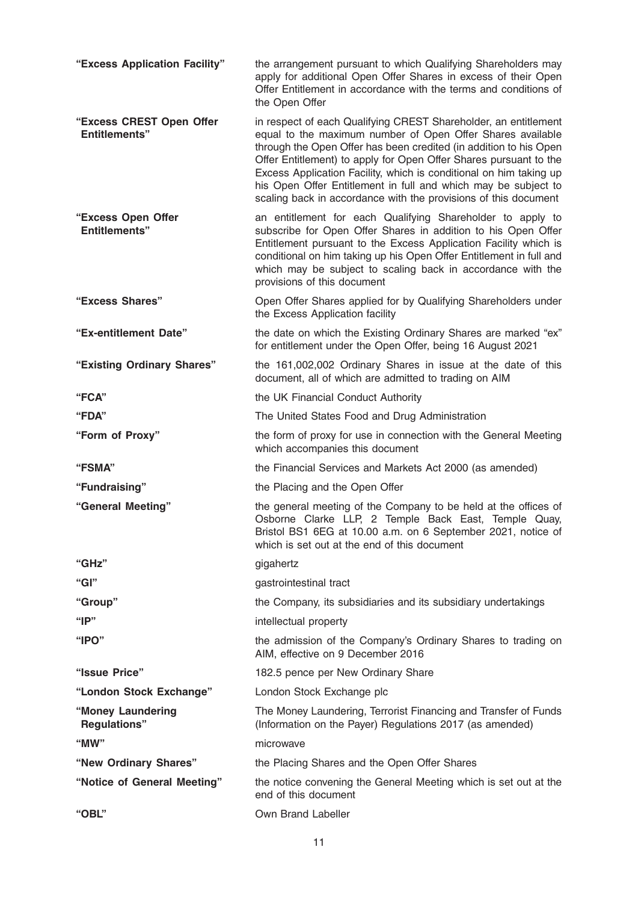| | |
|---|---|
| **"Excess Application Facility"** | the arrangement pursuant to which Qualifying Shareholders may apply for additional Open Offer Shares in excess of their Open Offer Entitlement in accordance with the terms and conditions of the Open Offer |
| **"Excess CREST Open Offer Entitlements"** | in respect of each Qualifying CREST Shareholder, an entitlement equal to the maximum number of Open Offer Shares available through the Open Offer has been credited (in addition to his Open Offer Entitlement) to apply for Open Offer Shares pursuant to the Excess Application Facility, which is conditional on him taking up his Open Offer Entitlement in full and which may be subject to scaling back in accordance with the provisions of this document |
| **"Excess Open Offer Entitlements"** | an entitlement for each Qualifying Shareholder to apply to subscribe for Open Offer Shares in addition to his Open Offer Entitlement pursuant to the Excess Application Facility which is conditional on him taking up his Open Offer Entitlement in full and which may be subject to scaling back in accordance with the provisions of this document |
| **"Excess Shares"** | Open Offer Shares applied for by Qualifying Shareholders under the Excess Application facility |
| **"Ex-entitlement Date"** | the date on which the Existing Ordinary Shares are marked "ex" for entitlement under the Open Offer, being 16 August 2021 |
| **"Existing Ordinary Shares"** | the 161,002,002 Ordinary Shares in issue at the date of this document, all of which are admitted to trading on AIM |
| **"FCA"** | the UK Financial Conduct Authority |
| **"FDA"** | The United States Food and Drug Administration |
| **"Form of Proxy"** | the form of proxy for use in connection with the General Meeting which accompanies this document |
| **"FSMA"** | the Financial Services and Markets Act 2000 (as amended) |
| **"Fundraising"** | the Placing and the Open Offer |
| **"General Meeting"** | the general meeting of the Company to be held at the offices of Osborne Clarke LLP, 2 Temple Back East, Temple Quay, Bristol BS1 6EG at 10.00 a.m. on 6 September 2021, notice of which is set out at the end of this document |
| **"GHz"** | gigahertz |
| **"GI"** | gastrointestinal tract |
| **"Group"** | the Company, its subsidiaries and its subsidiary undertakings |
| **"IP"** | intellectual property |
| **"IPO"** | the admission of the Company's Ordinary Shares to trading on AIM, effective on 9 December 2016 |
| **"Issue Price"** | 182.5 pence per New Ordinary Share |
| **"London Stock Exchange"** | London Stock Exchange plc |
| **"Money Laundering Regulations"** | The Money Laundering, Terrorist Financing and Transfer of Funds (Information on the Payer) Regulations 2017 (as amended) |
| **"MW"** | microwave |
| **"New Ordinary Shares"** | the Placing Shares and the Open Offer Shares |
| **"Notice of General Meeting"** | the notice convening the General Meeting which is set out at the end of this document |
| **"OBL"** | Own Brand Labeller |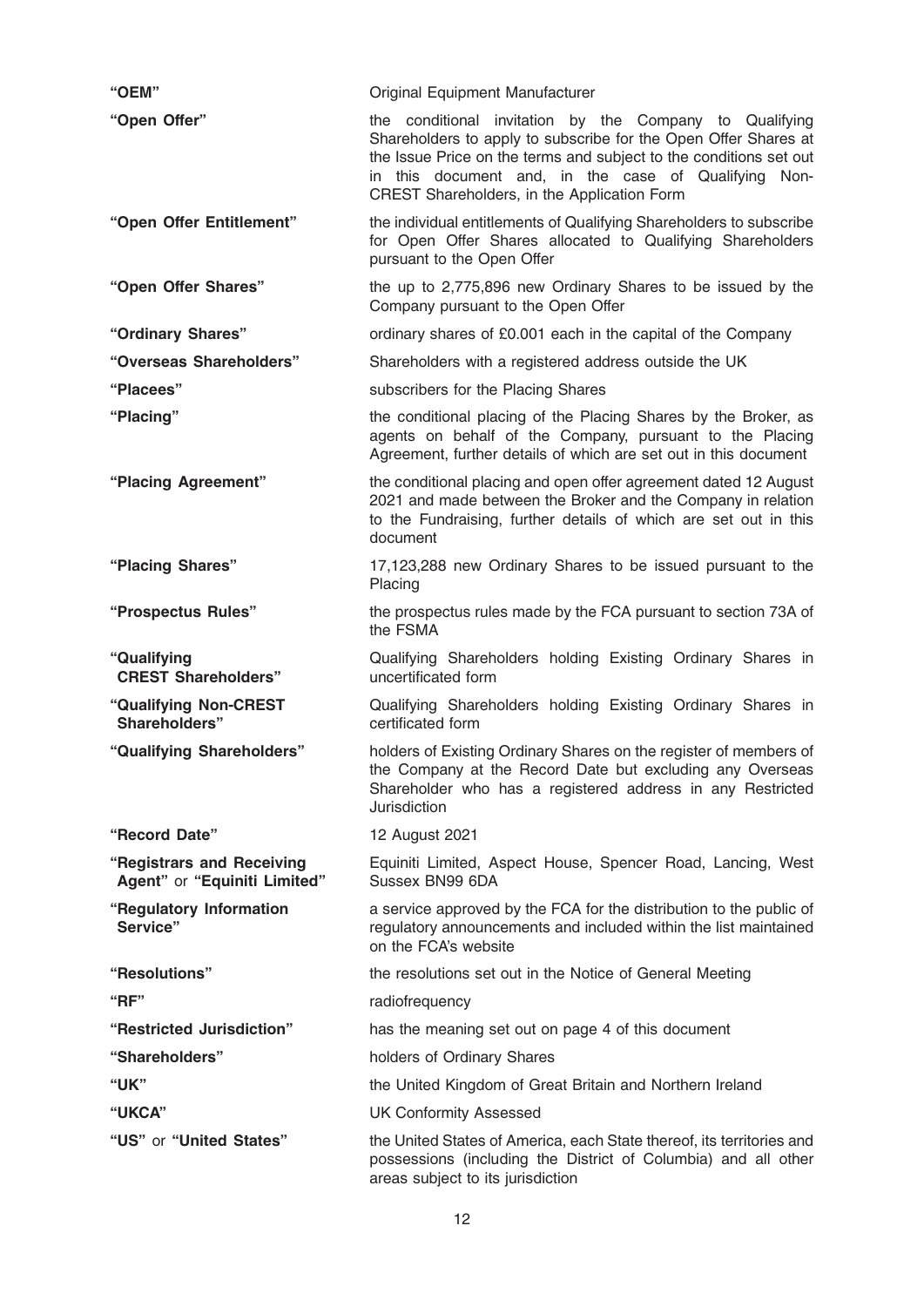| | |
|---|---|
| **"OEM"** | Original Equipment Manufacturer |
| **"Open Offer"** | the conditional invitation by the Company to Qualifying Shareholders to apply to subscribe for the Open Offer Shares at the Issue Price on the terms and subject to the conditions set out in this document and, in the case of Qualifying Non-CREST Shareholders, in the Application Form |
| **"Open Offer Entitlement"** | the individual entitlements of Qualifying Shareholders to subscribe for Open Offer Shares allocated to Qualifying Shareholders pursuant to the Open Offer |
| **"Open Offer Shares"** | the up to 2,775,896 new Ordinary Shares to be issued by the Company pursuant to the Open Offer |
| **"Ordinary Shares"** | ordinary shares of £0.001 each in the capital of the Company |
| **"Overseas Shareholders"** | Shareholders with a registered address outside the UK |
| **"Placees"** | subscribers for the Placing Shares |
| **"Placing"** | the conditional placing of the Placing Shares by the Broker, as agents on behalf of the Company, pursuant to the Placing Agreement, further details of which are set out in this document |
| **"Placing Agreement"** | the conditional placing and open offer agreement dated 12 August 2021 and made between the Broker and the Company in relation to the Fundraising, further details of which are set out in this document |
| **"Placing Shares"** | 17,123,288 new Ordinary Shares to be issued pursuant to the Placing |
| **"Prospectus Rules"** | the prospectus rules made by the FCA pursuant to section 73A of the FSMA |
| **"Qualifying CREST Shareholders"** | Qualifying Shareholders holding Existing Ordinary Shares in uncertificated form |
| **"Qualifying Non-CREST Shareholders"** | Qualifying Shareholders holding Existing Ordinary Shares in certificated form |
| **"Qualifying Shareholders"** | holders of Existing Ordinary Shares on the register of members of the Company at the Record Date but excluding any Overseas Shareholder who has a registered address in any Restricted Jurisdiction |
| **"Record Date"** | 12 August 2021 |
| **"Registrars and Receiving Agent"** or **"Equiniti Limited"** | Equiniti Limited, Aspect House, Spencer Road, Lancing, West Sussex BN99 6DA |
| **"Regulatory Information Service"** | a service approved by the FCA for the distribution to the public of regulatory announcements and included within the list maintained on the FCA's website |
| **"Resolutions"** | the resolutions set out in the Notice of General Meeting |
| **"RF"** | radiofrequency |
| **"Restricted Jurisdiction"** | has the meaning set out on page 4 of this document |
| **"Shareholders"** | holders of Ordinary Shares |
| **"UK"** | the United Kingdom of Great Britain and Northern Ireland |
| **"UKCA"** | UK Conformity Assessed |
| **"US"** or **"United States"** | the United States of America, each State thereof, its territories and possessions (including the District of Columbia) and all other areas subject to its jurisdiction |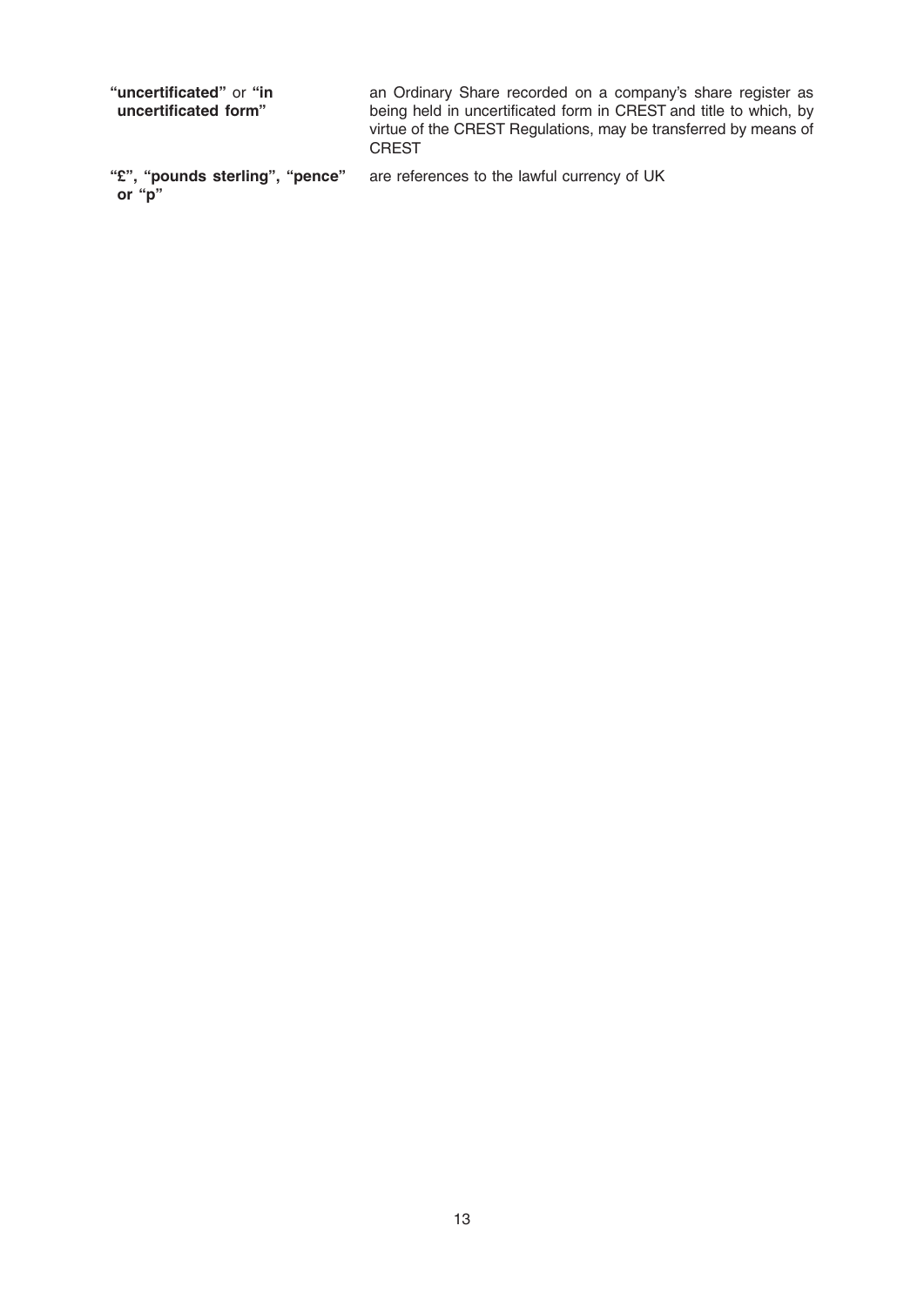| | |
|---|---|
| **"uncertificated"** or **"in uncertificated form"** | an Ordinary Share recorded on a company's share register as being held in uncertificated form in CREST and title to which, by virtue of the CREST Regulations, may be transferred by means of CREST |
| **"£", "pounds sterling", "pence" or "p"** | are references to the lawful currency of UK |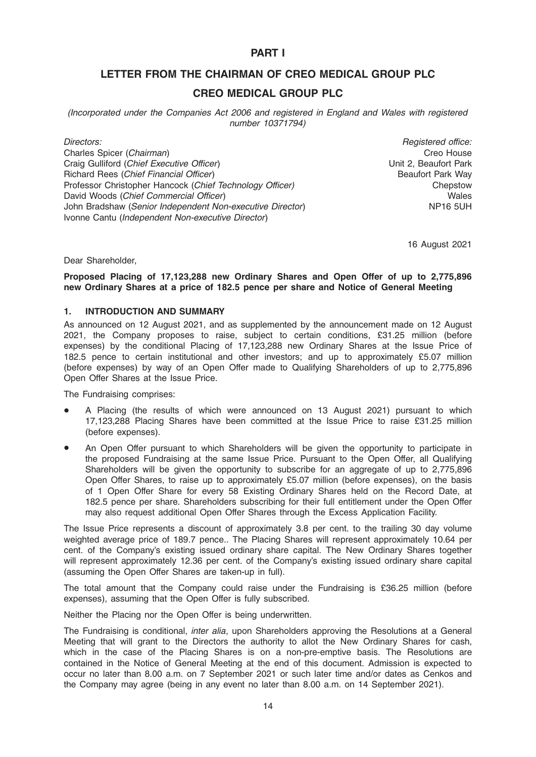# PART I

## LETTER FROM THE CHAIRMAN OF CREO MEDICAL GROUP PLC

## CREO MEDICAL GROUP PLC

*(Incorporated under the Companies Act 2006 and registered in England and Wales with registered number 10371794)*

*Directors:*
Charles Spicer (*Chairman*)
Craig Gulliford (*Chief Executive Officer*)
Richard Rees (*Chief Financial Officer*)
Professor Christopher Hancock (*Chief Technology Officer*)
David Woods (*Chief Commercial Officer*)
John Bradshaw (*Senior Independent Non-executive Director*)
Ivonne Cantu (*Independent Non-executive Director*)

*Registered office:*
Creo House
Unit 2, Beaufort Park
Beaufort Park Way
Chepstow
Wales
NP16 5UH

16 August 2021

Dear Shareholder,

**Proposed Placing of 17,123,288 new Ordinary Shares and Open Offer of up to 2,775,896 new Ordinary Shares at a price of 182.5 pence per share and Notice of General Meeting**

### 1. INTRODUCTION AND SUMMARY

As announced on 12 August 2021, and as supplemented by the announcement made on 12 August 2021, the Company proposes to raise, subject to certain conditions, £31.25 million (before expenses) by the conditional Placing of 17,123,288 new Ordinary Shares at the Issue Price of 182.5 pence to certain institutional and other investors; and up to approximately £5.07 million (before expenses) by way of an Open Offer made to Qualifying Shareholders of up to 2,775,896 Open Offer Shares at the Issue Price.

The Fundraising comprises:

- A Placing (the results of which were announced on 13 August 2021) pursuant to which 17,123,288 Placing Shares have been committed at the Issue Price to raise £31.25 million (before expenses).
- An Open Offer pursuant to which Shareholders will be given the opportunity to participate in the proposed Fundraising at the same Issue Price. Pursuant to the Open Offer, all Qualifying Shareholders will be given the opportunity to subscribe for an aggregate of up to 2,775,896 Open Offer Shares, to raise up to approximately £5.07 million (before expenses), on the basis of 1 Open Offer Share for every 58 Existing Ordinary Shares held on the Record Date, at 182.5 pence per share. Shareholders subscribing for their full entitlement under the Open Offer may also request additional Open Offer Shares through the Excess Application Facility.

The Issue Price represents a discount of approximately 3.8 per cent. to the trailing 30 day volume weighted average price of 189.7 pence.. The Placing Shares will represent approximately 10.64 per cent. of the Company's existing issued ordinary share capital. The New Ordinary Shares together will represent approximately 12.36 per cent. of the Company's existing issued ordinary share capital (assuming the Open Offer Shares are taken-up in full).

The total amount that the Company could raise under the Fundraising is £36.25 million (before expenses), assuming that the Open Offer is fully subscribed.

Neither the Placing nor the Open Offer is being underwritten.

The Fundraising is conditional, *inter alia*, upon Shareholders approving the Resolutions at a General Meeting that will grant to the Directors the authority to allot the New Ordinary Shares for cash, which in the case of the Placing Shares is on a non-pre-emptive basis. The Resolutions are contained in the Notice of General Meeting at the end of this document. Admission is expected to occur no later than 8.00 a.m. on 7 September 2021 or such later time and/or dates as Cenkos and the Company may agree (being in any event no later than 8.00 a.m. on 14 September 2021).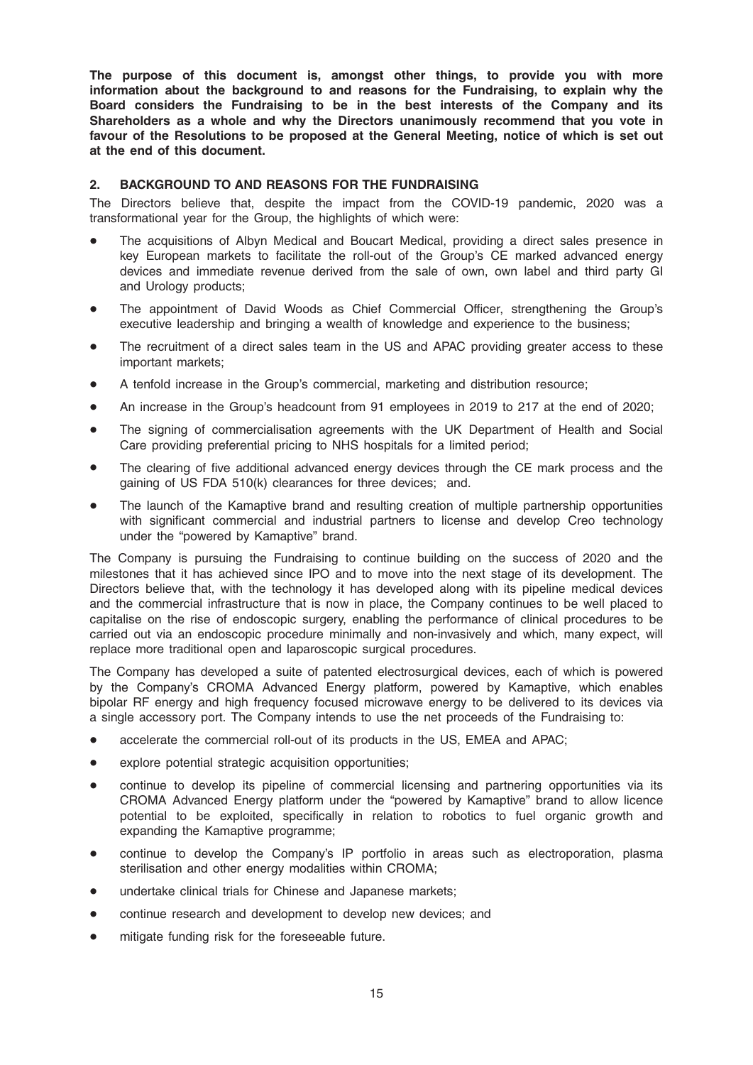**The purpose of this document is, amongst other things, to provide you with more information about the background to and reasons for the Fundraising, to explain why the Board considers the Fundraising to be in the best interests of the Company and its Shareholders as a whole and why the Directors unanimously recommend that you vote in favour of the Resolutions to be proposed at the General Meeting, notice of which is set out at the end of this document.**

## 2. BACKGROUND TO AND REASONS FOR THE FUNDRAISING

The Directors believe that, despite the impact from the COVID-19 pandemic, 2020 was a transformational year for the Group, the highlights of which were:

- The acquisitions of Albyn Medical and Boucart Medical, providing a direct sales presence in key European markets to facilitate the roll-out of the Group's CE marked advanced energy devices and immediate revenue derived from the sale of own, own label and third party GI and Urology products;
- The appointment of David Woods as Chief Commercial Officer, strengthening the Group's executive leadership and bringing a wealth of knowledge and experience to the business;
- The recruitment of a direct sales team in the US and APAC providing greater access to these important markets;
- A tenfold increase in the Group's commercial, marketing and distribution resource;
- An increase in the Group's headcount from 91 employees in 2019 to 217 at the end of 2020;
- The signing of commercialisation agreements with the UK Department of Health and Social Care providing preferential pricing to NHS hospitals for a limited period;
- The clearing of five additional advanced energy devices through the CE mark process and the gaining of US FDA 510(k) clearances for three devices; and.
- The launch of the Kamaptive brand and resulting creation of multiple partnership opportunities with significant commercial and industrial partners to license and develop Creo technology under the "powered by Kamaptive" brand.

The Company is pursuing the Fundraising to continue building on the success of 2020 and the milestones that it has achieved since IPO and to move into the next stage of its development. The Directors believe that, with the technology it has developed along with its pipeline medical devices and the commercial infrastructure that is now in place, the Company continues to be well placed to capitalise on the rise of endoscopic surgery, enabling the performance of clinical procedures to be carried out via an endoscopic procedure minimally and non-invasively and which, many expect, will replace more traditional open and laparoscopic surgical procedures.

The Company has developed a suite of patented electrosurgical devices, each of which is powered by the Company's CROMA Advanced Energy platform, powered by Kamaptive, which enables bipolar RF energy and high frequency focused microwave energy to be delivered to its devices via a single accessory port. The Company intends to use the net proceeds of the Fundraising to:

- accelerate the commercial roll-out of its products in the US, EMEA and APAC;
- explore potential strategic acquisition opportunities;
- continue to develop its pipeline of commercial licensing and partnering opportunities via its CROMA Advanced Energy platform under the "powered by Kamaptive" brand to allow licence potential to be exploited, specifically in relation to robotics to fuel organic growth and expanding the Kamaptive programme;
- continue to develop the Company's IP portfolio in areas such as electroporation, plasma sterilisation and other energy modalities within CROMA;
- undertake clinical trials for Chinese and Japanese markets;
- continue research and development to develop new devices; and
- mitigate funding risk for the foreseeable future.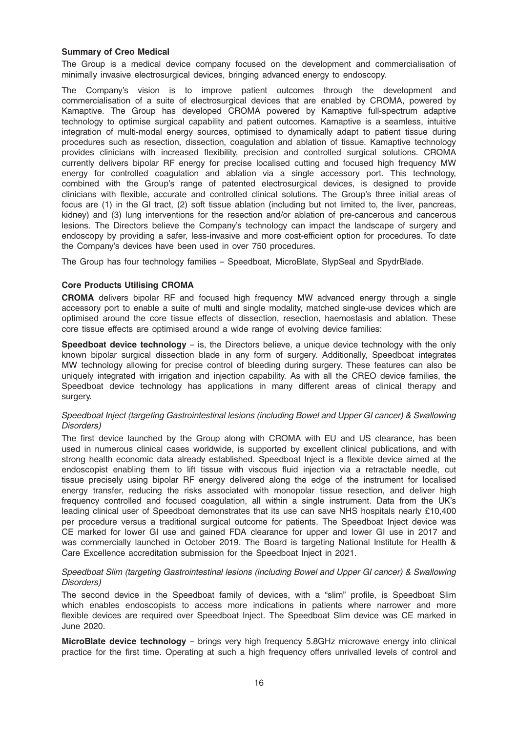**Summary of Creo Medical**

The Group is a medical device company focused on the development and commercialisation of minimally invasive electrosurgical devices, bringing advanced energy to endoscopy.

The Company's vision is to improve patient outcomes through the development and commercialisation of a suite of electrosurgical devices that are enabled by CROMA, powered by Kamaptive. The Group has developed CROMA powered by Kamaptive full-spectrum adaptive technology to optimise surgical capability and patient outcomes. Kamaptive is a seamless, intuitive integration of multi-modal energy sources, optimised to dynamically adapt to patient tissue during procedures such as resection, dissection, coagulation and ablation of tissue. Kamaptive technology provides clinicians with increased flexibility, precision and controlled surgical solutions. CROMA currently delivers bipolar RF energy for precise localised cutting and focused high frequency MW energy for controlled coagulation and ablation via a single accessory port. This technology, combined with the Group's range of patented electrosurgical devices, is designed to provide clinicians with flexible, accurate and controlled clinical solutions. The Group's three initial areas of focus are (1) in the GI tract, (2) soft tissue ablation (including but not limited to, the liver, pancreas, kidney) and (3) lung interventions for the resection and/or ablation of pre-cancerous and cancerous lesions. The Directors believe the Company's technology can impact the landscape of surgery and endoscopy by providing a safer, less-invasive and more cost-efficient option for procedures. To date the Company's devices have been used in over 750 procedures.

The Group has four technology families – Speedboat, MicroBlate, SlypSeal and SpydrBlade.

**Core Products Utilising CROMA**

**CROMA** delivers bipolar RF and focused high frequency MW advanced energy through a single accessory port to enable a suite of multi and single modality, matched single-use devices which are optimised around the core tissue effects of dissection, resection, haemostasis and ablation. These core tissue effects are optimised around a wide range of evolving device families:

**Speedboat device technology** – is, the Directors believe, a unique device technology with the only known bipolar surgical dissection blade in any form of surgery. Additionally, Speedboat integrates MW technology allowing for precise control of bleeding during surgery. These features can also be uniquely integrated with irrigation and injection capability. As with all the CREO device families, the Speedboat device technology has applications in many different areas of clinical therapy and surgery.

*Speedboat Inject (targeting Gastrointestinal lesions (including Bowel and Upper GI cancer) & Swallowing Disorders)*

The first device launched by the Group along with CROMA with EU and US clearance, has been used in numerous clinical cases worldwide, is supported by excellent clinical publications, and with strong health economic data already established. Speedboat Inject is a flexible device aimed at the endoscopist enabling them to lift tissue with viscous fluid injection via a retractable needle, cut tissue precisely using bipolar RF energy delivered along the edge of the instrument for localised energy transfer, reducing the risks associated with monopolar tissue resection, and deliver high frequency controlled and focused coagulation, all within a single instrument. Data from the UK's leading clinical user of Speedboat demonstrates that its use can save NHS hospitals nearly £10,400 per procedure versus a traditional surgical outcome for patients. The Speedboat Inject device was CE marked for lower GI use and gained FDA clearance for upper and lower GI use in 2017 and was commercially launched in October 2019. The Board is targeting National Institute for Health & Care Excellence accreditation submission for the Speedboat Inject in 2021.

*Speedboat Slim (targeting Gastrointestinal lesions (including Bowel and Upper GI cancer) & Swallowing Disorders)*

The second device in the Speedboat family of devices, with a "slim" profile, is Speedboat Slim which enables endoscopists to access more indications in patients where narrower and more flexible devices are required over Speedboat Inject. The Speedboat Slim device was CE marked in June 2020.

**MicroBlate device technology** – brings very high frequency 5.8GHz microwave energy into clinical practice for the first time. Operating at such a high frequency offers unrivalled levels of control and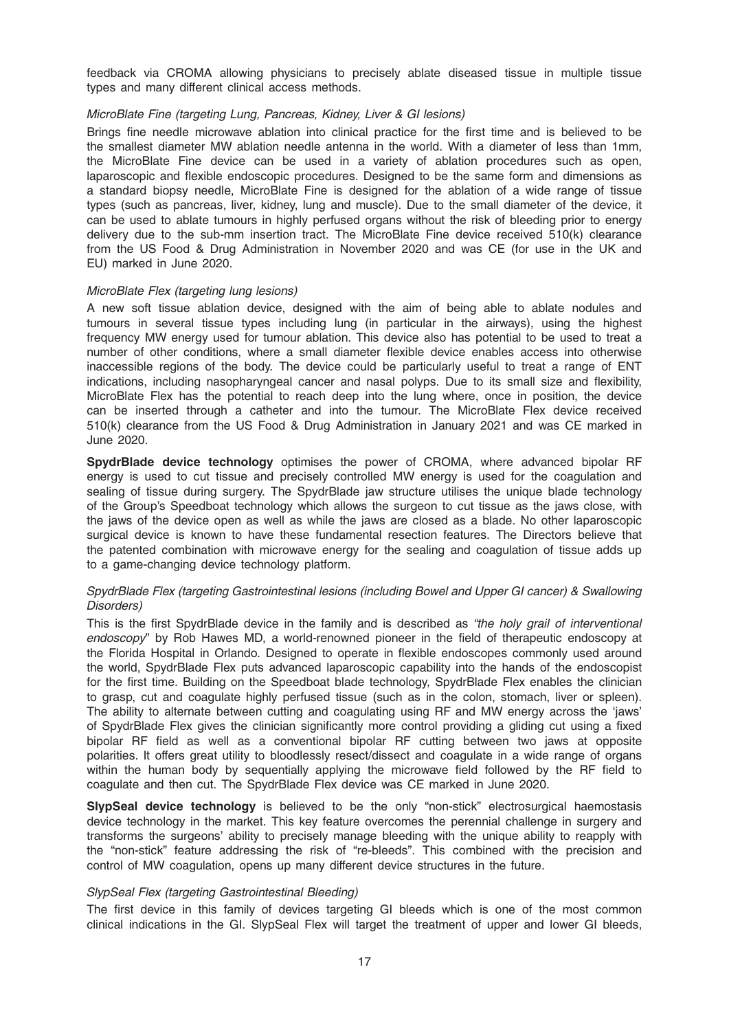feedback via CROMA allowing physicians to precisely ablate diseased tissue in multiple tissue types and many different clinical access methods.

*MicroBlate Fine (targeting Lung, Pancreas, Kidney, Liver & GI lesions)*

Brings fine needle microwave ablation into clinical practice for the first time and is believed to be the smallest diameter MW ablation needle antenna in the world. With a diameter of less than 1mm, the MicroBlate Fine device can be used in a variety of ablation procedures such as open, laparoscopic and flexible endoscopic procedures. Designed to be the same form and dimensions as a standard biopsy needle, MicroBlate Fine is designed for the ablation of a wide range of tissue types (such as pancreas, liver, kidney, lung and muscle). Due to the small diameter of the device, it can be used to ablate tumours in highly perfused organs without the risk of bleeding prior to energy delivery due to the sub-mm insertion tract. The MicroBlate Fine device received 510(k) clearance from the US Food & Drug Administration in November 2020 and was CE (for use in the UK and EU) marked in June 2020.

*MicroBlate Flex (targeting lung lesions)*

A new soft tissue ablation device, designed with the aim of being able to ablate nodules and tumours in several tissue types including lung (in particular in the airways), using the highest frequency MW energy used for tumour ablation. This device also has potential to be used to treat a number of other conditions, where a small diameter flexible device enables access into otherwise inaccessible regions of the body. The device could be particularly useful to treat a range of ENT indications, including nasopharyngeal cancer and nasal polyps. Due to its small size and flexibility, MicroBlate Flex has the potential to reach deep into the lung where, once in position, the device can be inserted through a catheter and into the tumour. The MicroBlate Flex device received 510(k) clearance from the US Food & Drug Administration in January 2021 and was CE marked in June 2020.

**SpydrBlade device technology** optimises the power of CROMA, where advanced bipolar RF energy is used to cut tissue and precisely controlled MW energy is used for the coagulation and sealing of tissue during surgery. The SpydrBlade jaw structure utilises the unique blade technology of the Group's Speedboat technology which allows the surgeon to cut tissue as the jaws close, with the jaws of the device open as well as while the jaws are closed as a blade. No other laparoscopic surgical device is known to have these fundamental resection features. The Directors believe that the patented combination with microwave energy for the sealing and coagulation of tissue adds up to a game-changing device technology platform.

*SpydrBlade Flex (targeting Gastrointestinal lesions (including Bowel and Upper GI cancer) & Swallowing Disorders)*

This is the first SpydrBlade device in the family and is described as *"the holy grail of interventional endoscopy"* by Rob Hawes MD, a world-renowned pioneer in the field of therapeutic endoscopy at the Florida Hospital in Orlando. Designed to operate in flexible endoscopes commonly used around the world, SpydrBlade Flex puts advanced laparoscopic capability into the hands of the endoscopist for the first time. Building on the Speedboat blade technology, SpydrBlade Flex enables the clinician to grasp, cut and coagulate highly perfused tissue (such as in the colon, stomach, liver or spleen). The ability to alternate between cutting and coagulating using RF and MW energy across the 'jaws' of SpydrBlade Flex gives the clinician significantly more control providing a gliding cut using a fixed bipolar RF field as well as a conventional bipolar RF cutting between two jaws at opposite polarities. It offers great utility to bloodlessly resect/dissect and coagulate in a wide range of organs within the human body by sequentially applying the microwave field followed by the RF field to coagulate and then cut. The SpydrBlade Flex device was CE marked in June 2020.

**SlypSeal device technology** is believed to be the only "non-stick" electrosurgical haemostasis device technology in the market. This key feature overcomes the perennial challenge in surgery and transforms the surgeons' ability to precisely manage bleeding with the unique ability to reapply with the "non-stick" feature addressing the risk of "re-bleeds". This combined with the precision and control of MW coagulation, opens up many different device structures in the future.

*SlypSeal Flex (targeting Gastrointestinal Bleeding)*

The first device in this family of devices targeting GI bleeds which is one of the most common clinical indications in the GI. SlypSeal Flex will target the treatment of upper and lower GI bleeds,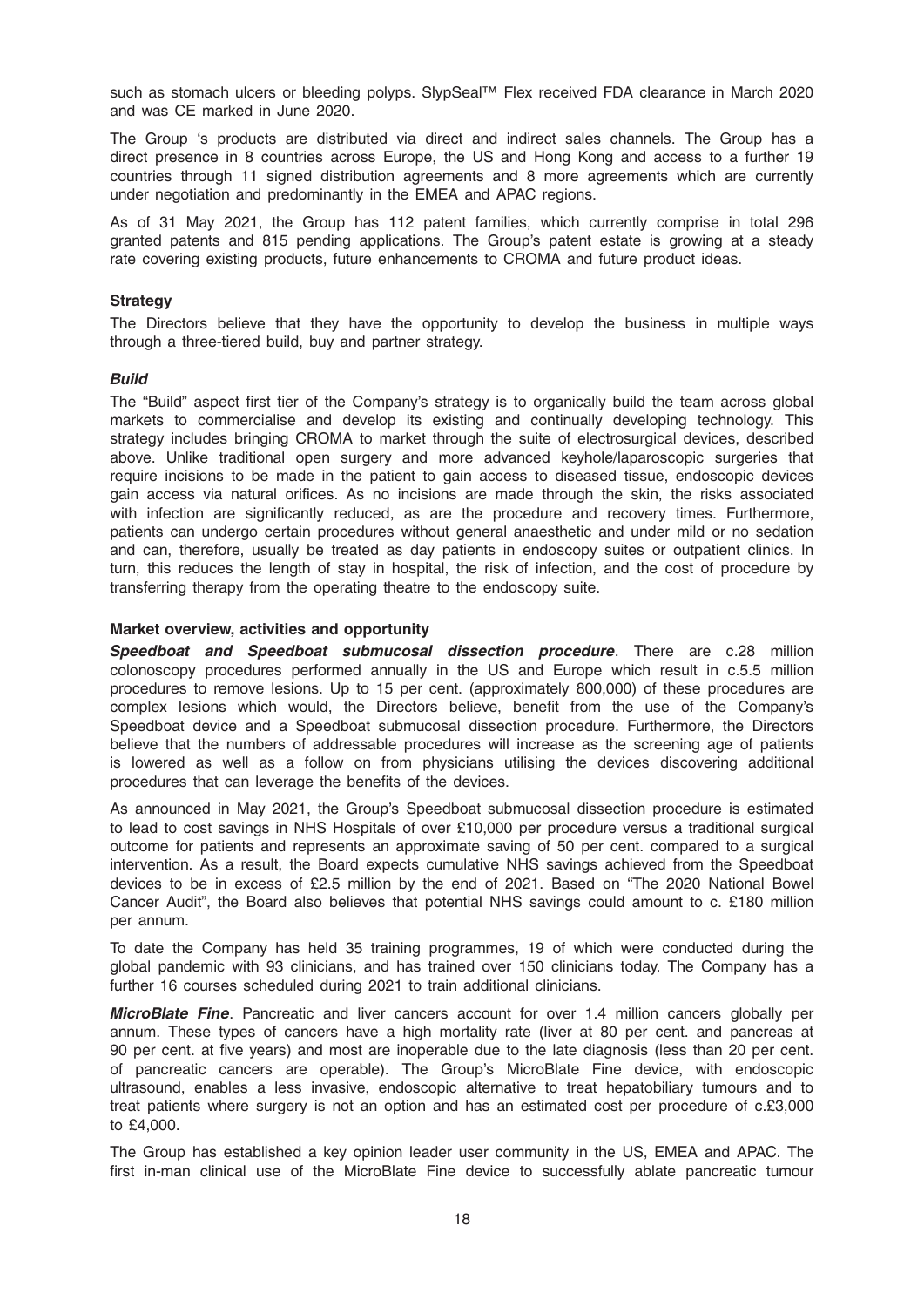such as stomach ulcers or bleeding polyps. SlypSeal™ Flex received FDA clearance in March 2020 and was CE marked in June 2020.

The Group 's products are distributed via direct and indirect sales channels. The Group has a direct presence in 8 countries across Europe, the US and Hong Kong and access to a further 19 countries through 11 signed distribution agreements and 8 more agreements which are currently under negotiation and predominantly in the EMEA and APAC regions.

As of 31 May 2021, the Group has 112 patent families, which currently comprise in total 296 granted patents and 815 pending applications. The Group's patent estate is growing at a steady rate covering existing products, future enhancements to CROMA and future product ideas.

**Strategy**

The Directors believe that they have the opportunity to develop the business in multiple ways through a three-tiered build, buy and partner strategy.

***Build***

The "Build" aspect first tier of the Company's strategy is to organically build the team across global markets to commercialise and develop its existing and continually developing technology. This strategy includes bringing CROMA to market through the suite of electrosurgical devices, described above. Unlike traditional open surgery and more advanced keyhole/laparoscopic surgeries that require incisions to be made in the patient to gain access to diseased tissue, endoscopic devices gain access via natural orifices. As no incisions are made through the skin, the risks associated with infection are significantly reduced, as are the procedure and recovery times. Furthermore, patients can undergo certain procedures without general anaesthetic and under mild or no sedation and can, therefore, usually be treated as day patients in endoscopy suites or outpatient clinics. In turn, this reduces the length of stay in hospital, the risk of infection, and the cost of procedure by transferring therapy from the operating theatre to the endoscopy suite.

**Market overview, activities and opportunity**

***Speedboat and Speedboat submucosal dissection procedure***. There are c.28 million colonoscopy procedures performed annually in the US and Europe which result in c.5.5 million procedures to remove lesions. Up to 15 per cent. (approximately 800,000) of these procedures are complex lesions which would, the Directors believe, benefit from the use of the Company's Speedboat device and a Speedboat submucosal dissection procedure. Furthermore, the Directors believe that the numbers of addressable procedures will increase as the screening age of patients is lowered as well as a follow on from physicians utilising the devices discovering additional procedures that can leverage the benefits of the devices.

As announced in May 2021, the Group's Speedboat submucosal dissection procedure is estimated to lead to cost savings in NHS Hospitals of over £10,000 per procedure versus a traditional surgical outcome for patients and represents an approximate saving of 50 per cent. compared to a surgical intervention. As a result, the Board expects cumulative NHS savings achieved from the Speedboat devices to be in excess of £2.5 million by the end of 2021. Based on "The 2020 National Bowel Cancer Audit", the Board also believes that potential NHS savings could amount to c. £180 million per annum.

To date the Company has held 35 training programmes, 19 of which were conducted during the global pandemic with 93 clinicians, and has trained over 150 clinicians today. The Company has a further 16 courses scheduled during 2021 to train additional clinicians.

***MicroBlate Fine***. Pancreatic and liver cancers account for over 1.4 million cancers globally per annum. These types of cancers have a high mortality rate (liver at 80 per cent. and pancreas at 90 per cent. at five years) and most are inoperable due to the late diagnosis (less than 20 per cent. of pancreatic cancers are operable). The Group's MicroBlate Fine device, with endoscopic ultrasound, enables a less invasive, endoscopic alternative to treat hepatobiliary tumours and to treat patients where surgery is not an option and has an estimated cost per procedure of c.£3,000 to £4,000.

The Group has established a key opinion leader user community in the US, EMEA and APAC. The first in-man clinical use of the MicroBlate Fine device to successfully ablate pancreatic tumour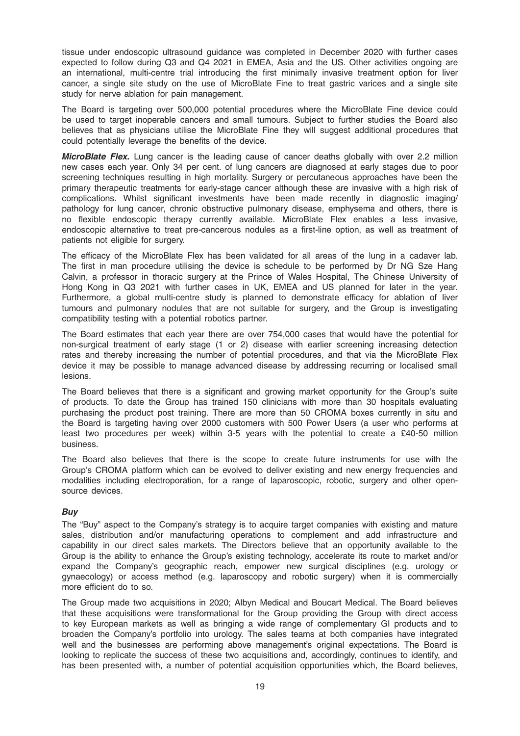tissue under endoscopic ultrasound guidance was completed in December 2020 with further cases expected to follow during Q3 and Q4 2021 in EMEA, Asia and the US. Other activities ongoing are an international, multi-centre trial introducing the first minimally invasive treatment option for liver cancer, a single site study on the use of MicroBlate Fine to treat gastric varices and a single site study for nerve ablation for pain management.

The Board is targeting over 500,000 potential procedures where the MicroBlate Fine device could be used to target inoperable cancers and small tumours. Subject to further studies the Board also believes that as physicians utilise the MicroBlate Fine they will suggest additional procedures that could potentially leverage the benefits of the device.

***MicroBlate Flex.*** Lung cancer is the leading cause of cancer deaths globally with over 2.2 million new cases each year. Only 34 per cent. of lung cancers are diagnosed at early stages due to poor screening techniques resulting in high mortality. Surgery or percutaneous approaches have been the primary therapeutic treatments for early-stage cancer although these are invasive with a high risk of complications. Whilst significant investments have been made recently in diagnostic imaging/pathology for lung cancer, chronic obstructive pulmonary disease, emphysema and others, there is no flexible endoscopic therapy currently available. MicroBlate Flex enables a less invasive, endoscopic alternative to treat pre-cancerous nodules as a first-line option, as well as treatment of patients not eligible for surgery.

The efficacy of the MicroBlate Flex has been validated for all areas of the lung in a cadaver lab. The first in man procedure utilising the device is schedule to be performed by Dr NG Sze Hang Calvin, a professor in thoracic surgery at the Prince of Wales Hospital, The Chinese University of Hong Kong in Q3 2021 with further cases in UK, EMEA and US planned for later in the year. Furthermore, a global multi-centre study is planned to demonstrate efficacy for ablation of liver tumours and pulmonary nodules that are not suitable for surgery, and the Group is investigating compatibility testing with a potential robotics partner.

The Board estimates that each year there are over 754,000 cases that would have the potential for non-surgical treatment of early stage (1 or 2) disease with earlier screening increasing detection rates and thereby increasing the number of potential procedures, and that via the MicroBlate Flex device it may be possible to manage advanced disease by addressing recurring or localised small lesions.

The Board believes that there is a significant and growing market opportunity for the Group's suite of products. To date the Group has trained 150 clinicians with more than 30 hospitals evaluating purchasing the product post training. There are more than 50 CROMA boxes currently in situ and the Board is targeting having over 2000 customers with 500 Power Users (a user who performs at least two procedures per week) within 3-5 years with the potential to create a £40-50 million business.

The Board also believes that there is the scope to create future instruments for use with the Group's CROMA platform which can be evolved to deliver existing and new energy frequencies and modalities including electroporation, for a range of laparoscopic, robotic, surgery and other open-source devices.

***Buy***

The "Buy" aspect to the Company's strategy is to acquire target companies with existing and mature sales, distribution and/or manufacturing operations to complement and add infrastructure and capability in our direct sales markets. The Directors believe that an opportunity available to the Group is the ability to enhance the Group's existing technology, accelerate its route to market and/or expand the Company's geographic reach, empower new surgical disciplines (e.g. urology or gynaecology) or access method (e.g. laparoscopy and robotic surgery) when it is commercially more efficient do to so.

The Group made two acquisitions in 2020; Albyn Medical and Boucart Medical. The Board believes that these acquisitions were transformational for the Group providing the Group with direct access to key European markets as well as bringing a wide range of complementary GI products and to broaden the Company's portfolio into urology. The sales teams at both companies have integrated well and the businesses are performing above management's original expectations. The Board is looking to replicate the success of these two acquisitions and, accordingly, continues to identify, and has been presented with, a number of potential acquisition opportunities which, the Board believes,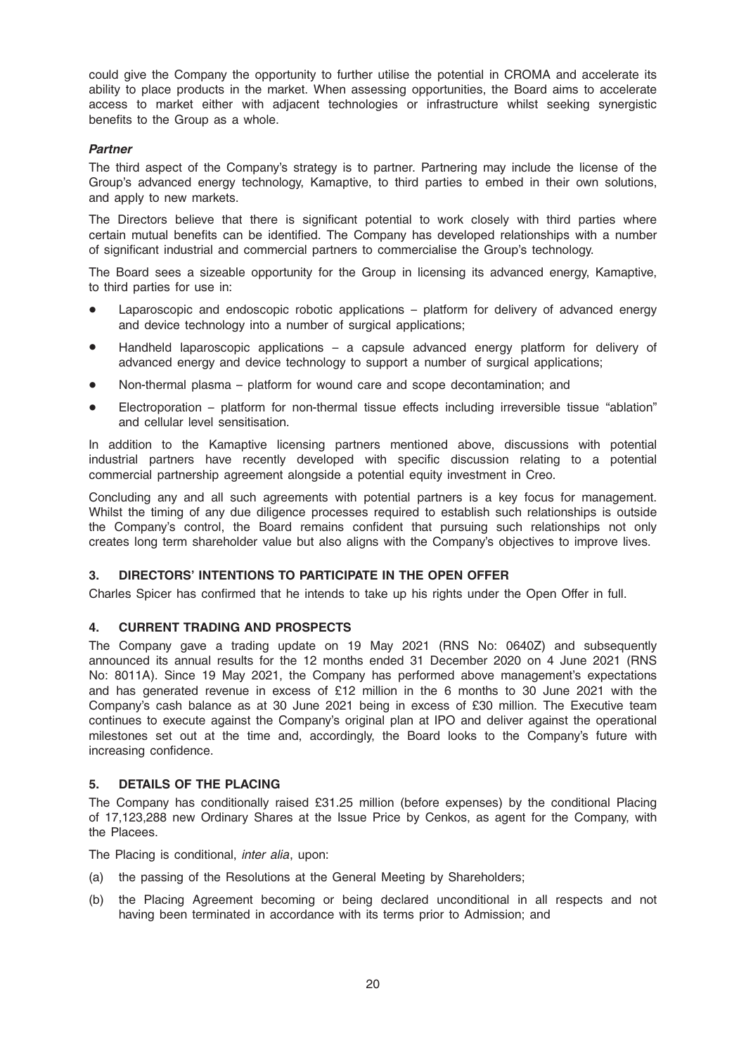could give the Company the opportunity to further utilise the potential in CROMA and accelerate its ability to place products in the market. When assessing opportunities, the Board aims to accelerate access to market either with adjacent technologies or infrastructure whilst seeking synergistic benefits to the Group as a whole.

***Partner***

The third aspect of the Company's strategy is to partner. Partnering may include the license of the Group's advanced energy technology, Kamaptive, to third parties to embed in their own solutions, and apply to new markets.

The Directors believe that there is significant potential to work closely with third parties where certain mutual benefits can be identified. The Company has developed relationships with a number of significant industrial and commercial partners to commercialise the Group's technology.

The Board sees a sizeable opportunity for the Group in licensing its advanced energy, Kamaptive, to third parties for use in:

- Laparoscopic and endoscopic robotic applications – platform for delivery of advanced energy and device technology into a number of surgical applications;
- Handheld laparoscopic applications – a capsule advanced energy platform for delivery of advanced energy and device technology to support a number of surgical applications;
- Non-thermal plasma – platform for wound care and scope decontamination; and
- Electroporation – platform for non-thermal tissue effects including irreversible tissue "ablation" and cellular level sensitisation.

In addition to the Kamaptive licensing partners mentioned above, discussions with potential industrial partners have recently developed with specific discussion relating to a potential commercial partnership agreement alongside a potential equity investment in Creo.

Concluding any and all such agreements with potential partners is a key focus for management. Whilst the timing of any due diligence processes required to establish such relationships is outside the Company's control, the Board remains confident that pursuing such relationships not only creates long term shareholder value but also aligns with the Company's objectives to improve lives.

## 3. DIRECTORS' INTENTIONS TO PARTICIPATE IN THE OPEN OFFER

Charles Spicer has confirmed that he intends to take up his rights under the Open Offer in full.

## 4. CURRENT TRADING AND PROSPECTS

The Company gave a trading update on 19 May 2021 (RNS No: 0640Z) and subsequently announced its annual results for the 12 months ended 31 December 2020 on 4 June 2021 (RNS No: 8011A). Since 19 May 2021, the Company has performed above management's expectations and has generated revenue in excess of £12 million in the 6 months to 30 June 2021 with the Company's cash balance as at 30 June 2021 being in excess of £30 million. The Executive team continues to execute against the Company's original plan at IPO and deliver against the operational milestones set out at the time and, accordingly, the Board looks to the Company's future with increasing confidence.

## 5. DETAILS OF THE PLACING

The Company has conditionally raised £31.25 million (before expenses) by the conditional Placing of 17,123,288 new Ordinary Shares at the Issue Price by Cenkos, as agent for the Company, with the Placees.

The Placing is conditional, *inter alia*, upon:

(a) the passing of the Resolutions at the General Meeting by Shareholders;

(b) the Placing Agreement becoming or being declared unconditional in all respects and not having been terminated in accordance with its terms prior to Admission; and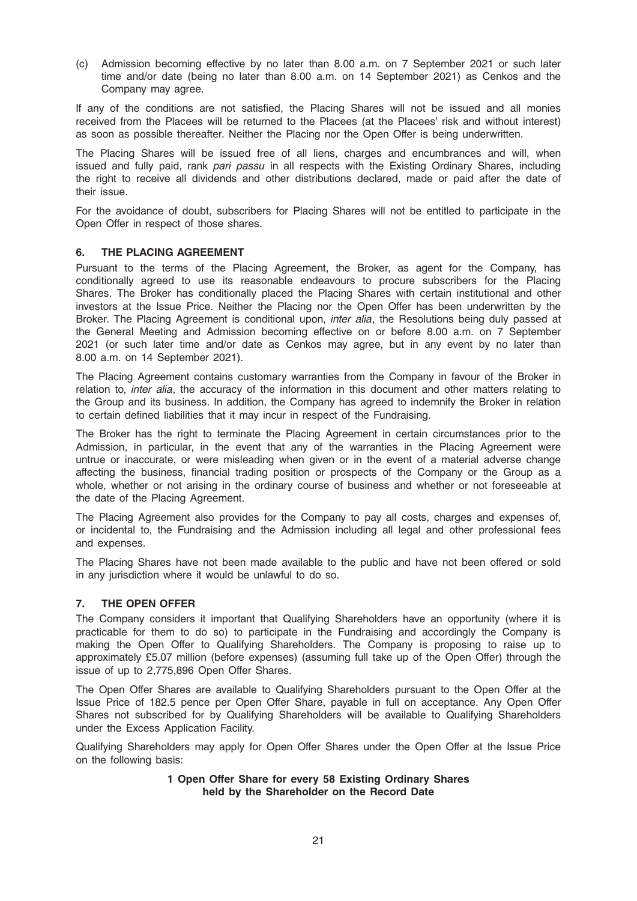(c) Admission becoming effective by no later than 8.00 a.m. on 7 September 2021 or such later time and/or date (being no later than 8.00 a.m. on 14 September 2021) as Cenkos and the Company may agree.

If any of the conditions are not satisfied, the Placing Shares will not be issued and all monies received from the Placees will be returned to the Placees (at the Placees' risk and without interest) as soon as possible thereafter. Neither the Placing nor the Open Offer is being underwritten.

The Placing Shares will be issued free of all liens, charges and encumbrances and will, when issued and fully paid, rank *pari passu* in all respects with the Existing Ordinary Shares, including the right to receive all dividends and other distributions declared, made or paid after the date of their issue.

For the avoidance of doubt, subscribers for Placing Shares will not be entitled to participate in the Open Offer in respect of those shares.

## 6. THE PLACING AGREEMENT

Pursuant to the terms of the Placing Agreement, the Broker, as agent for the Company, has conditionally agreed to use its reasonable endeavours to procure subscribers for the Placing Shares. The Broker has conditionally placed the Placing Shares with certain institutional and other investors at the Issue Price. Neither the Placing nor the Open Offer has been underwritten by the Broker. The Placing Agreement is conditional upon, *inter alia*, the Resolutions being duly passed at the General Meeting and Admission becoming effective on or before 8.00 a.m. on 7 September 2021 (or such later time and/or date as Cenkos may agree, but in any event by no later than 8.00 a.m. on 14 September 2021).

The Placing Agreement contains customary warranties from the Company in favour of the Broker in relation to, *inter alia*, the accuracy of the information in this document and other matters relating to the Group and its business. In addition, the Company has agreed to indemnify the Broker in relation to certain defined liabilities that it may incur in respect of the Fundraising.

The Broker has the right to terminate the Placing Agreement in certain circumstances prior to the Admission, in particular, in the event that any of the warranties in the Placing Agreement were untrue or inaccurate, or were misleading when given or in the event of a material adverse change affecting the business, financial trading position or prospects of the Company or the Group as a whole, whether or not arising in the ordinary course of business and whether or not foreseeable at the date of the Placing Agreement.

The Placing Agreement also provides for the Company to pay all costs, charges and expenses of, or incidental to, the Fundraising and the Admission including all legal and other professional fees and expenses.

The Placing Shares have not been made available to the public and have not been offered or sold in any jurisdiction where it would be unlawful to do so.

## 7. THE OPEN OFFER

The Company considers it important that Qualifying Shareholders have an opportunity (where it is practicable for them to do so) to participate in the Fundraising and accordingly the Company is making the Open Offer to Qualifying Shareholders. The Company is proposing to raise up to approximately £5.07 million (before expenses) (assuming full take up of the Open Offer) through the issue of up to 2,775,896 Open Offer Shares.

The Open Offer Shares are available to Qualifying Shareholders pursuant to the Open Offer at the Issue Price of 182.5 pence per Open Offer Share, payable in full on acceptance. Any Open Offer Shares not subscribed for by Qualifying Shareholders will be available to Qualifying Shareholders under the Excess Application Facility.

Qualifying Shareholders may apply for Open Offer Shares under the Open Offer at the Issue Price on the following basis:

**1 Open Offer Share for every 58 Existing Ordinary Shares held by the Shareholder on the Record Date**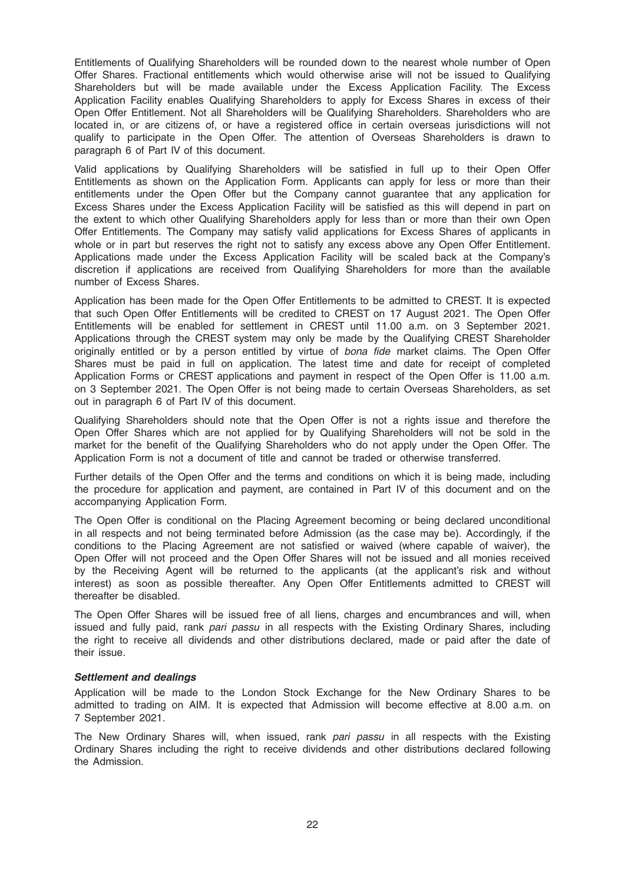Entitlements of Qualifying Shareholders will be rounded down to the nearest whole number of Open Offer Shares. Fractional entitlements which would otherwise arise will not be issued to Qualifying Shareholders but will be made available under the Excess Application Facility. The Excess Application Facility enables Qualifying Shareholders to apply for Excess Shares in excess of their Open Offer Entitlement. Not all Shareholders will be Qualifying Shareholders. Shareholders who are located in, or are citizens of, or have a registered office in certain overseas jurisdictions will not qualify to participate in the Open Offer. The attention of Overseas Shareholders is drawn to paragraph 6 of Part IV of this document.

Valid applications by Qualifying Shareholders will be satisfied in full up to their Open Offer Entitlements as shown on the Application Form. Applicants can apply for less or more than their entitlements under the Open Offer but the Company cannot guarantee that any application for Excess Shares under the Excess Application Facility will be satisfied as this will depend in part on the extent to which other Qualifying Shareholders apply for less than or more than their own Open Offer Entitlements. The Company may satisfy valid applications for Excess Shares of applicants in whole or in part but reserves the right not to satisfy any excess above any Open Offer Entitlement. Applications made under the Excess Application Facility will be scaled back at the Company's discretion if applications are received from Qualifying Shareholders for more than the available number of Excess Shares.

Application has been made for the Open Offer Entitlements to be admitted to CREST. It is expected that such Open Offer Entitlements will be credited to CREST on 17 August 2021. The Open Offer Entitlements will be enabled for settlement in CREST until 11.00 a.m. on 3 September 2021. Applications through the CREST system may only be made by the Qualifying CREST Shareholder originally entitled or by a person entitled by virtue of *bona fide* market claims. The Open Offer Shares must be paid in full on application. The latest time and date for receipt of completed Application Forms or CREST applications and payment in respect of the Open Offer is 11.00 a.m. on 3 September 2021. The Open Offer is not being made to certain Overseas Shareholders, as set out in paragraph 6 of Part IV of this document.

Qualifying Shareholders should note that the Open Offer is not a rights issue and therefore the Open Offer Shares which are not applied for by Qualifying Shareholders will not be sold in the market for the benefit of the Qualifying Shareholders who do not apply under the Open Offer. The Application Form is not a document of title and cannot be traded or otherwise transferred.

Further details of the Open Offer and the terms and conditions on which it is being made, including the procedure for application and payment, are contained in Part IV of this document and on the accompanying Application Form.

The Open Offer is conditional on the Placing Agreement becoming or being declared unconditional in all respects and not being terminated before Admission (as the case may be). Accordingly, if the conditions to the Placing Agreement are not satisfied or waived (where capable of waiver), the Open Offer will not proceed and the Open Offer Shares will not be issued and all monies received by the Receiving Agent will be returned to the applicants (at the applicant's risk and without interest) as soon as possible thereafter. Any Open Offer Entitlements admitted to CREST will thereafter be disabled.

The Open Offer Shares will be issued free of all liens, charges and encumbrances and will, when issued and fully paid, rank *pari passu* in all respects with the Existing Ordinary Shares, including the right to receive all dividends and other distributions declared, made or paid after the date of their issue.

***Settlement and dealings***

Application will be made to the London Stock Exchange for the New Ordinary Shares to be admitted to trading on AIM. It is expected that Admission will become effective at 8.00 a.m. on 7 September 2021.

The New Ordinary Shares will, when issued, rank *pari passu* in all respects with the Existing Ordinary Shares including the right to receive dividends and other distributions declared following the Admission.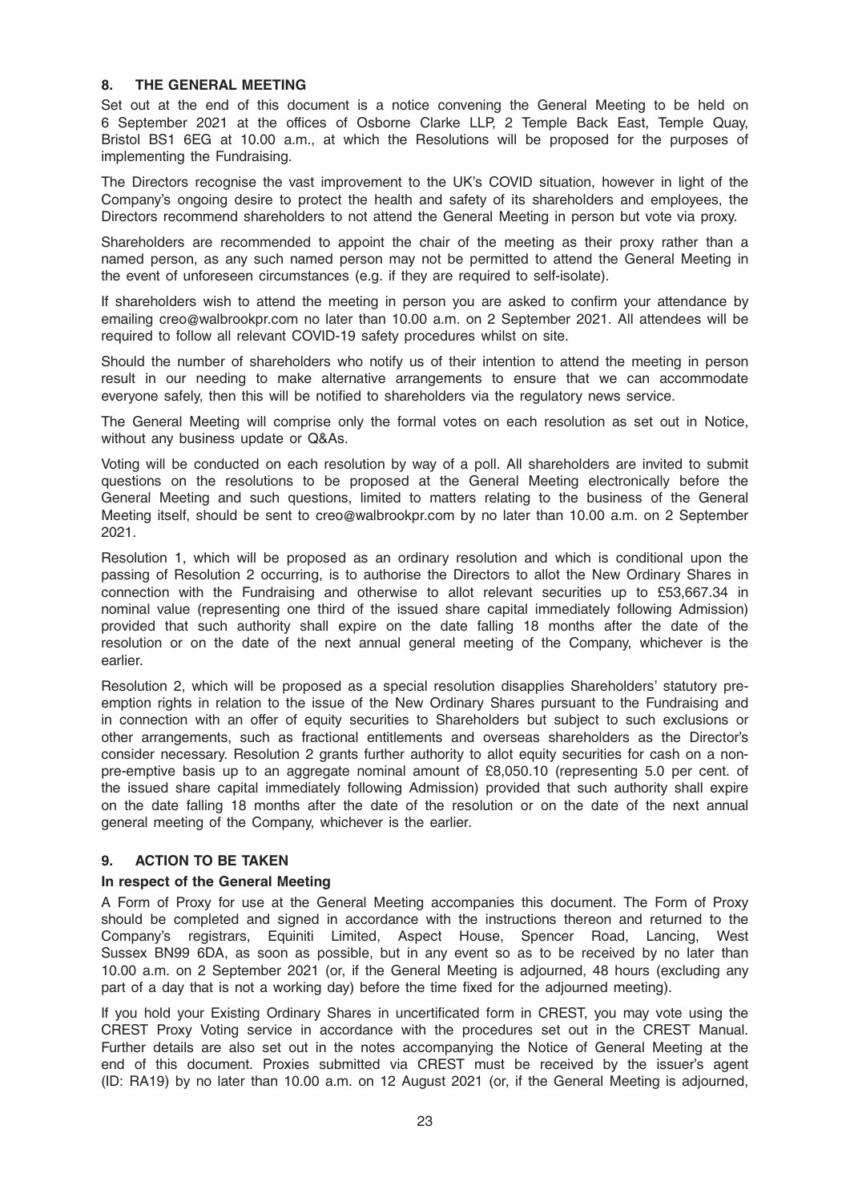## 8. THE GENERAL MEETING

Set out at the end of this document is a notice convening the General Meeting to be held on 6 September 2021 at the offices of Osborne Clarke LLP, 2 Temple Back East, Temple Quay, Bristol BS1 6EG at 10.00 a.m., at which the Resolutions will be proposed for the purposes of implementing the Fundraising.

The Directors recognise the vast improvement to the UK's COVID situation, however in light of the Company's ongoing desire to protect the health and safety of its shareholders and employees, the Directors recommend shareholders to not attend the General Meeting in person but vote via proxy.

Shareholders are recommended to appoint the chair of the meeting as their proxy rather than a named person, as any such named person may not be permitted to attend the General Meeting in the event of unforeseen circumstances (e.g. if they are required to self-isolate).

If shareholders wish to attend the meeting in person you are asked to confirm your attendance by emailing creo@walbrookpr.com no later than 10.00 a.m. on 2 September 2021. All attendees will be required to follow all relevant COVID-19 safety procedures whilst on site.

Should the number of shareholders who notify us of their intention to attend the meeting in person result in our needing to make alternative arrangements to ensure that we can accommodate everyone safely, then this will be notified to shareholders via the regulatory news service.

The General Meeting will comprise only the formal votes on each resolution as set out in Notice, without any business update or Q&As.

Voting will be conducted on each resolution by way of a poll. All shareholders are invited to submit questions on the resolutions to be proposed at the General Meeting electronically before the General Meeting and such questions, limited to matters relating to the business of the General Meeting itself, should be sent to creo@walbrookpr.com by no later than 10.00 a.m. on 2 September 2021.

Resolution 1, which will be proposed as an ordinary resolution and which is conditional upon the passing of Resolution 2 occurring, is to authorise the Directors to allot the New Ordinary Shares in connection with the Fundraising and otherwise to allot relevant securities up to £53,667.34 in nominal value (representing one third of the issued share capital immediately following Admission) provided that such authority shall expire on the date falling 18 months after the date of the resolution or on the date of the next annual general meeting of the Company, whichever is the earlier.

Resolution 2, which will be proposed as a special resolution disapplies Shareholders' statutory pre-emption rights in relation to the issue of the New Ordinary Shares pursuant to the Fundraising and in connection with an offer of equity securities to Shareholders but subject to such exclusions or other arrangements, such as fractional entitlements and overseas shareholders as the Director's consider necessary. Resolution 2 grants further authority to allot equity securities for cash on a non-pre-emptive basis up to an aggregate nominal amount of £8,050.10 (representing 5.0 per cent. of the issued share capital immediately following Admission) provided that such authority shall expire on the date falling 18 months after the date of the resolution or on the date of the next annual general meeting of the Company, whichever is the earlier.

## 9. ACTION TO BE TAKEN

### In respect of the General Meeting

A Form of Proxy for use at the General Meeting accompanies this document. The Form of Proxy should be completed and signed in accordance with the instructions thereon and returned to the Company's registrars, Equiniti Limited, Aspect House, Spencer Road, Lancing, West Sussex BN99 6DA, as soon as possible, but in any event so as to be received by no later than 10.00 a.m. on 2 September 2021 (or, if the General Meeting is adjourned, 48 hours (excluding any part of a day that is not a working day) before the time fixed for the adjourned meeting).

If you hold your Existing Ordinary Shares in uncertificated form in CREST, you may vote using the CREST Proxy Voting service in accordance with the procedures set out in the CREST Manual. Further details are also set out in the notes accompanying the Notice of General Meeting at the end of this document. Proxies submitted via CREST must be received by the issuer's agent (ID: RA19) by no later than 10.00 a.m. on 12 August 2021 (or, if the General Meeting is adjourned,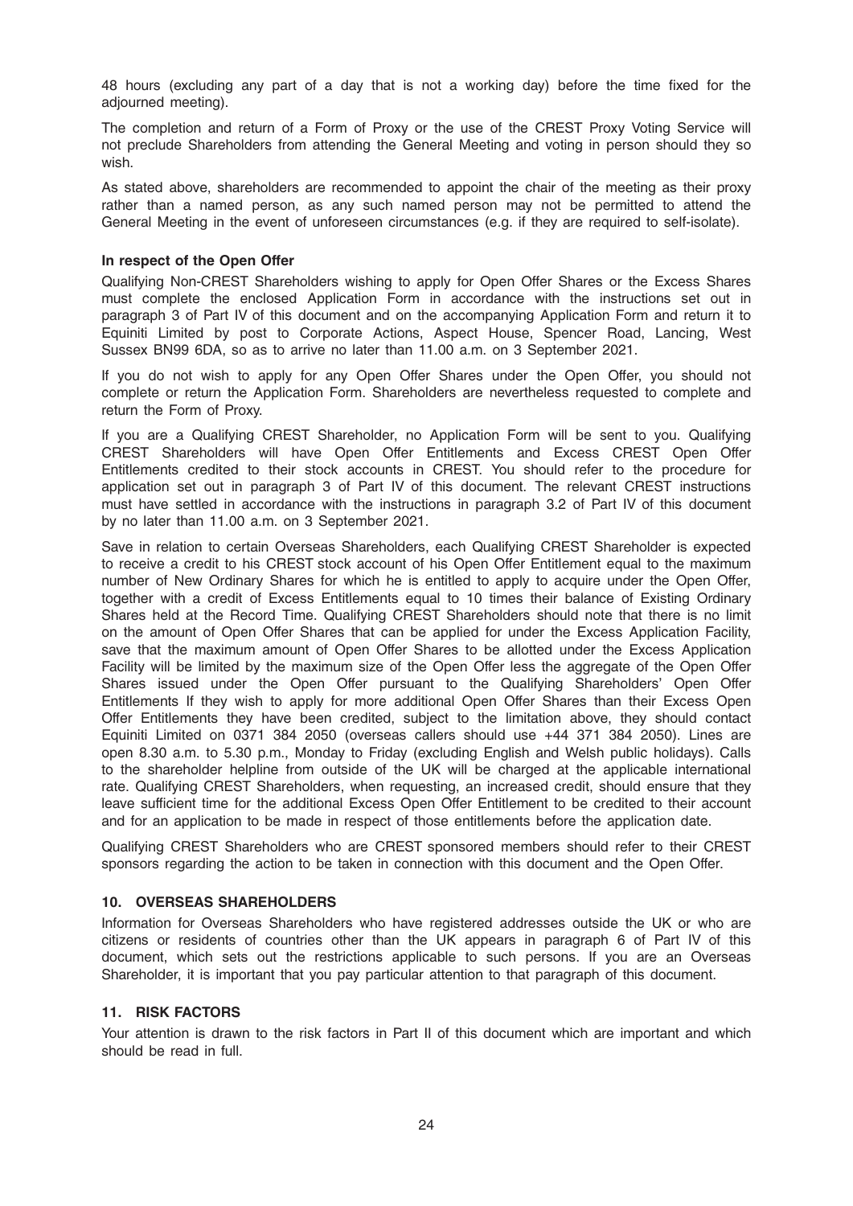48 hours (excluding any part of a day that is not a working day) before the time fixed for the adjourned meeting).

The completion and return of a Form of Proxy or the use of the CREST Proxy Voting Service will not preclude Shareholders from attending the General Meeting and voting in person should they so wish.

As stated above, shareholders are recommended to appoint the chair of the meeting as their proxy rather than a named person, as any such named person may not be permitted to attend the General Meeting in the event of unforeseen circumstances (e.g. if they are required to self-isolate).

**In respect of the Open Offer**

Qualifying Non-CREST Shareholders wishing to apply for Open Offer Shares or the Excess Shares must complete the enclosed Application Form in accordance with the instructions set out in paragraph 3 of Part IV of this document and on the accompanying Application Form and return it to Equiniti Limited by post to Corporate Actions, Aspect House, Spencer Road, Lancing, West Sussex BN99 6DA, so as to arrive no later than 11.00 a.m. on 3 September 2021.

If you do not wish to apply for any Open Offer Shares under the Open Offer, you should not complete or return the Application Form. Shareholders are nevertheless requested to complete and return the Form of Proxy.

If you are a Qualifying CREST Shareholder, no Application Form will be sent to you. Qualifying CREST Shareholders will have Open Offer Entitlements and Excess CREST Open Offer Entitlements credited to their stock accounts in CREST. You should refer to the procedure for application set out in paragraph 3 of Part IV of this document. The relevant CREST instructions must have settled in accordance with the instructions in paragraph 3.2 of Part IV of this document by no later than 11.00 a.m. on 3 September 2021.

Save in relation to certain Overseas Shareholders, each Qualifying CREST Shareholder is expected to receive a credit to his CREST stock account of his Open Offer Entitlement equal to the maximum number of New Ordinary Shares for which he is entitled to apply to acquire under the Open Offer, together with a credit of Excess Entitlements equal to 10 times their balance of Existing Ordinary Shares held at the Record Time. Qualifying CREST Shareholders should note that there is no limit on the amount of Open Offer Shares that can be applied for under the Excess Application Facility, save that the maximum amount of Open Offer Shares to be allotted under the Excess Application Facility will be limited by the maximum size of the Open Offer less the aggregate of the Open Offer Shares issued under the Open Offer pursuant to the Qualifying Shareholders' Open Offer Entitlements If they wish to apply for more additional Open Offer Shares than their Excess Open Offer Entitlements they have been credited, subject to the limitation above, they should contact Equiniti Limited on 0371 384 2050 (overseas callers should use +44 371 384 2050). Lines are open 8.30 a.m. to 5.30 p.m., Monday to Friday (excluding English and Welsh public holidays). Calls to the shareholder helpline from outside of the UK will be charged at the applicable international rate. Qualifying CREST Shareholders, when requesting, an increased credit, should ensure that they leave sufficient time for the additional Excess Open Offer Entitlement to be credited to their account and for an application to be made in respect of those entitlements before the application date.

Qualifying CREST Shareholders who are CREST sponsored members should refer to their CREST sponsors regarding the action to be taken in connection with this document and the Open Offer.

## 10. OVERSEAS SHAREHOLDERS

Information for Overseas Shareholders who have registered addresses outside the UK or who are citizens or residents of countries other than the UK appears in paragraph 6 of Part IV of this document, which sets out the restrictions applicable to such persons. If you are an Overseas Shareholder, it is important that you pay particular attention to that paragraph of this document.

## 11. RISK FACTORS

Your attention is drawn to the risk factors in Part II of this document which are important and which should be read in full.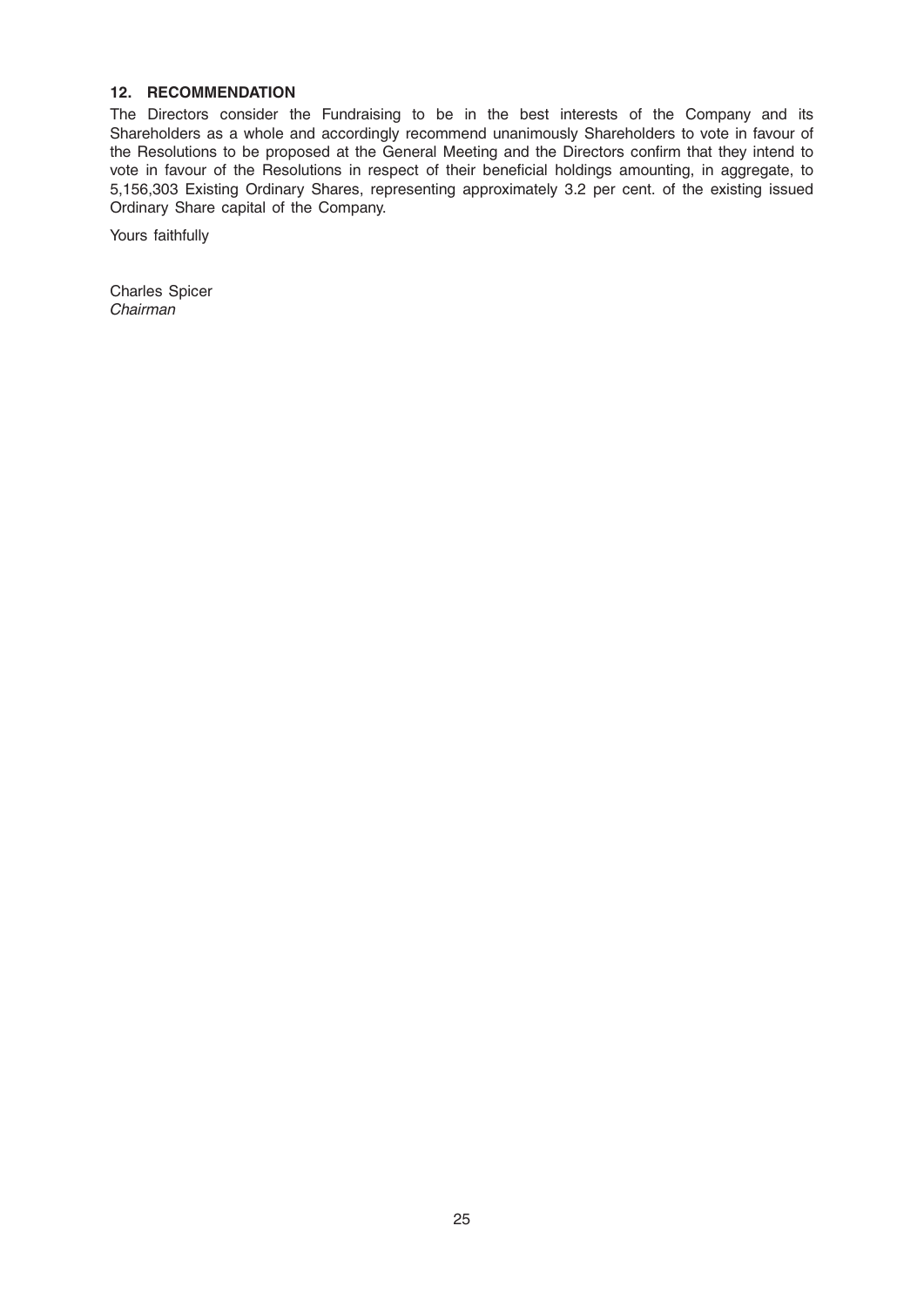## 12. RECOMMENDATION

The Directors consider the Fundraising to be in the best interests of the Company and its Shareholders as a whole and accordingly recommend unanimously Shareholders to vote in favour of the Resolutions to be proposed at the General Meeting and the Directors confirm that they intend to vote in favour of the Resolutions in respect of their beneficial holdings amounting, in aggregate, to 5,156,303 Existing Ordinary Shares, representing approximately 3.2 per cent. of the existing issued Ordinary Share capital of the Company.

Yours faithfully

Charles Spicer
*Chairman*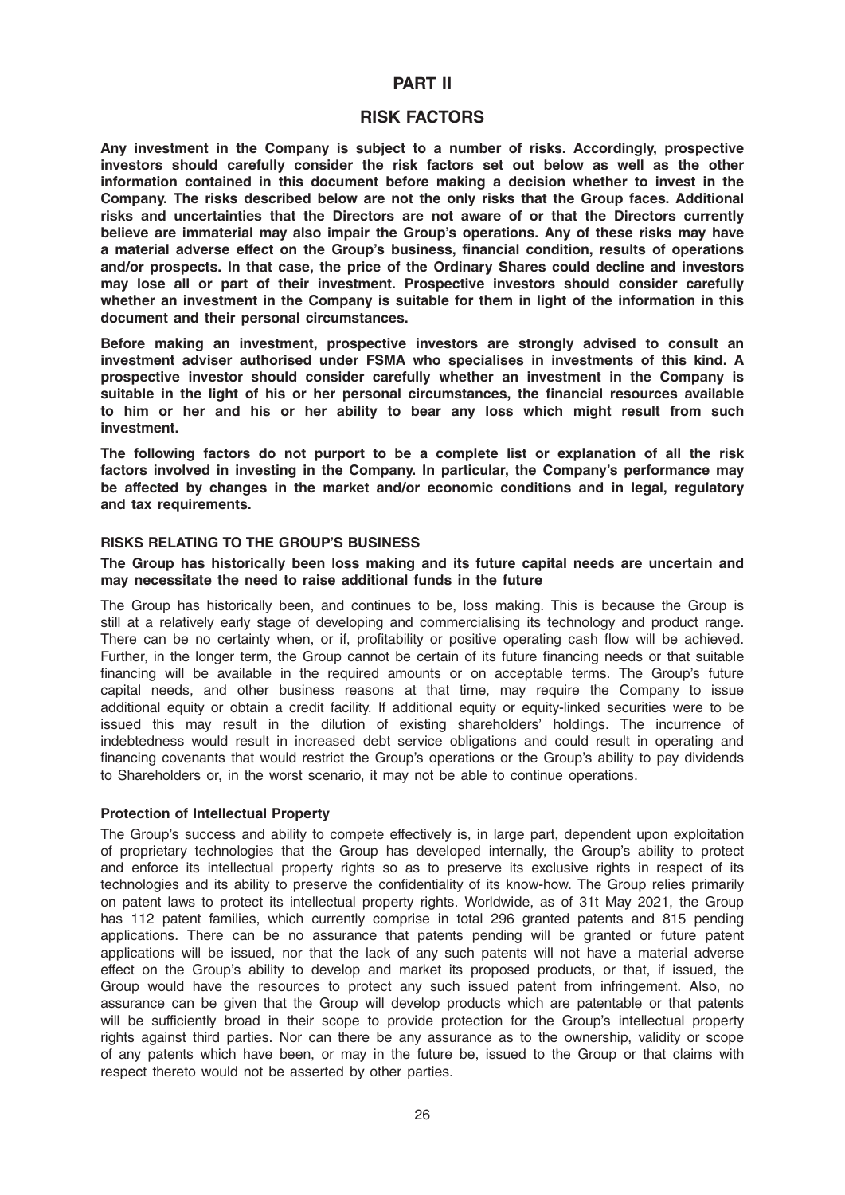# PART II

# RISK FACTORS

**Any investment in the Company is subject to a number of risks. Accordingly, prospective investors should carefully consider the risk factors set out below as well as the other information contained in this document before making a decision whether to invest in the Company. The risks described below are not the only risks that the Group faces. Additional risks and uncertainties that the Directors are not aware of or that the Directors currently believe are immaterial may also impair the Group's operations. Any of these risks may have a material adverse effect on the Group's business, financial condition, results of operations and/or prospects. In that case, the price of the Ordinary Shares could decline and investors may lose all or part of their investment. Prospective investors should consider carefully whether an investment in the Company is suitable for them in light of the information in this document and their personal circumstances.**

**Before making an investment, prospective investors are strongly advised to consult an investment adviser authorised under FSMA who specialises in investments of this kind. A prospective investor should consider carefully whether an investment in the Company is suitable in the light of his or her personal circumstances, the financial resources available to him or her and his or her ability to bear any loss which might result from such investment.**

**The following factors do not purport to be a complete list or explanation of all the risk factors involved in investing in the Company. In particular, the Company's performance may be affected by changes in the market and/or economic conditions and in legal, regulatory and tax requirements.**

## RISKS RELATING TO THE GROUP'S BUSINESS

### The Group has historically been loss making and its future capital needs are uncertain and may necessitate the need to raise additional funds in the future

The Group has historically been, and continues to be, loss making. This is because the Group is still at a relatively early stage of developing and commercialising its technology and product range. There can be no certainty when, or if, profitability or positive operating cash flow will be achieved. Further, in the longer term, the Group cannot be certain of its future financing needs or that suitable financing will be available in the required amounts or on acceptable terms. The Group's future capital needs, and other business reasons at that time, may require the Company to issue additional equity or obtain a credit facility. If additional equity or equity-linked securities were to be issued this may result in the dilution of existing shareholders' holdings. The incurrence of indebtedness would result in increased debt service obligations and could result in operating and financing covenants that would restrict the Group's operations or the Group's ability to pay dividends to Shareholders or, in the worst scenario, it may not be able to continue operations.

### Protection of Intellectual Property

The Group's success and ability to compete effectively is, in large part, dependent upon exploitation of proprietary technologies that the Group has developed internally, the Group's ability to protect and enforce its intellectual property rights so as to preserve its exclusive rights in respect of its technologies and its ability to preserve the confidentiality of its know-how. The Group relies primarily on patent laws to protect its intellectual property rights. Worldwide, as of 31t May 2021, the Group has 112 patent families, which currently comprise in total 296 granted patents and 815 pending applications. There can be no assurance that patents pending will be granted or future patent applications will be issued, nor that the lack of any such patents will not have a material adverse effect on the Group's ability to develop and market its proposed products, or that, if issued, the Group would have the resources to protect any such issued patent from infringement. Also, no assurance can be given that the Group will develop products which are patentable or that patents will be sufficiently broad in their scope to provide protection for the Group's intellectual property rights against third parties. Nor can there be any assurance as to the ownership, validity or scope of any patents which have been, or may in the future be, issued to the Group or that claims with respect thereto would not be asserted by other parties.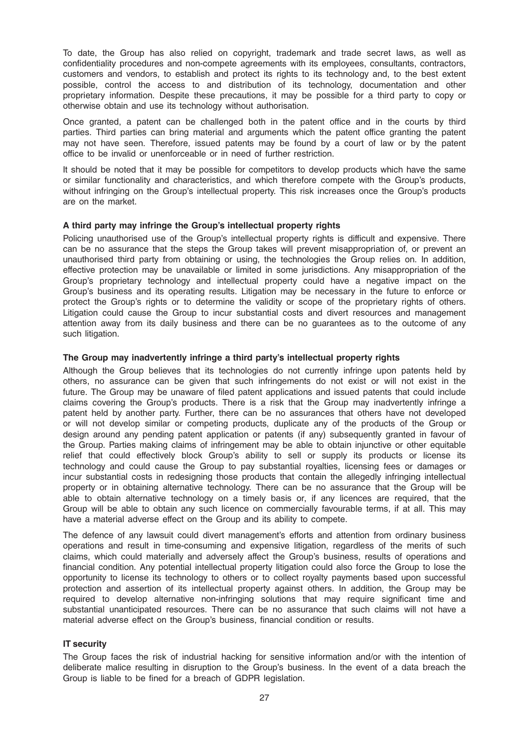To date, the Group has also relied on copyright, trademark and trade secret laws, as well as confidentiality procedures and non-compete agreements with its employees, consultants, contractors, customers and vendors, to establish and protect its rights to its technology and, to the best extent possible, control the access to and distribution of its technology, documentation and other proprietary information. Despite these precautions, it may be possible for a third party to copy or otherwise obtain and use its technology without authorisation.

Once granted, a patent can be challenged both in the patent office and in the courts by third parties. Third parties can bring material and arguments which the patent office granting the patent may not have seen. Therefore, issued patents may be found by a court of law or by the patent office to be invalid or unenforceable or in need of further restriction.

It should be noted that it may be possible for competitors to develop products which have the same or similar functionality and characteristics, and which therefore compete with the Group's products, without infringing on the Group's intellectual property. This risk increases once the Group's products are on the market.

**A third party may infringe the Group's intellectual property rights**

Policing unauthorised use of the Group's intellectual property rights is difficult and expensive. There can be no assurance that the steps the Group takes will prevent misappropriation of, or prevent an unauthorised third party from obtaining or using, the technologies the Group relies on. In addition, effective protection may be unavailable or limited in some jurisdictions. Any misappropriation of the Group's proprietary technology and intellectual property could have a negative impact on the Group's business and its operating results. Litigation may be necessary in the future to enforce or protect the Group's rights or to determine the validity or scope of the proprietary rights of others. Litigation could cause the Group to incur substantial costs and divert resources and management attention away from its daily business and there can be no guarantees as to the outcome of any such litigation.

**The Group may inadvertently infringe a third party's intellectual property rights**

Although the Group believes that its technologies do not currently infringe upon patents held by others, no assurance can be given that such infringements do not exist or will not exist in the future. The Group may be unaware of filed patent applications and issued patents that could include claims covering the Group's products. There is a risk that the Group may inadvertently infringe a patent held by another party. Further, there can be no assurances that others have not developed or will not develop similar or competing products, duplicate any of the products of the Group or design around any pending patent application or patents (if any) subsequently granted in favour of the Group. Parties making claims of infringement may be able to obtain injunctive or other equitable relief that could effectively block Group's ability to sell or supply its products or license its technology and could cause the Group to pay substantial royalties, licensing fees or damages or incur substantial costs in redesigning those products that contain the allegedly infringing intellectual property or in obtaining alternative technology. There can be no assurance that the Group will be able to obtain alternative technology on a timely basis or, if any licences are required, that the Group will be able to obtain any such licence on commercially favourable terms, if at all. This may have a material adverse effect on the Group and its ability to compete.

The defence of any lawsuit could divert management's efforts and attention from ordinary business operations and result in time-consuming and expensive litigation, regardless of the merits of such claims, which could materially and adversely affect the Group's business, results of operations and financial condition. Any potential intellectual property litigation could also force the Group to lose the opportunity to license its technology to others or to collect royalty payments based upon successful protection and assertion of its intellectual property against others. In addition, the Group may be required to develop alternative non-infringing solutions that may require significant time and substantial unanticipated resources. There can be no assurance that such claims will not have a material adverse effect on the Group's business, financial condition or results.

**IT security**

The Group faces the risk of industrial hacking for sensitive information and/or with the intention of deliberate malice resulting in disruption to the Group's business. In the event of a data breach the Group is liable to be fined for a breach of GDPR legislation.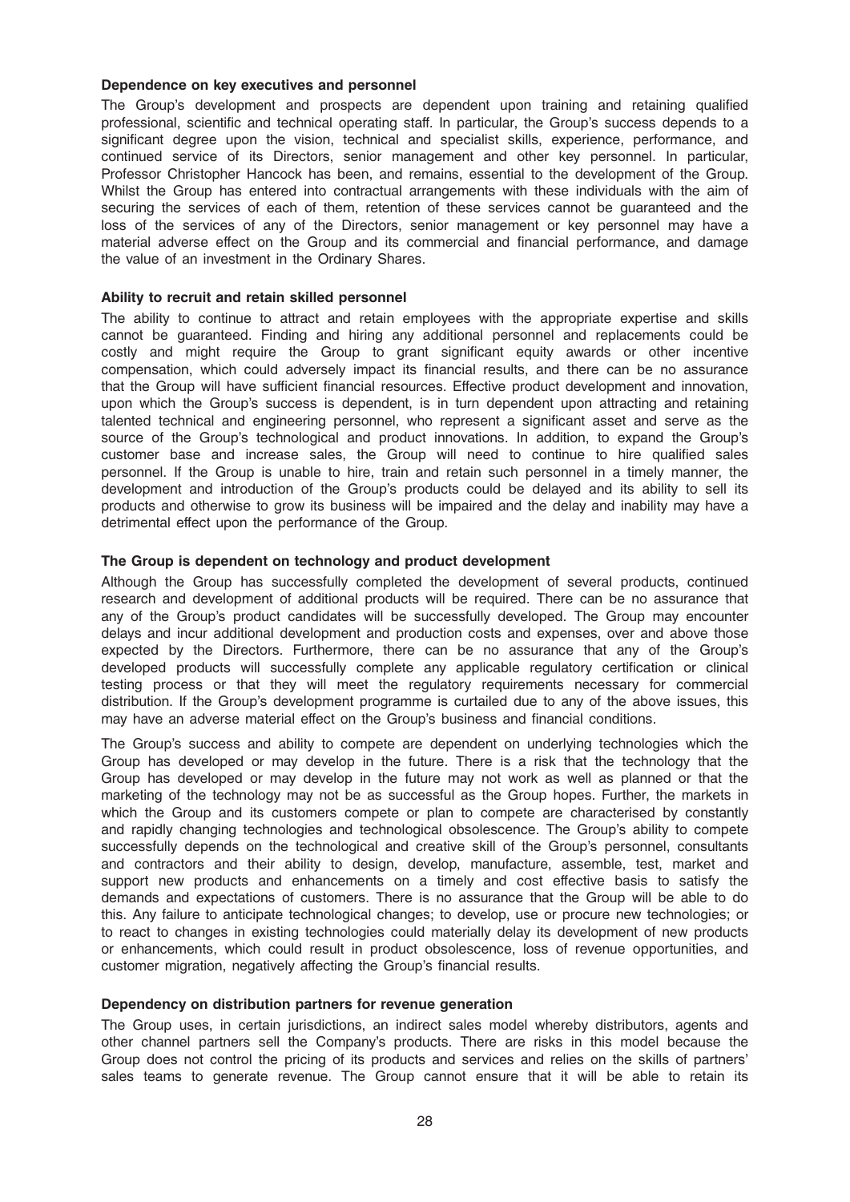**Dependence on key executives and personnel**

The Group's development and prospects are dependent upon training and retaining qualified professional, scientific and technical operating staff. In particular, the Group's success depends to a significant degree upon the vision, technical and specialist skills, experience, performance, and continued service of its Directors, senior management and other key personnel. In particular, Professor Christopher Hancock has been, and remains, essential to the development of the Group. Whilst the Group has entered into contractual arrangements with these individuals with the aim of securing the services of each of them, retention of these services cannot be guaranteed and the loss of the services of any of the Directors, senior management or key personnel may have a material adverse effect on the Group and its commercial and financial performance, and damage the value of an investment in the Ordinary Shares.

**Ability to recruit and retain skilled personnel**

The ability to continue to attract and retain employees with the appropriate expertise and skills cannot be guaranteed. Finding and hiring any additional personnel and replacements could be costly and might require the Group to grant significant equity awards or other incentive compensation, which could adversely impact its financial results, and there can be no assurance that the Group will have sufficient financial resources. Effective product development and innovation, upon which the Group's success is dependent, is in turn dependent upon attracting and retaining talented technical and engineering personnel, who represent a significant asset and serve as the source of the Group's technological and product innovations. In addition, to expand the Group's customer base and increase sales, the Group will need to continue to hire qualified sales personnel. If the Group is unable to hire, train and retain such personnel in a timely manner, the development and introduction of the Group's products could be delayed and its ability to sell its products and otherwise to grow its business will be impaired and the delay and inability may have a detrimental effect upon the performance of the Group.

**The Group is dependent on technology and product development**

Although the Group has successfully completed the development of several products, continued research and development of additional products will be required. There can be no assurance that any of the Group's product candidates will be successfully developed. The Group may encounter delays and incur additional development and production costs and expenses, over and above those expected by the Directors. Furthermore, there can be no assurance that any of the Group's developed products will successfully complete any applicable regulatory certification or clinical testing process or that they will meet the regulatory requirements necessary for commercial distribution. If the Group's development programme is curtailed due to any of the above issues, this may have an adverse material effect on the Group's business and financial conditions.

The Group's success and ability to compete are dependent on underlying technologies which the Group has developed or may develop in the future. There is a risk that the technology that the Group has developed or may develop in the future may not work as well as planned or that the marketing of the technology may not be as successful as the Group hopes. Further, the markets in which the Group and its customers compete or plan to compete are characterised by constantly and rapidly changing technologies and technological obsolescence. The Group's ability to compete successfully depends on the technological and creative skill of the Group's personnel, consultants and contractors and their ability to design, develop, manufacture, assemble, test, market and support new products and enhancements on a timely and cost effective basis to satisfy the demands and expectations of customers. There is no assurance that the Group will be able to do this. Any failure to anticipate technological changes; to develop, use or procure new technologies; or to react to changes in existing technologies could materially delay its development of new products or enhancements, which could result in product obsolescence, loss of revenue opportunities, and customer migration, negatively affecting the Group's financial results.

**Dependency on distribution partners for revenue generation**

The Group uses, in certain jurisdictions, an indirect sales model whereby distributors, agents and other channel partners sell the Company's products. There are risks in this model because the Group does not control the pricing of its products and services and relies on the skills of partners' sales teams to generate revenue. The Group cannot ensure that it will be able to retain its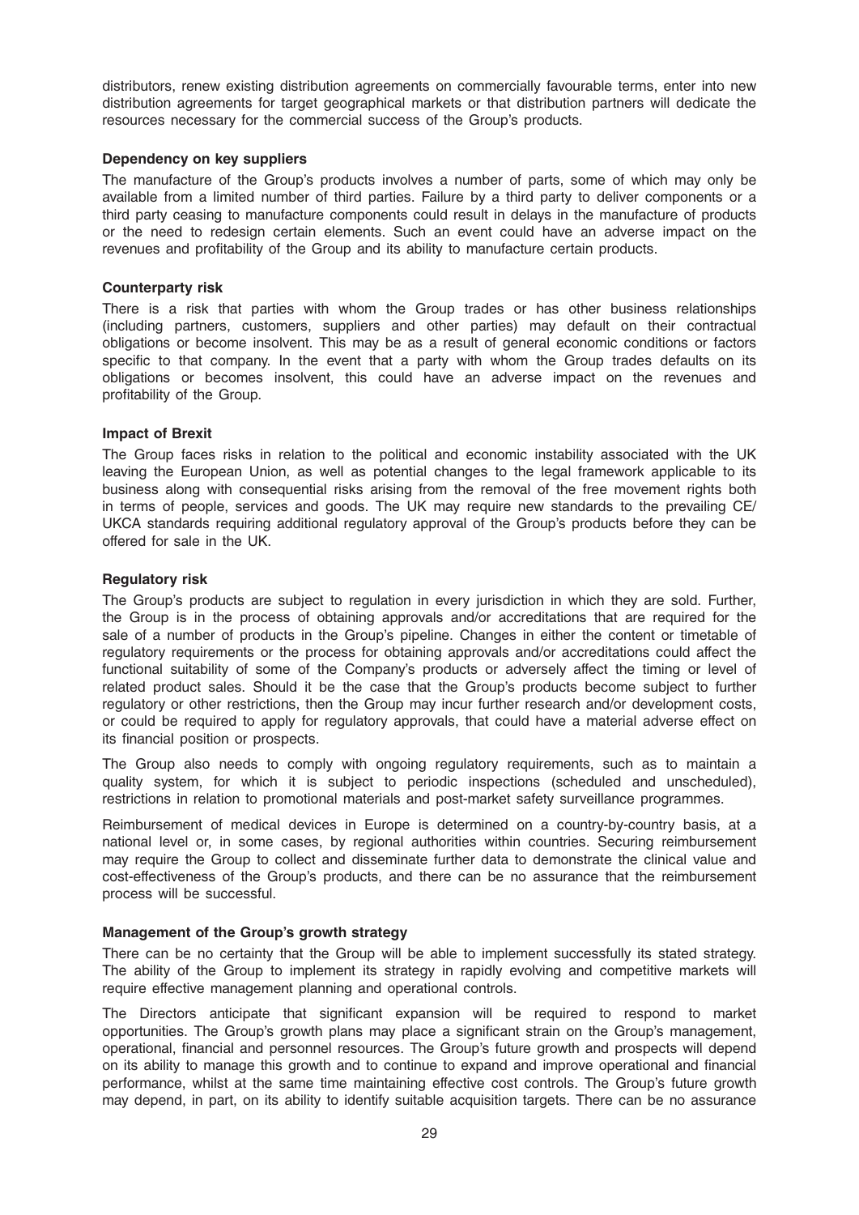distributors, renew existing distribution agreements on commercially favourable terms, enter into new distribution agreements for target geographical markets or that distribution partners will dedicate the resources necessary for the commercial success of the Group's products.

**Dependency on key suppliers**

The manufacture of the Group's products involves a number of parts, some of which may only be available from a limited number of third parties. Failure by a third party to deliver components or a third party ceasing to manufacture components could result in delays in the manufacture of products or the need to redesign certain elements. Such an event could have an adverse impact on the revenues and profitability of the Group and its ability to manufacture certain products.

**Counterparty risk**

There is a risk that parties with whom the Group trades or has other business relationships (including partners, customers, suppliers and other parties) may default on their contractual obligations or become insolvent. This may be as a result of general economic conditions or factors specific to that company. In the event that a party with whom the Group trades defaults on its obligations or becomes insolvent, this could have an adverse impact on the revenues and profitability of the Group.

**Impact of Brexit**

The Group faces risks in relation to the political and economic instability associated with the UK leaving the European Union, as well as potential changes to the legal framework applicable to its business along with consequential risks arising from the removal of the free movement rights both in terms of people, services and goods. The UK may require new standards to the prevailing CE/UKCA standards requiring additional regulatory approval of the Group's products before they can be offered for sale in the UK.

**Regulatory risk**

The Group's products are subject to regulation in every jurisdiction in which they are sold. Further, the Group is in the process of obtaining approvals and/or accreditations that are required for the sale of a number of products in the Group's pipeline. Changes in either the content or timetable of regulatory requirements or the process for obtaining approvals and/or accreditations could affect the functional suitability of some of the Company's products or adversely affect the timing or level of related product sales. Should it be the case that the Group's products become subject to further regulatory or other restrictions, then the Group may incur further research and/or development costs, or could be required to apply for regulatory approvals, that could have a material adverse effect on its financial position or prospects.

The Group also needs to comply with ongoing regulatory requirements, such as to maintain a quality system, for which it is subject to periodic inspections (scheduled and unscheduled), restrictions in relation to promotional materials and post-market safety surveillance programmes.

Reimbursement of medical devices in Europe is determined on a country-by-country basis, at a national level or, in some cases, by regional authorities within countries. Securing reimbursement may require the Group to collect and disseminate further data to demonstrate the clinical value and cost-effectiveness of the Group's products, and there can be no assurance that the reimbursement process will be successful.

**Management of the Group's growth strategy**

There can be no certainty that the Group will be able to implement successfully its stated strategy. The ability of the Group to implement its strategy in rapidly evolving and competitive markets will require effective management planning and operational controls.

The Directors anticipate that significant expansion will be required to respond to market opportunities. The Group's growth plans may place a significant strain on the Group's management, operational, financial and personnel resources. The Group's future growth and prospects will depend on its ability to manage this growth and to continue to expand and improve operational and financial performance, whilst at the same time maintaining effective cost controls. The Group's future growth may depend, in part, on its ability to identify suitable acquisition targets. There can be no assurance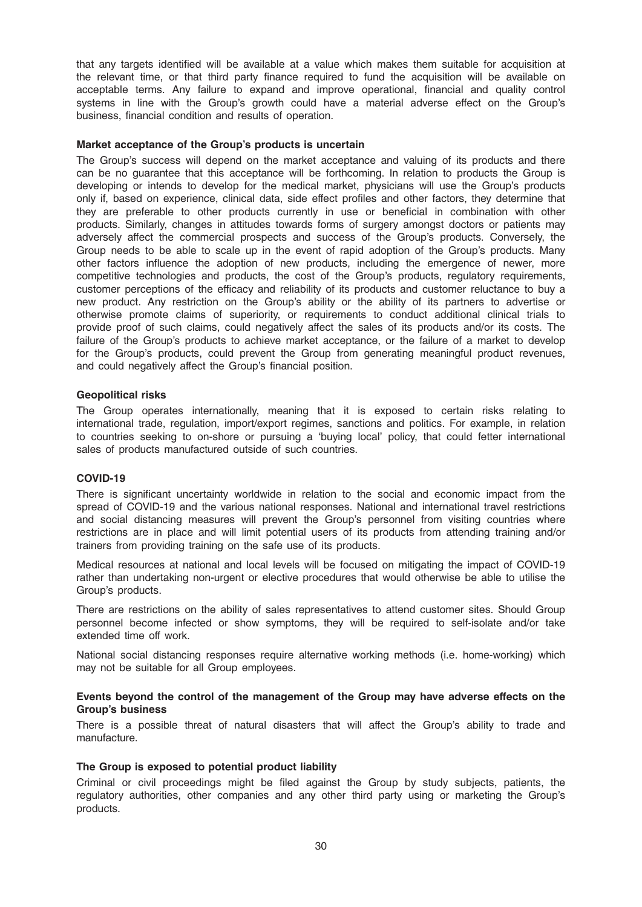that any targets identified will be available at a value which makes them suitable for acquisition at the relevant time, or that third party finance required to fund the acquisition will be available on acceptable terms. Any failure to expand and improve operational, financial and quality control systems in line with the Group's growth could have a material adverse effect on the Group's business, financial condition and results of operation.

**Market acceptance of the Group's products is uncertain**

The Group's success will depend on the market acceptance and valuing of its products and there can be no guarantee that this acceptance will be forthcoming. In relation to products the Group is developing or intends to develop for the medical market, physicians will use the Group's products only if, based on experience, clinical data, side effect profiles and other factors, they determine that they are preferable to other products currently in use or beneficial in combination with other products. Similarly, changes in attitudes towards forms of surgery amongst doctors or patients may adversely affect the commercial prospects and success of the Group's products. Conversely, the Group needs to be able to scale up in the event of rapid adoption of the Group's products. Many other factors influence the adoption of new products, including the emergence of newer, more competitive technologies and products, the cost of the Group's products, regulatory requirements, customer perceptions of the efficacy and reliability of its products and customer reluctance to buy a new product. Any restriction on the Group's ability or the ability of its partners to advertise or otherwise promote claims of superiority, or requirements to conduct additional clinical trials to provide proof of such claims, could negatively affect the sales of its products and/or its costs. The failure of the Group's products to achieve market acceptance, or the failure of a market to develop for the Group's products, could prevent the Group from generating meaningful product revenues, and could negatively affect the Group's financial position.

**Geopolitical risks**

The Group operates internationally, meaning that it is exposed to certain risks relating to international trade, regulation, import/export regimes, sanctions and politics. For example, in relation to countries seeking to on-shore or pursuing a 'buying local' policy, that could fetter international sales of products manufactured outside of such countries.

**COVID-19**

There is significant uncertainty worldwide in relation to the social and economic impact from the spread of COVID-19 and the various national responses. National and international travel restrictions and social distancing measures will prevent the Group's personnel from visiting countries where restrictions are in place and will limit potential users of its products from attending training and/or trainers from providing training on the safe use of its products.

Medical resources at national and local levels will be focused on mitigating the impact of COVID-19 rather than undertaking non-urgent or elective procedures that would otherwise be able to utilise the Group's products.

There are restrictions on the ability of sales representatives to attend customer sites. Should Group personnel become infected or show symptoms, they will be required to self-isolate and/or take extended time off work.

National social distancing responses require alternative working methods (i.e. home-working) which may not be suitable for all Group employees.

**Events beyond the control of the management of the Group may have adverse effects on the Group's business**

There is a possible threat of natural disasters that will affect the Group's ability to trade and manufacture.

**The Group is exposed to potential product liability**

Criminal or civil proceedings might be filed against the Group by study subjects, patients, the regulatory authorities, other companies and any other third party using or marketing the Group's products.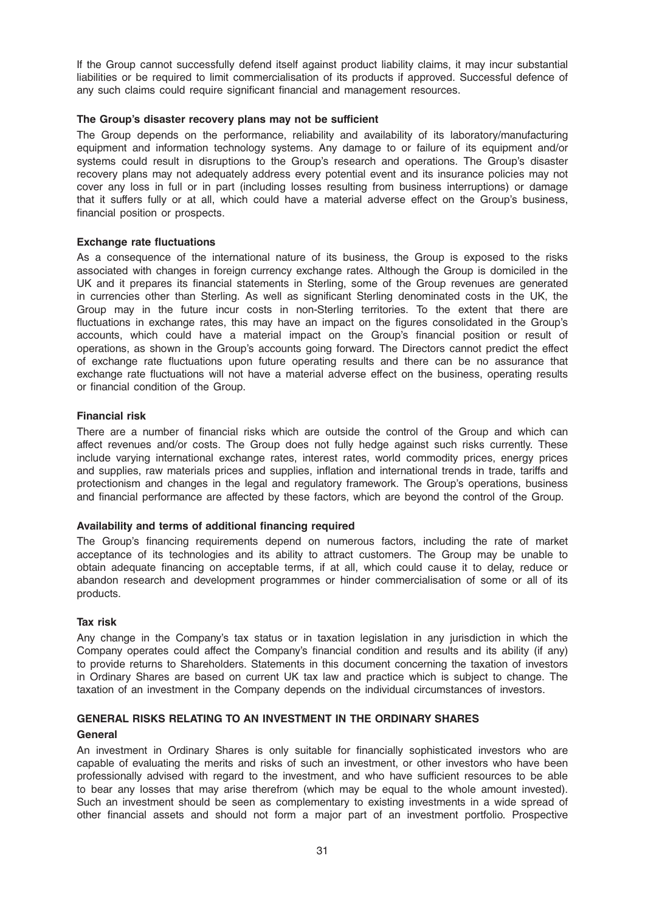If the Group cannot successfully defend itself against product liability claims, it may incur substantial liabilities or be required to limit commercialisation of its products if approved. Successful defence of any such claims could require significant financial and management resources.

**The Group's disaster recovery plans may not be sufficient**

The Group depends on the performance, reliability and availability of its laboratory/manufacturing equipment and information technology systems. Any damage to or failure of its equipment and/or systems could result in disruptions to the Group's research and operations. The Group's disaster recovery plans may not adequately address every potential event and its insurance policies may not cover any loss in full or in part (including losses resulting from business interruptions) or damage that it suffers fully or at all, which could have a material adverse effect on the Group's business, financial position or prospects.

**Exchange rate fluctuations**

As a consequence of the international nature of its business, the Group is exposed to the risks associated with changes in foreign currency exchange rates. Although the Group is domiciled in the UK and it prepares its financial statements in Sterling, some of the Group revenues are generated in currencies other than Sterling. As well as significant Sterling denominated costs in the UK, the Group may in the future incur costs in non-Sterling territories. To the extent that there are fluctuations in exchange rates, this may have an impact on the figures consolidated in the Group's accounts, which could have a material impact on the Group's financial position or result of operations, as shown in the Group's accounts going forward. The Directors cannot predict the effect of exchange rate fluctuations upon future operating results and there can be no assurance that exchange rate fluctuations will not have a material adverse effect on the business, operating results or financial condition of the Group.

**Financial risk**

There are a number of financial risks which are outside the control of the Group and which can affect revenues and/or costs. The Group does not fully hedge against such risks currently. These include varying international exchange rates, interest rates, world commodity prices, energy prices and supplies, raw materials prices and supplies, inflation and international trends in trade, tariffs and protectionism and changes in the legal and regulatory framework. The Group's operations, business and financial performance are affected by these factors, which are beyond the control of the Group.

**Availability and terms of additional financing required**

The Group's financing requirements depend on numerous factors, including the rate of market acceptance of its technologies and its ability to attract customers. The Group may be unable to obtain adequate financing on acceptable terms, if at all, which could cause it to delay, reduce or abandon research and development programmes or hinder commercialisation of some or all of its products.

**Tax risk**

Any change in the Company's tax status or in taxation legislation in any jurisdiction in which the Company operates could affect the Company's financial condition and results and its ability (if any) to provide returns to Shareholders. Statements in this document concerning the taxation of investors in Ordinary Shares are based on current UK tax law and practice which is subject to change. The taxation of an investment in the Company depends on the individual circumstances of investors.

## GENERAL RISKS RELATING TO AN INVESTMENT IN THE ORDINARY SHARES

**General**

An investment in Ordinary Shares is only suitable for financially sophisticated investors who are capable of evaluating the merits and risks of such an investment, or other investors who have been professionally advised with regard to the investment, and who have sufficient resources to be able to bear any losses that may arise therefrom (which may be equal to the whole amount invested). Such an investment should be seen as complementary to existing investments in a wide spread of other financial assets and should not form a major part of an investment portfolio. Prospective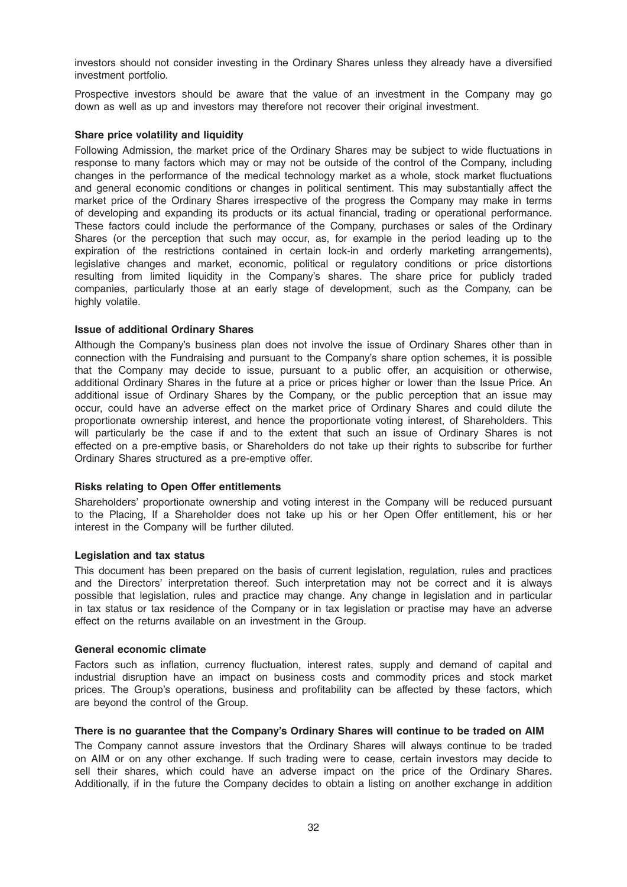investors should not consider investing in the Ordinary Shares unless they already have a diversified investment portfolio.

Prospective investors should be aware that the value of an investment in the Company may go down as well as up and investors may therefore not recover their original investment.

**Share price volatility and liquidity**

Following Admission, the market price of the Ordinary Shares may be subject to wide fluctuations in response to many factors which may or may not be outside of the control of the Company, including changes in the performance of the medical technology market as a whole, stock market fluctuations and general economic conditions or changes in political sentiment. This may substantially affect the market price of the Ordinary Shares irrespective of the progress the Company may make in terms of developing and expanding its products or its actual financial, trading or operational performance. These factors could include the performance of the Company, purchases or sales of the Ordinary Shares (or the perception that such may occur, as, for example in the period leading up to the expiration of the restrictions contained in certain lock-in and orderly marketing arrangements), legislative changes and market, economic, political or regulatory conditions or price distortions resulting from limited liquidity in the Company's shares. The share price for publicly traded companies, particularly those at an early stage of development, such as the Company, can be highly volatile.

**Issue of additional Ordinary Shares**

Although the Company's business plan does not involve the issue of Ordinary Shares other than in connection with the Fundraising and pursuant to the Company's share option schemes, it is possible that the Company may decide to issue, pursuant to a public offer, an acquisition or otherwise, additional Ordinary Shares in the future at a price or prices higher or lower than the Issue Price. An additional issue of Ordinary Shares by the Company, or the public perception that an issue may occur, could have an adverse effect on the market price of Ordinary Shares and could dilute the proportionate ownership interest, and hence the proportionate voting interest, of Shareholders. This will particularly be the case if and to the extent that such an issue of Ordinary Shares is not effected on a pre-emptive basis, or Shareholders do not take up their rights to subscribe for further Ordinary Shares structured as a pre-emptive offer.

**Risks relating to Open Offer entitlements**

Shareholders' proportionate ownership and voting interest in the Company will be reduced pursuant to the Placing, If a Shareholder does not take up his or her Open Offer entitlement, his or her interest in the Company will be further diluted.

**Legislation and tax status**

This document has been prepared on the basis of current legislation, regulation, rules and practices and the Directors' interpretation thereof. Such interpretation may not be correct and it is always possible that legislation, rules and practice may change. Any change in legislation and in particular in tax status or tax residence of the Company or in tax legislation or practise may have an adverse effect on the returns available on an investment in the Group.

**General economic climate**

Factors such as inflation, currency fluctuation, interest rates, supply and demand of capital and industrial disruption have an impact on business costs and commodity prices and stock market prices. The Group's operations, business and profitability can be affected by these factors, which are beyond the control of the Group.

**There is no guarantee that the Company's Ordinary Shares will continue to be traded on AIM**

The Company cannot assure investors that the Ordinary Shares will always continue to be traded on AIM or on any other exchange. If such trading were to cease, certain investors may decide to sell their shares, which could have an adverse impact on the price of the Ordinary Shares. Additionally, if in the future the Company decides to obtain a listing on another exchange in addition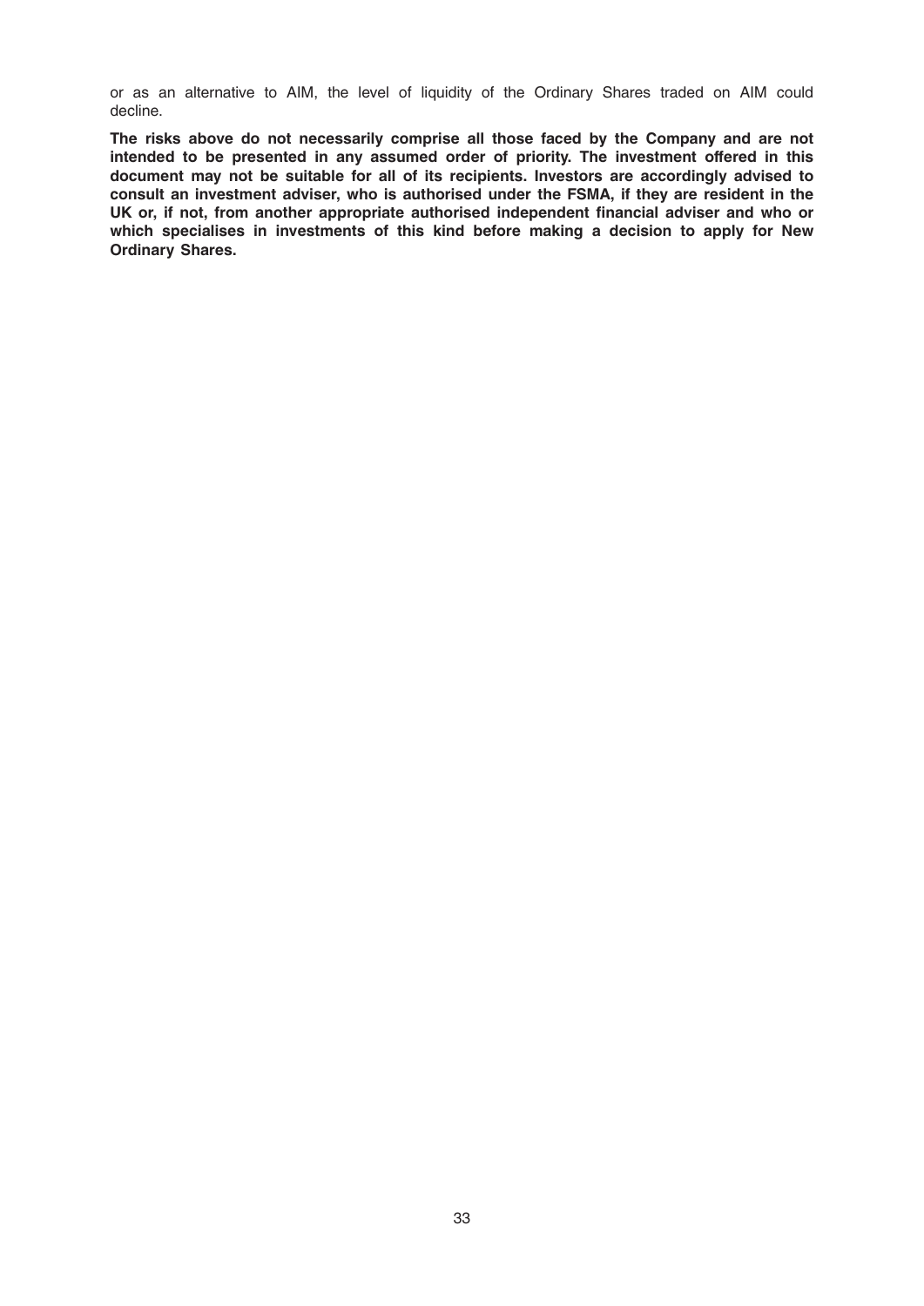or as an alternative to AIM, the level of liquidity of the Ordinary Shares traded on AIM could decline.

**The risks above do not necessarily comprise all those faced by the Company and are not intended to be presented in any assumed order of priority. The investment offered in this document may not be suitable for all of its recipients. Investors are accordingly advised to consult an investment adviser, who is authorised under the FSMA, if they are resident in the UK or, if not, from another appropriate authorised independent financial adviser and who or which specialises in investments of this kind before making a decision to apply for New Ordinary Shares.**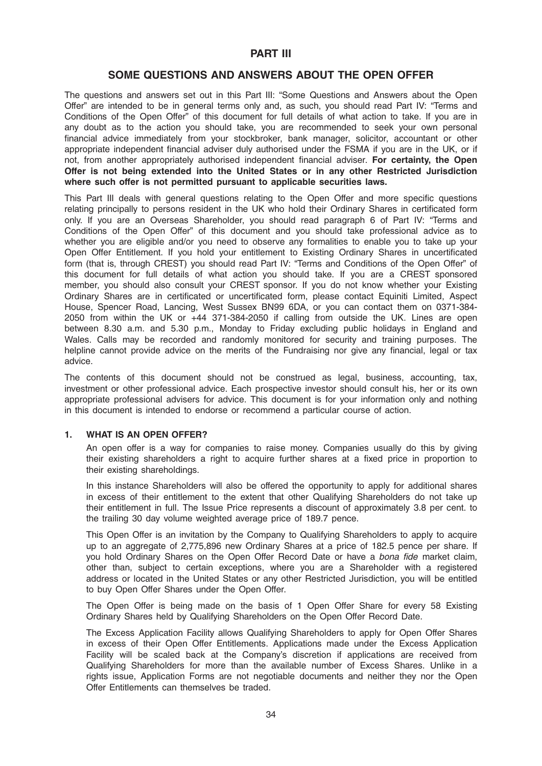## PART III

## SOME QUESTIONS AND ANSWERS ABOUT THE OPEN OFFER

The questions and answers set out in this Part III: "Some Questions and Answers about the Open Offer" are intended to be in general terms only and, as such, you should read Part IV: "Terms and Conditions of the Open Offer" of this document for full details of what action to take. If you are in any doubt as to the action you should take, you are recommended to seek your own personal financial advice immediately from your stockbroker, bank manager, solicitor, accountant or other appropriate independent financial adviser duly authorised under the FSMA if you are in the UK, or if not, from another appropriately authorised independent financial adviser. **For certainty, the Open Offer is not being extended into the United States or in any other Restricted Jurisdiction where such offer is not permitted pursuant to applicable securities laws.**

This Part III deals with general questions relating to the Open Offer and more specific questions relating principally to persons resident in the UK who hold their Ordinary Shares in certificated form only. If you are an Overseas Shareholder, you should read paragraph 6 of Part IV: "Terms and Conditions of the Open Offer" of this document and you should take professional advice as to whether you are eligible and/or you need to observe any formalities to enable you to take up your Open Offer Entitlement. If you hold your entitlement to Existing Ordinary Shares in uncertificated form (that is, through CREST) you should read Part IV: "Terms and Conditions of the Open Offer" of this document for full details of what action you should take. If you are a CREST sponsored member, you should also consult your CREST sponsor. If you do not know whether your Existing Ordinary Shares are in certificated or uncertificated form, please contact Equiniti Limited, Aspect House, Spencer Road, Lancing, West Sussex BN99 6DA, or you can contact them on 0371-384-2050 from within the UK or +44 371-384-2050 if calling from outside the UK. Lines are open between 8.30 a.m. and 5.30 p.m., Monday to Friday excluding public holidays in England and Wales. Calls may be recorded and randomly monitored for security and training purposes. The helpline cannot provide advice on the merits of the Fundraising nor give any financial, legal or tax advice.

The contents of this document should not be construed as legal, business, accounting, tax, investment or other professional advice. Each prospective investor should consult his, her or its own appropriate professional advisers for advice. This document is for your information only and nothing in this document is intended to endorse or recommend a particular course of action.

### 1. WHAT IS AN OPEN OFFER?

An open offer is a way for companies to raise money. Companies usually do this by giving their existing shareholders a right to acquire further shares at a fixed price in proportion to their existing shareholdings.

In this instance Shareholders will also be offered the opportunity to apply for additional shares in excess of their entitlement to the extent that other Qualifying Shareholders do not take up their entitlement in full. The Issue Price represents a discount of approximately 3.8 per cent. to the trailing 30 day volume weighted average price of 189.7 pence.

This Open Offer is an invitation by the Company to Qualifying Shareholders to apply to acquire up to an aggregate of 2,775,896 new Ordinary Shares at a price of 182.5 pence per share. If you hold Ordinary Shares on the Open Offer Record Date or have a *bona fide* market claim, other than, subject to certain exceptions, where you are a Shareholder with a registered address or located in the United States or any other Restricted Jurisdiction, you will be entitled to buy Open Offer Shares under the Open Offer.

The Open Offer is being made on the basis of 1 Open Offer Share for every 58 Existing Ordinary Shares held by Qualifying Shareholders on the Open Offer Record Date.

The Excess Application Facility allows Qualifying Shareholders to apply for Open Offer Shares in excess of their Open Offer Entitlements. Applications made under the Excess Application Facility will be scaled back at the Company's discretion if applications are received from Qualifying Shareholders for more than the available number of Excess Shares. Unlike in a rights issue, Application Forms are not negotiable documents and neither they nor the Open Offer Entitlements can themselves be traded.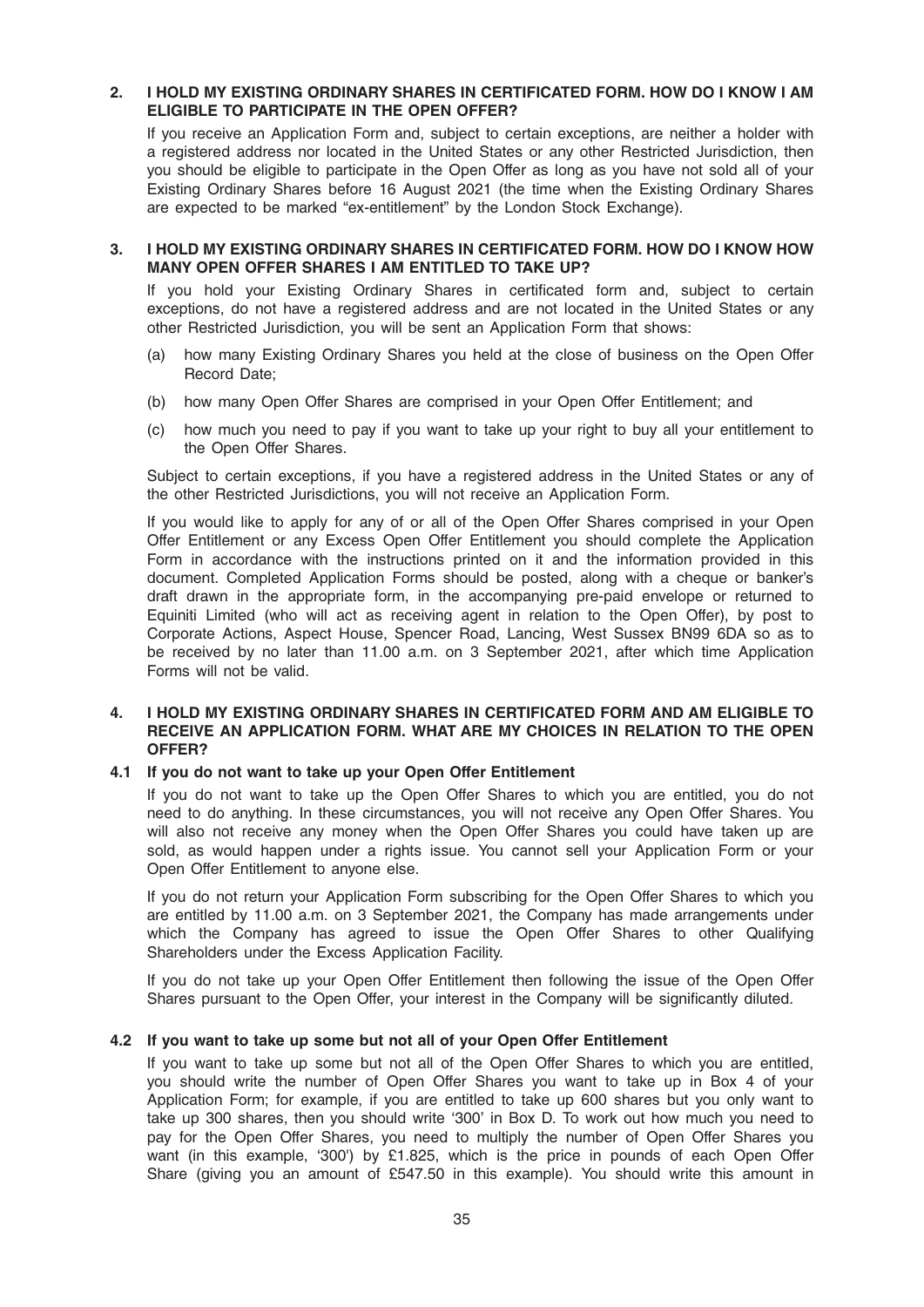**2. I HOLD MY EXISTING ORDINARY SHARES IN CERTIFICATED FORM. HOW DO I KNOW I AM ELIGIBLE TO PARTICIPATE IN THE OPEN OFFER?**

If you receive an Application Form and, subject to certain exceptions, are neither a holder with a registered address nor located in the United States or any other Restricted Jurisdiction, then you should be eligible to participate in the Open Offer as long as you have not sold all of your Existing Ordinary Shares before 16 August 2021 (the time when the Existing Ordinary Shares are expected to be marked "ex-entitlement" by the London Stock Exchange).

**3. I HOLD MY EXISTING ORDINARY SHARES IN CERTIFICATED FORM. HOW DO I KNOW HOW MANY OPEN OFFER SHARES I AM ENTITLED TO TAKE UP?**

If you hold your Existing Ordinary Shares in certificated form and, subject to certain exceptions, do not have a registered address and are not located in the United States or any other Restricted Jurisdiction, you will be sent an Application Form that shows:

(a) how many Existing Ordinary Shares you held at the close of business on the Open Offer Record Date;

(b) how many Open Offer Shares are comprised in your Open Offer Entitlement; and

(c) how much you need to pay if you want to take up your right to buy all your entitlement to the Open Offer Shares.

Subject to certain exceptions, if you have a registered address in the United States or any of the other Restricted Jurisdictions, you will not receive an Application Form.

If you would like to apply for any of or all of the Open Offer Shares comprised in your Open Offer Entitlement or any Excess Open Offer Entitlement you should complete the Application Form in accordance with the instructions printed on it and the information provided in this document. Completed Application Forms should be posted, along with a cheque or banker's draft drawn in the appropriate form, in the accompanying pre-paid envelope or returned to Equiniti Limited (who will act as receiving agent in relation to the Open Offer), by post to Corporate Actions, Aspect House, Spencer Road, Lancing, West Sussex BN99 6DA so as to be received by no later than 11.00 a.m. on 3 September 2021, after which time Application Forms will not be valid.

**4. I HOLD MY EXISTING ORDINARY SHARES IN CERTIFICATED FORM AND AM ELIGIBLE TO RECEIVE AN APPLICATION FORM. WHAT ARE MY CHOICES IN RELATION TO THE OPEN OFFER?**

**4.1 If you do not want to take up your Open Offer Entitlement**

If you do not want to take up the Open Offer Shares to which you are entitled, you do not need to do anything. In these circumstances, you will not receive any Open Offer Shares. You will also not receive any money when the Open Offer Shares you could have taken up are sold, as would happen under a rights issue. You cannot sell your Application Form or your Open Offer Entitlement to anyone else.

If you do not return your Application Form subscribing for the Open Offer Shares to which you are entitled by 11.00 a.m. on 3 September 2021, the Company has made arrangements under which the Company has agreed to issue the Open Offer Shares to other Qualifying Shareholders under the Excess Application Facility.

If you do not take up your Open Offer Entitlement then following the issue of the Open Offer Shares pursuant to the Open Offer, your interest in the Company will be significantly diluted.

**4.2 If you want to take up some but not all of your Open Offer Entitlement**

If you want to take up some but not all of the Open Offer Shares to which you are entitled, you should write the number of Open Offer Shares you want to take up in Box 4 of your Application Form; for example, if you are entitled to take up 600 shares but you only want to take up 300 shares, then you should write '300' in Box D. To work out how much you need to pay for the Open Offer Shares, you need to multiply the number of Open Offer Shares you want (in this example, '300') by £1.825, which is the price in pounds of each Open Offer Share (giving you an amount of £547.50 in this example). You should write this amount in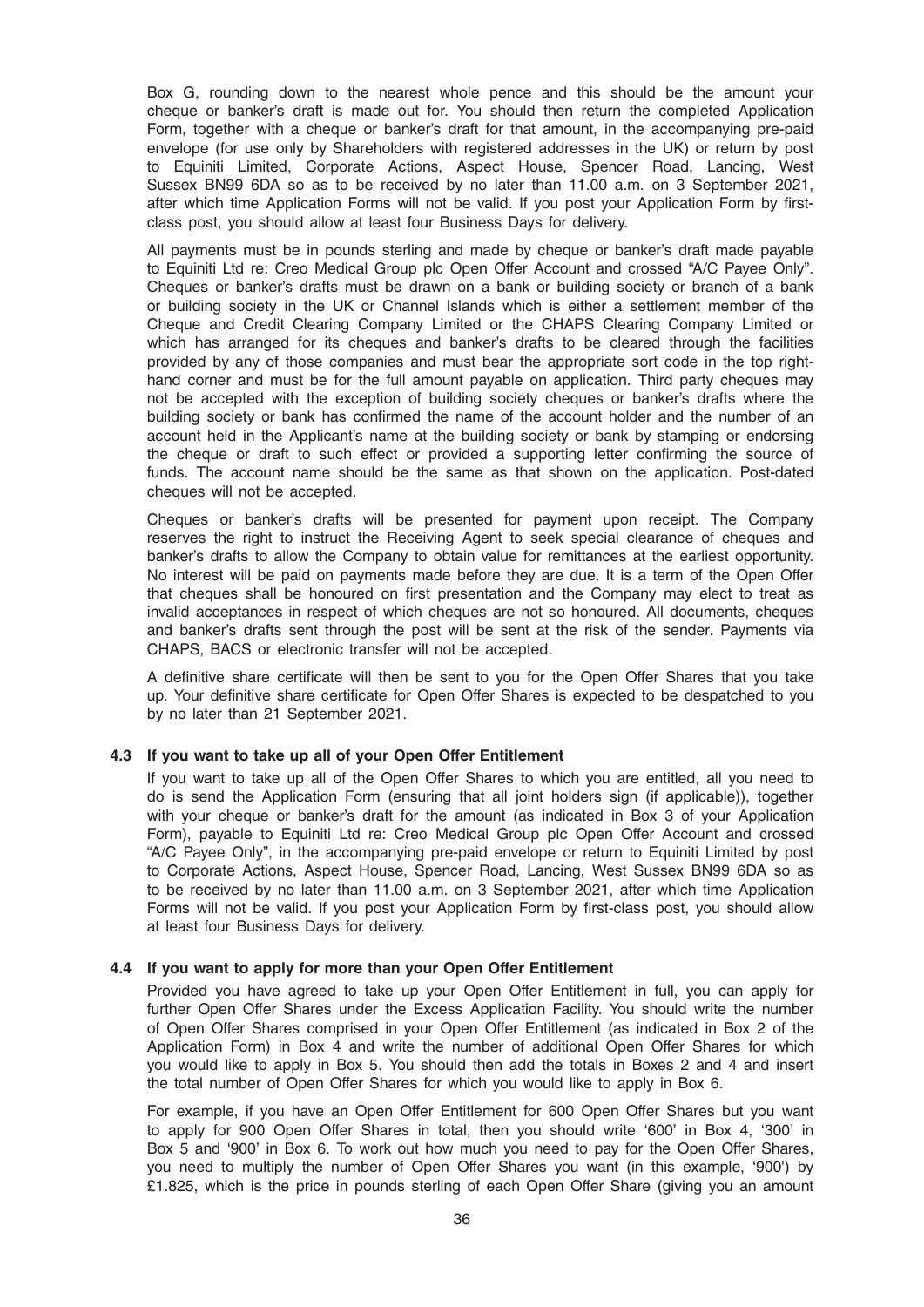Box G, rounding down to the nearest whole pence and this should be the amount your cheque or banker's draft is made out for. You should then return the completed Application Form, together with a cheque or banker's draft for that amount, in the accompanying pre-paid envelope (for use only by Shareholders with registered addresses in the UK) or return by post to Equiniti Limited, Corporate Actions, Aspect House, Spencer Road, Lancing, West Sussex BN99 6DA so as to be received by no later than 11.00 a.m. on 3 September 2021, after which time Application Forms will not be valid. If you post your Application Form by first-class post, you should allow at least four Business Days for delivery.

All payments must be in pounds sterling and made by cheque or banker's draft made payable to Equiniti Ltd re: Creo Medical Group plc Open Offer Account and crossed "A/C Payee Only". Cheques or banker's drafts must be drawn on a bank or building society or branch of a bank or building society in the UK or Channel Islands which is either a settlement member of the Cheque and Credit Clearing Company Limited or the CHAPS Clearing Company Limited or which has arranged for its cheques and banker's drafts to be cleared through the facilities provided by any of those companies and must bear the appropriate sort code in the top right-hand corner and must be for the full amount payable on application. Third party cheques may not be accepted with the exception of building society cheques or banker's drafts where the building society or bank has confirmed the name of the account holder and the number of an account held in the Applicant's name at the building society or bank by stamping or endorsing the cheque or draft to such effect or provided a supporting letter confirming the source of funds. The account name should be the same as that shown on the application. Post-dated cheques will not be accepted.

Cheques or banker's drafts will be presented for payment upon receipt. The Company reserves the right to instruct the Receiving Agent to seek special clearance of cheques and banker's drafts to allow the Company to obtain value for remittances at the earliest opportunity. No interest will be paid on payments made before they are due. It is a term of the Open Offer that cheques shall be honoured on first presentation and the Company may elect to treat as invalid acceptances in respect of which cheques are not so honoured. All documents, cheques and banker's drafts sent through the post will be sent at the risk of the sender. Payments via CHAPS, BACS or electronic transfer will not be accepted.

A definitive share certificate will then be sent to you for the Open Offer Shares that you take up. Your definitive share certificate for Open Offer Shares is expected to be despatched to you by no later than 21 September 2021.

### 4.3 If you want to take up all of your Open Offer Entitlement

If you want to take up all of the Open Offer Shares to which you are entitled, all you need to do is send the Application Form (ensuring that all joint holders sign (if applicable)), together with your cheque or banker's draft for the amount (as indicated in Box 3 of your Application Form), payable to Equiniti Ltd re: Creo Medical Group plc Open Offer Account and crossed "A/C Payee Only", in the accompanying pre-paid envelope or return to Equiniti Limited by post to Corporate Actions, Aspect House, Spencer Road, Lancing, West Sussex BN99 6DA so as to be received by no later than 11.00 a.m. on 3 September 2021, after which time Application Forms will not be valid. If you post your Application Form by first-class post, you should allow at least four Business Days for delivery.

### 4.4 If you want to apply for more than your Open Offer Entitlement

Provided you have agreed to take up your Open Offer Entitlement in full, you can apply for further Open Offer Shares under the Excess Application Facility. You should write the number of Open Offer Shares comprised in your Open Offer Entitlement (as indicated in Box 2 of the Application Form) in Box 4 and write the number of additional Open Offer Shares for which you would like to apply in Box 5. You should then add the totals in Boxes 2 and 4 and insert the total number of Open Offer Shares for which you would like to apply in Box 6.

For example, if you have an Open Offer Entitlement for 600 Open Offer Shares but you want to apply for 900 Open Offer Shares in total, then you should write '600' in Box 4, '300' in Box 5 and '900' in Box 6. To work out how much you need to pay for the Open Offer Shares, you need to multiply the number of Open Offer Shares you want (in this example, '900') by £1.825, which is the price in pounds sterling of each Open Offer Share (giving you an amount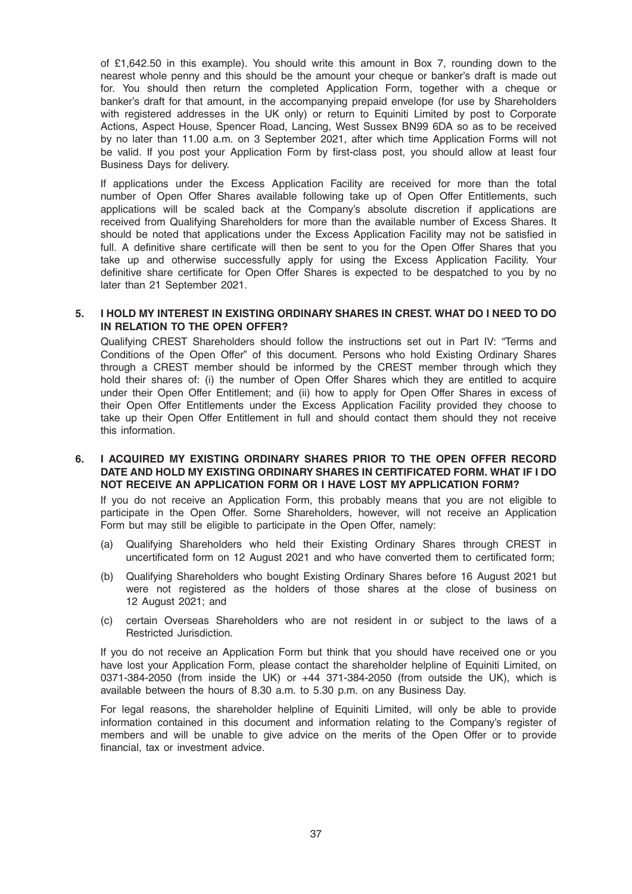of £1,642.50 in this example). You should write this amount in Box 7, rounding down to the nearest whole penny and this should be the amount your cheque or banker's draft is made out for. You should then return the completed Application Form, together with a cheque or banker's draft for that amount, in the accompanying prepaid envelope (for use by Shareholders with registered addresses in the UK only) or return to Equiniti Limited by post to Corporate Actions, Aspect House, Spencer Road, Lancing, West Sussex BN99 6DA so as to be received by no later than 11.00 a.m. on 3 September 2021, after which time Application Forms will not be valid. If you post your Application Form by first-class post, you should allow at least four Business Days for delivery.

If applications under the Excess Application Facility are received for more than the total number of Open Offer Shares available following take up of Open Offer Entitlements, such applications will be scaled back at the Company's absolute discretion if applications are received from Qualifying Shareholders for more than the available number of Excess Shares. It should be noted that applications under the Excess Application Facility may not be satisfied in full. A definitive share certificate will then be sent to you for the Open Offer Shares that you take up and otherwise successfully apply for using the Excess Application Facility. Your definitive share certificate for Open Offer Shares is expected to be despatched to you by no later than 21 September 2021.

**5. I HOLD MY INTEREST IN EXISTING ORDINARY SHARES IN CREST. WHAT DO I NEED TO DO IN RELATION TO THE OPEN OFFER?**

Qualifying CREST Shareholders should follow the instructions set out in Part IV: "Terms and Conditions of the Open Offer" of this document. Persons who hold Existing Ordinary Shares through a CREST member should be informed by the CREST member through which they hold their shares of: (i) the number of Open Offer Shares which they are entitled to acquire under their Open Offer Entitlement; and (ii) how to apply for Open Offer Shares in excess of their Open Offer Entitlements under the Excess Application Facility provided they choose to take up their Open Offer Entitlement in full and should contact them should they not receive this information.

**6. I ACQUIRED MY EXISTING ORDINARY SHARES PRIOR TO THE OPEN OFFER RECORD DATE AND HOLD MY EXISTING ORDINARY SHARES IN CERTIFICATED FORM. WHAT IF I DO NOT RECEIVE AN APPLICATION FORM OR I HAVE LOST MY APPLICATION FORM?**

If you do not receive an Application Form, this probably means that you are not eligible to participate in the Open Offer. Some Shareholders, however, will not receive an Application Form but may still be eligible to participate in the Open Offer, namely:

(a) Qualifying Shareholders who held their Existing Ordinary Shares through CREST in uncertificated form on 12 August 2021 and who have converted them to certificated form;

(b) Qualifying Shareholders who bought Existing Ordinary Shares before 16 August 2021 but were not registered as the holders of those shares at the close of business on 12 August 2021; and

(c) certain Overseas Shareholders who are not resident in or subject to the laws of a Restricted Jurisdiction.

If you do not receive an Application Form but think that you should have received one or you have lost your Application Form, please contact the shareholder helpline of Equiniti Limited, on 0371-384-2050 (from inside the UK) or +44 371-384-2050 (from outside the UK), which is available between the hours of 8.30 a.m. to 5.30 p.m. on any Business Day.

For legal reasons, the shareholder helpline of Equiniti Limited, will only be able to provide information contained in this document and information relating to the Company's register of members and will be unable to give advice on the merits of the Open Offer or to provide financial, tax or investment advice.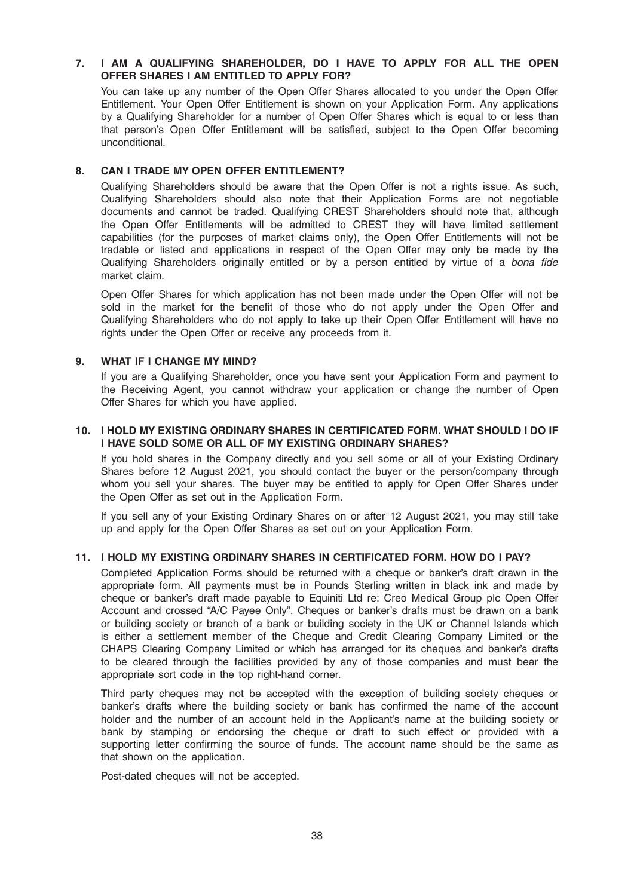### 7. I AM A QUALIFYING SHAREHOLDER, DO I HAVE TO APPLY FOR ALL THE OPEN OFFER SHARES I AM ENTITLED TO APPLY FOR?

You can take up any number of the Open Offer Shares allocated to you under the Open Offer Entitlement. Your Open Offer Entitlement is shown on your Application Form. Any applications by a Qualifying Shareholder for a number of Open Offer Shares which is equal to or less than that person's Open Offer Entitlement will be satisfied, subject to the Open Offer becoming unconditional.

### 8. CAN I TRADE MY OPEN OFFER ENTITLEMENT?

Qualifying Shareholders should be aware that the Open Offer is not a rights issue. As such, Qualifying Shareholders should also note that their Application Forms are not negotiable documents and cannot be traded. Qualifying CREST Shareholders should note that, although the Open Offer Entitlements will be admitted to CREST they will have limited settlement capabilities (for the purposes of market claims only), the Open Offer Entitlements will not be tradable or listed and applications in respect of the Open Offer may only be made by the Qualifying Shareholders originally entitled or by a person entitled by virtue of a *bona fide* market claim.

Open Offer Shares for which application has not been made under the Open Offer will not be sold in the market for the benefit of those who do not apply under the Open Offer and Qualifying Shareholders who do not apply to take up their Open Offer Entitlement will have no rights under the Open Offer or receive any proceeds from it.

### 9. WHAT IF I CHANGE MY MIND?

If you are a Qualifying Shareholder, once you have sent your Application Form and payment to the Receiving Agent, you cannot withdraw your application or change the number of Open Offer Shares for which you have applied.

### 10. I HOLD MY EXISTING ORDINARY SHARES IN CERTIFICATED FORM. WHAT SHOULD I DO IF I HAVE SOLD SOME OR ALL OF MY EXISTING ORDINARY SHARES?

If you hold shares in the Company directly and you sell some or all of your Existing Ordinary Shares before 12 August 2021, you should contact the buyer or the person/company through whom you sell your shares. The buyer may be entitled to apply for Open Offer Shares under the Open Offer as set out in the Application Form.

If you sell any of your Existing Ordinary Shares on or after 12 August 2021, you may still take up and apply for the Open Offer Shares as set out on your Application Form.

### 11. I HOLD MY EXISTING ORDINARY SHARES IN CERTIFICATED FORM. HOW DO I PAY?

Completed Application Forms should be returned with a cheque or banker's draft drawn in the appropriate form. All payments must be in Pounds Sterling written in black ink and made by cheque or banker's draft made payable to Equiniti Ltd re: Creo Medical Group plc Open Offer Account and crossed "A/C Payee Only". Cheques or banker's drafts must be drawn on a bank or building society or branch of a bank or building society in the UK or Channel Islands which is either a settlement member of the Cheque and Credit Clearing Company Limited or the CHAPS Clearing Company Limited or which has arranged for its cheques and banker's drafts to be cleared through the facilities provided by any of those companies and must bear the appropriate sort code in the top right-hand corner.

Third party cheques may not be accepted with the exception of building society cheques or banker's drafts where the building society or bank has confirmed the name of the account holder and the number of an account held in the Applicant's name at the building society or bank by stamping or endorsing the cheque or draft to such effect or provided with a supporting letter confirming the source of funds. The account name should be the same as that shown on the application.

Post-dated cheques will not be accepted.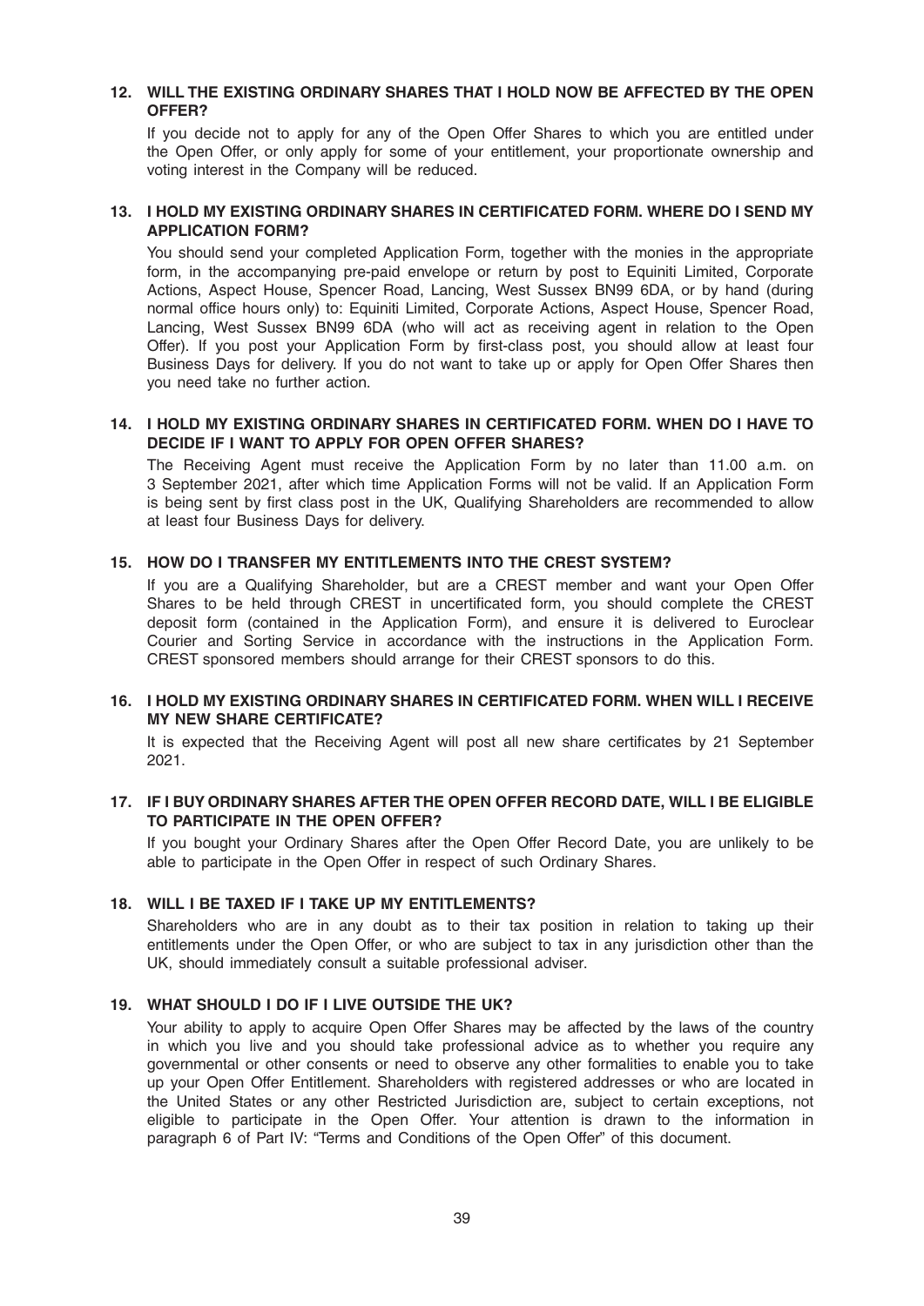**12. WILL THE EXISTING ORDINARY SHARES THAT I HOLD NOW BE AFFECTED BY THE OPEN OFFER?**

If you decide not to apply for any of the Open Offer Shares to which you are entitled under the Open Offer, or only apply for some of your entitlement, your proportionate ownership and voting interest in the Company will be reduced.

**13. I HOLD MY EXISTING ORDINARY SHARES IN CERTIFICATED FORM. WHERE DO I SEND MY APPLICATION FORM?**

You should send your completed Application Form, together with the monies in the appropriate form, in the accompanying pre-paid envelope or return by post to Equiniti Limited, Corporate Actions, Aspect House, Spencer Road, Lancing, West Sussex BN99 6DA, or by hand (during normal office hours only) to: Equiniti Limited, Corporate Actions, Aspect House, Spencer Road, Lancing, West Sussex BN99 6DA (who will act as receiving agent in relation to the Open Offer). If you post your Application Form by first-class post, you should allow at least four Business Days for delivery. If you do not want to take up or apply for Open Offer Shares then you need take no further action.

**14. I HOLD MY EXISTING ORDINARY SHARES IN CERTIFICATED FORM. WHEN DO I HAVE TO DECIDE IF I WANT TO APPLY FOR OPEN OFFER SHARES?**

The Receiving Agent must receive the Application Form by no later than 11.00 a.m. on 3 September 2021, after which time Application Forms will not be valid. If an Application Form is being sent by first class post in the UK, Qualifying Shareholders are recommended to allow at least four Business Days for delivery.

**15. HOW DO I TRANSFER MY ENTITLEMENTS INTO THE CREST SYSTEM?**

If you are a Qualifying Shareholder, but are a CREST member and want your Open Offer Shares to be held through CREST in uncertificated form, you should complete the CREST deposit form (contained in the Application Form), and ensure it is delivered to Euroclear Courier and Sorting Service in accordance with the instructions in the Application Form. CREST sponsored members should arrange for their CREST sponsors to do this.

**16. I HOLD MY EXISTING ORDINARY SHARES IN CERTIFICATED FORM. WHEN WILL I RECEIVE MY NEW SHARE CERTIFICATE?**

It is expected that the Receiving Agent will post all new share certificates by 21 September 2021.

**17. IF I BUY ORDINARY SHARES AFTER THE OPEN OFFER RECORD DATE, WILL I BE ELIGIBLE TO PARTICIPATE IN THE OPEN OFFER?**

If you bought your Ordinary Shares after the Open Offer Record Date, you are unlikely to be able to participate in the Open Offer in respect of such Ordinary Shares.

**18. WILL I BE TAXED IF I TAKE UP MY ENTITLEMENTS?**

Shareholders who are in any doubt as to their tax position in relation to taking up their entitlements under the Open Offer, or who are subject to tax in any jurisdiction other than the UK, should immediately consult a suitable professional adviser.

**19. WHAT SHOULD I DO IF I LIVE OUTSIDE THE UK?**

Your ability to apply to acquire Open Offer Shares may be affected by the laws of the country in which you live and you should take professional advice as to whether you require any governmental or other consents or need to observe any other formalities to enable you to take up your Open Offer Entitlement. Shareholders with registered addresses or who are located in the United States or any other Restricted Jurisdiction are, subject to certain exceptions, not eligible to participate in the Open Offer. Your attention is drawn to the information in paragraph 6 of Part IV: "Terms and Conditions of the Open Offer" of this document.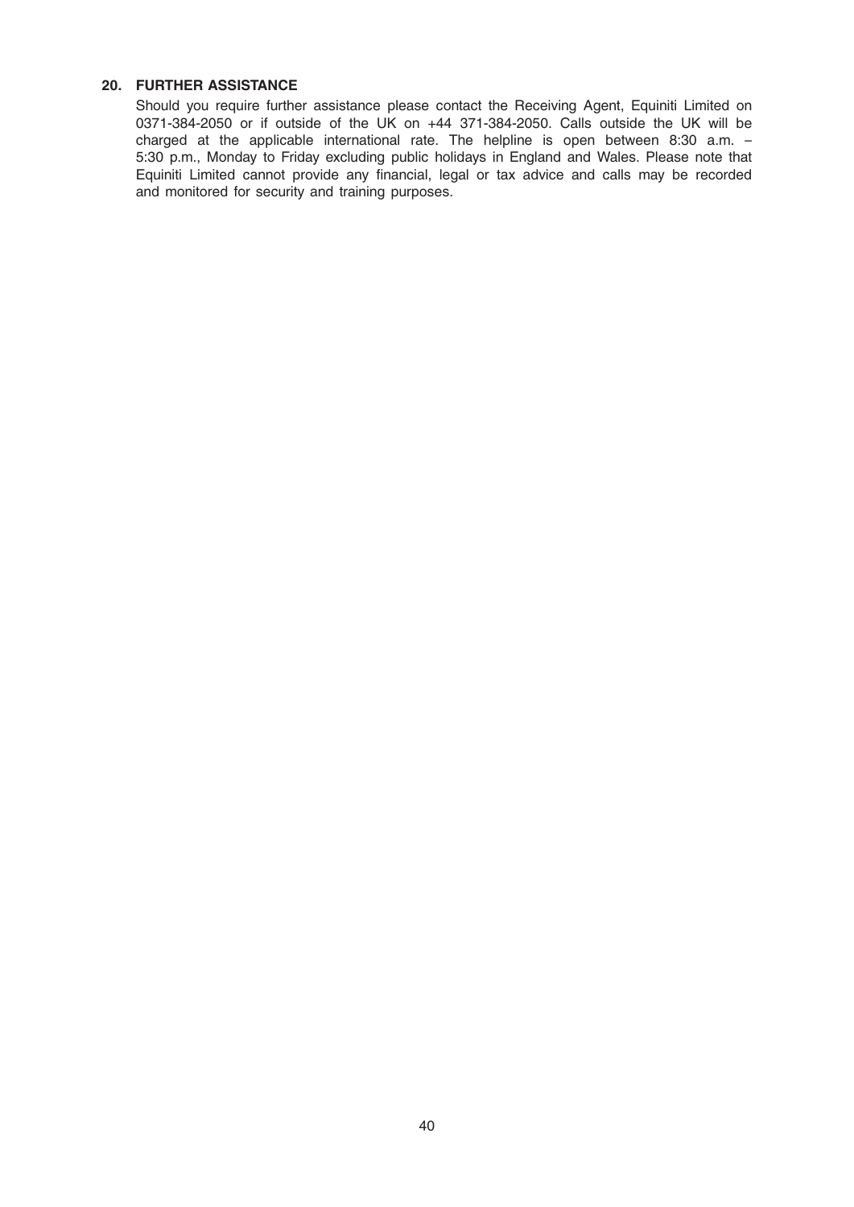## 20. FURTHER ASSISTANCE

Should you require further assistance please contact the Receiving Agent, Equiniti Limited on 0371-384-2050 or if outside of the UK on +44 371-384-2050. Calls outside the UK will be charged at the applicable international rate. The helpline is open between 8:30 a.m. – 5:30 p.m., Monday to Friday excluding public holidays in England and Wales. Please note that Equiniti Limited cannot provide any financial, legal or tax advice and calls may be recorded and monitored for security and training purposes.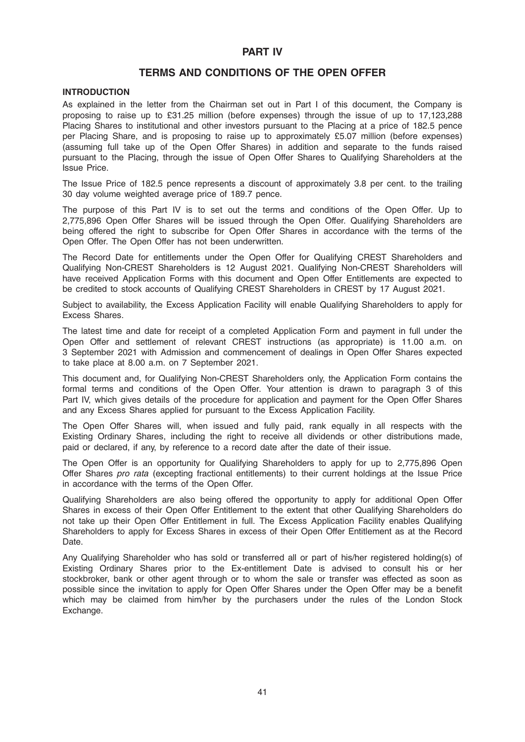# PART IV

## TERMS AND CONDITIONS OF THE OPEN OFFER

### INTRODUCTION

As explained in the letter from the Chairman set out in Part I of this document, the Company is proposing to raise up to £31.25 million (before expenses) through the issue of up to 17,123,288 Placing Shares to institutional and other investors pursuant to the Placing at a price of 182.5 pence per Placing Share, and is proposing to raise up to approximately £5.07 million (before expenses) (assuming full take up of the Open Offer Shares) in addition and separate to the funds raised pursuant to the Placing, through the issue of Open Offer Shares to Qualifying Shareholders at the Issue Price.

The Issue Price of 182.5 pence represents a discount of approximately 3.8 per cent. to the trailing 30 day volume weighted average price of 189.7 pence.

The purpose of this Part IV is to set out the terms and conditions of the Open Offer. Up to 2,775,896 Open Offer Shares will be issued through the Open Offer. Qualifying Shareholders are being offered the right to subscribe for Open Offer Shares in accordance with the terms of the Open Offer. The Open Offer has not been underwritten.

The Record Date for entitlements under the Open Offer for Qualifying CREST Shareholders and Qualifying Non-CREST Shareholders is 12 August 2021. Qualifying Non-CREST Shareholders will have received Application Forms with this document and Open Offer Entitlements are expected to be credited to stock accounts of Qualifying CREST Shareholders in CREST by 17 August 2021.

Subject to availability, the Excess Application Facility will enable Qualifying Shareholders to apply for Excess Shares.

The latest time and date for receipt of a completed Application Form and payment in full under the Open Offer and settlement of relevant CREST instructions (as appropriate) is 11.00 a.m. on 3 September 2021 with Admission and commencement of dealings in Open Offer Shares expected to take place at 8.00 a.m. on 7 September 2021.

This document and, for Qualifying Non-CREST Shareholders only, the Application Form contains the formal terms and conditions of the Open Offer. Your attention is drawn to paragraph 3 of this Part IV, which gives details of the procedure for application and payment for the Open Offer Shares and any Excess Shares applied for pursuant to the Excess Application Facility.

The Open Offer Shares will, when issued and fully paid, rank equally in all respects with the Existing Ordinary Shares, including the right to receive all dividends or other distributions made, paid or declared, if any, by reference to a record date after the date of their issue.

The Open Offer is an opportunity for Qualifying Shareholders to apply for up to 2,775,896 Open Offer Shares *pro rata* (excepting fractional entitlements) to their current holdings at the Issue Price in accordance with the terms of the Open Offer.

Qualifying Shareholders are also being offered the opportunity to apply for additional Open Offer Shares in excess of their Open Offer Entitlement to the extent that other Qualifying Shareholders do not take up their Open Offer Entitlement in full. The Excess Application Facility enables Qualifying Shareholders to apply for Excess Shares in excess of their Open Offer Entitlement as at the Record Date.

Any Qualifying Shareholder who has sold or transferred all or part of his/her registered holding(s) of Existing Ordinary Shares prior to the Ex-entitlement Date is advised to consult his or her stockbroker, bank or other agent through or to whom the sale or transfer was effected as soon as possible since the invitation to apply for Open Offer Shares under the Open Offer may be a benefit which may be claimed from him/her by the purchasers under the rules of the London Stock Exchange.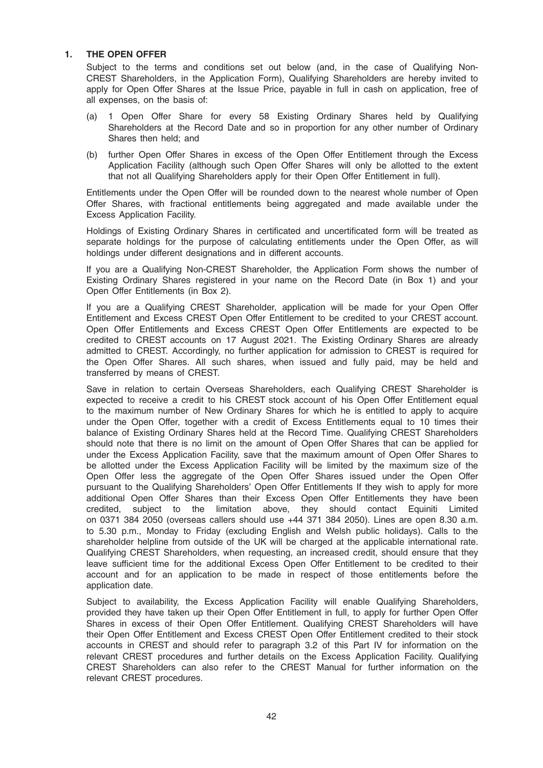## 1. THE OPEN OFFER

Subject to the terms and conditions set out below (and, in the case of Qualifying Non-CREST Shareholders, in the Application Form), Qualifying Shareholders are hereby invited to apply for Open Offer Shares at the Issue Price, payable in full in cash on application, free of all expenses, on the basis of:

(a) 1 Open Offer Share for every 58 Existing Ordinary Shares held by Qualifying Shareholders at the Record Date and so in proportion for any other number of Ordinary Shares then held; and

(b) further Open Offer Shares in excess of the Open Offer Entitlement through the Excess Application Facility (although such Open Offer Shares will only be allotted to the extent that not all Qualifying Shareholders apply for their Open Offer Entitlement in full).

Entitlements under the Open Offer will be rounded down to the nearest whole number of Open Offer Shares, with fractional entitlements being aggregated and made available under the Excess Application Facility.

Holdings of Existing Ordinary Shares in certificated and uncertificated form will be treated as separate holdings for the purpose of calculating entitlements under the Open Offer, as will holdings under different designations and in different accounts.

If you are a Qualifying Non-CREST Shareholder, the Application Form shows the number of Existing Ordinary Shares registered in your name on the Record Date (in Box 1) and your Open Offer Entitlements (in Box 2).

If you are a Qualifying CREST Shareholder, application will be made for your Open Offer Entitlement and Excess CREST Open Offer Entitlement to be credited to your CREST account. Open Offer Entitlements and Excess CREST Open Offer Entitlements are expected to be credited to CREST accounts on 17 August 2021. The Existing Ordinary Shares are already admitted to CREST. Accordingly, no further application for admission to CREST is required for the Open Offer Shares. All such shares, when issued and fully paid, may be held and transferred by means of CREST.

Save in relation to certain Overseas Shareholders, each Qualifying CREST Shareholder is expected to receive a credit to his CREST stock account of his Open Offer Entitlement equal to the maximum number of New Ordinary Shares for which he is entitled to apply to acquire under the Open Offer, together with a credit of Excess Entitlements equal to 10 times their balance of Existing Ordinary Shares held at the Record Time. Qualifying CREST Shareholders should note that there is no limit on the amount of Open Offer Shares that can be applied for under the Excess Application Facility, save that the maximum amount of Open Offer Shares to be allotted under the Excess Application Facility will be limited by the maximum size of the Open Offer less the aggregate of the Open Offer Shares issued under the Open Offer pursuant to the Qualifying Shareholders' Open Offer Entitlements If they wish to apply for more additional Open Offer Shares than their Excess Open Offer Entitlements they have been credited, subject to the limitation above, they should contact Equiniti Limited on 0371 384 2050 (overseas callers should use +44 371 384 2050). Lines are open 8.30 a.m. to 5.30 p.m., Monday to Friday (excluding English and Welsh public holidays). Calls to the shareholder helpline from outside of the UK will be charged at the applicable international rate. Qualifying CREST Shareholders, when requesting, an increased credit, should ensure that they leave sufficient time for the additional Excess Open Offer Entitlement to be credited to their account and for an application to be made in respect of those entitlements before the application date.

Subject to availability, the Excess Application Facility will enable Qualifying Shareholders, provided they have taken up their Open Offer Entitlement in full, to apply for further Open Offer Shares in excess of their Open Offer Entitlement. Qualifying CREST Shareholders will have their Open Offer Entitlement and Excess CREST Open Offer Entitlement credited to their stock accounts in CREST and should refer to paragraph 3.2 of this Part IV for information on the relevant CREST procedures and further details on the Excess Application Facility. Qualifying CREST Shareholders can also refer to the CREST Manual for further information on the relevant CREST procedures.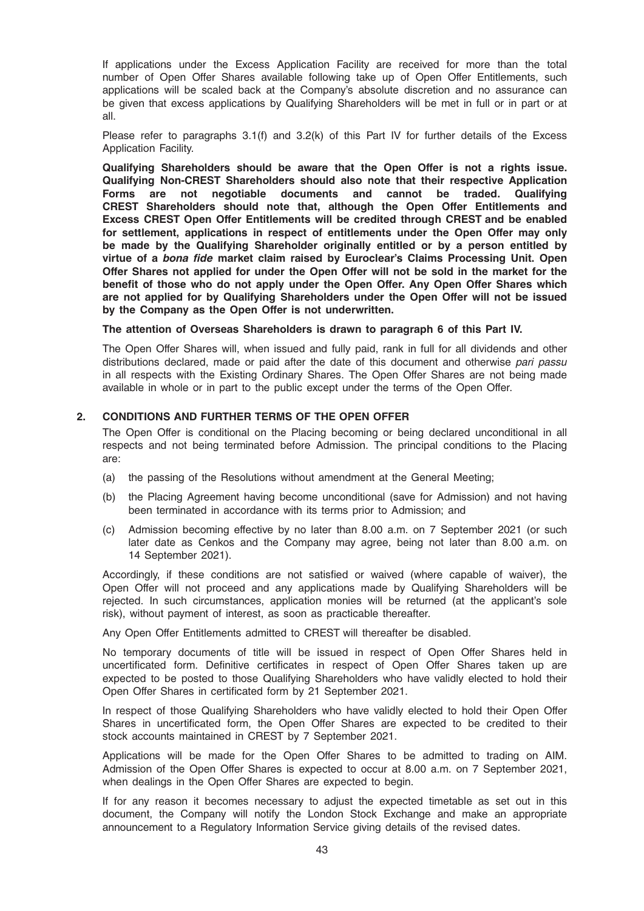If applications under the Excess Application Facility are received for more than the total number of Open Offer Shares available following take up of Open Offer Entitlements, such applications will be scaled back at the Company's absolute discretion and no assurance can be given that excess applications by Qualifying Shareholders will be met in full or in part or at all.

Please refer to paragraphs 3.1(f) and 3.2(k) of this Part IV for further details of the Excess Application Facility.

**Qualifying Shareholders should be aware that the Open Offer is not a rights issue. Qualifying Non-CREST Shareholders should also note that their respective Application Forms are not negotiable documents and cannot be traded. Qualifying CREST Shareholders should note that, although the Open Offer Entitlements and Excess CREST Open Offer Entitlements will be credited through CREST and be enabled for settlement, applications in respect of entitlements under the Open Offer may only be made by the Qualifying Shareholder originally entitled or by a person entitled by virtue of a *bona fide* market claim raised by Euroclear's Claims Processing Unit. Open Offer Shares not applied for under the Open Offer will not be sold in the market for the benefit of those who do not apply under the Open Offer. Any Open Offer Shares which are not applied for by Qualifying Shareholders under the Open Offer will not be issued by the Company as the Open Offer is not underwritten.**

**The attention of Overseas Shareholders is drawn to paragraph 6 of this Part IV.**

The Open Offer Shares will, when issued and fully paid, rank in full for all dividends and other distributions declared, made or paid after the date of this document and otherwise *pari passu* in all respects with the Existing Ordinary Shares. The Open Offer Shares are not being made available in whole or in part to the public except under the terms of the Open Offer.

## 2. CONDITIONS AND FURTHER TERMS OF THE OPEN OFFER

The Open Offer is conditional on the Placing becoming or being declared unconditional in all respects and not being terminated before Admission. The principal conditions to the Placing are:

(a) the passing of the Resolutions without amendment at the General Meeting;

(b) the Placing Agreement having become unconditional (save for Admission) and not having been terminated in accordance with its terms prior to Admission; and

(c) Admission becoming effective by no later than 8.00 a.m. on 7 September 2021 (or such later date as Cenkos and the Company may agree, being not later than 8.00 a.m. on 14 September 2021).

Accordingly, if these conditions are not satisfied or waived (where capable of waiver), the Open Offer will not proceed and any applications made by Qualifying Shareholders will be rejected. In such circumstances, application monies will be returned (at the applicant's sole risk), without payment of interest, as soon as practicable thereafter.

Any Open Offer Entitlements admitted to CREST will thereafter be disabled.

No temporary documents of title will be issued in respect of Open Offer Shares held in uncertificated form. Definitive certificates in respect of Open Offer Shares taken up are expected to be posted to those Qualifying Shareholders who have validly elected to hold their Open Offer Shares in certificated form by 21 September 2021.

In respect of those Qualifying Shareholders who have validly elected to hold their Open Offer Shares in uncertificated form, the Open Offer Shares are expected to be credited to their stock accounts maintained in CREST by 7 September 2021.

Applications will be made for the Open Offer Shares to be admitted to trading on AIM. Admission of the Open Offer Shares is expected to occur at 8.00 a.m. on 7 September 2021, when dealings in the Open Offer Shares are expected to begin.

If for any reason it becomes necessary to adjust the expected timetable as set out in this document, the Company will notify the London Stock Exchange and make an appropriate announcement to a Regulatory Information Service giving details of the revised dates.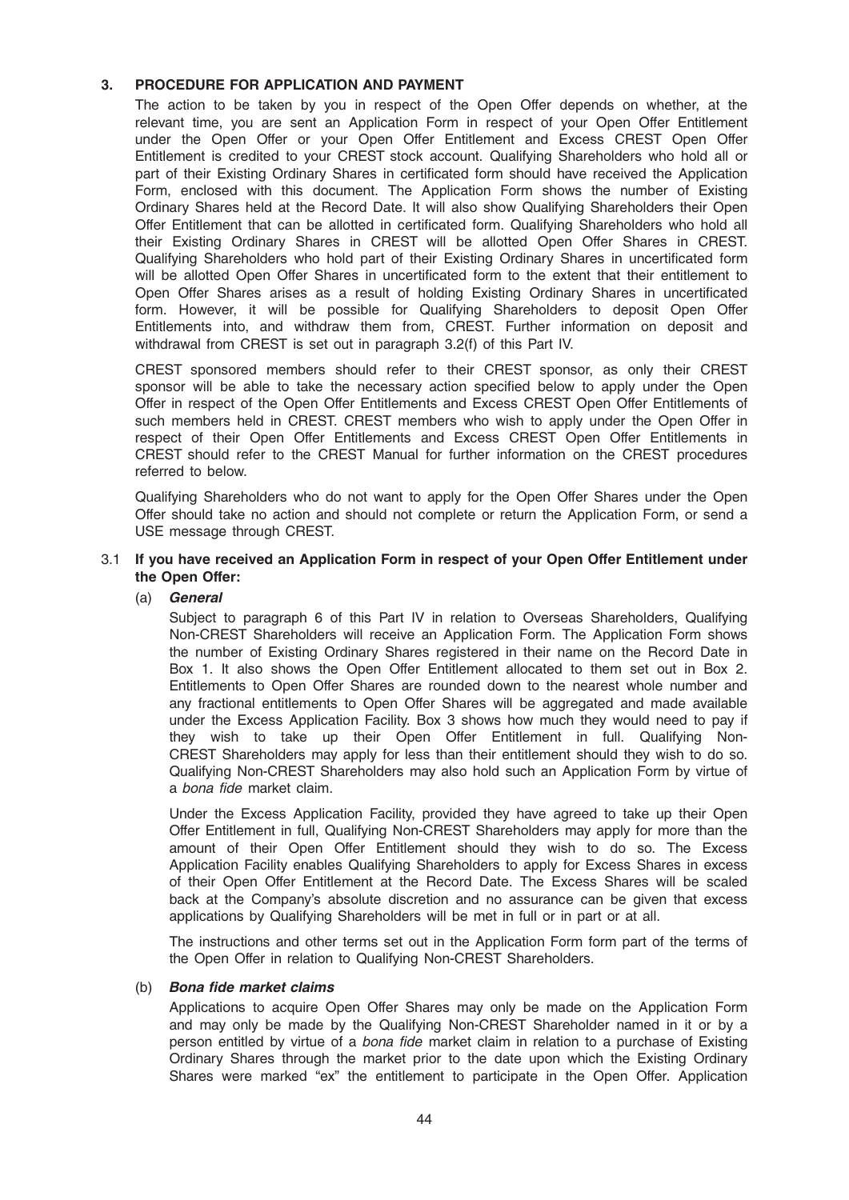### 3. PROCEDURE FOR APPLICATION AND PAYMENT

The action to be taken by you in respect of the Open Offer depends on whether, at the relevant time, you are sent an Application Form in respect of your Open Offer Entitlement under the Open Offer or your Open Offer Entitlement and Excess CREST Open Offer Entitlement is credited to your CREST stock account. Qualifying Shareholders who hold all or part of their Existing Ordinary Shares in certificated form should have received the Application Form, enclosed with this document. The Application Form shows the number of Existing Ordinary Shares held at the Record Date. It will also show Qualifying Shareholders their Open Offer Entitlement that can be allotted in certificated form. Qualifying Shareholders who hold all their Existing Ordinary Shares in CREST will be allotted Open Offer Shares in CREST. Qualifying Shareholders who hold part of their Existing Ordinary Shares in uncertificated form will be allotted Open Offer Shares in uncertificated form to the extent that their entitlement to Open Offer Shares arises as a result of holding Existing Ordinary Shares in uncertificated form. However, it will be possible for Qualifying Shareholders to deposit Open Offer Entitlements into, and withdraw them from, CREST. Further information on deposit and withdrawal from CREST is set out in paragraph 3.2(f) of this Part IV.

CREST sponsored members should refer to their CREST sponsor, as only their CREST sponsor will be able to take the necessary action specified below to apply under the Open Offer in respect of the Open Offer Entitlements and Excess CREST Open Offer Entitlements of such members held in CREST. CREST members who wish to apply under the Open Offer in respect of their Open Offer Entitlements and Excess CREST Open Offer Entitlements in CREST should refer to the CREST Manual for further information on the CREST procedures referred to below.

Qualifying Shareholders who do not want to apply for the Open Offer Shares under the Open Offer should take no action and should not complete or return the Application Form, or send a USE message through CREST.

#### 3.1 If you have received an Application Form in respect of your Open Offer Entitlement under the Open Offer:

(a) ***General***

Subject to paragraph 6 of this Part IV in relation to Overseas Shareholders, Qualifying Non-CREST Shareholders will receive an Application Form. The Application Form shows the number of Existing Ordinary Shares registered in their name on the Record Date in Box 1. It also shows the Open Offer Entitlement allocated to them set out in Box 2. Entitlements to Open Offer Shares are rounded down to the nearest whole number and any fractional entitlements to Open Offer Shares will be aggregated and made available under the Excess Application Facility. Box 3 shows how much they would need to pay if they wish to take up their Open Offer Entitlement in full. Qualifying Non-CREST Shareholders may apply for less than their entitlement should they wish to do so. Qualifying Non-CREST Shareholders may also hold such an Application Form by virtue of a *bona fide* market claim.

Under the Excess Application Facility, provided they have agreed to take up their Open Offer Entitlement in full, Qualifying Non-CREST Shareholders may apply for more than the amount of their Open Offer Entitlement should they wish to do so. The Excess Application Facility enables Qualifying Shareholders to apply for Excess Shares in excess of their Open Offer Entitlement at the Record Date. The Excess Shares will be scaled back at the Company's absolute discretion and no assurance can be given that excess applications by Qualifying Shareholders will be met in full or in part or at all.

The instructions and other terms set out in the Application Form form part of the terms of the Open Offer in relation to Qualifying Non-CREST Shareholders.

(b) ***Bona fide market claims***

Applications to acquire Open Offer Shares may only be made on the Application Form and may only be made by the Qualifying Non-CREST Shareholder named in it or by a person entitled by virtue of a *bona fide* market claim in relation to a purchase of Existing Ordinary Shares through the market prior to the date upon which the Existing Ordinary Shares were marked "ex" the entitlement to participate in the Open Offer. Application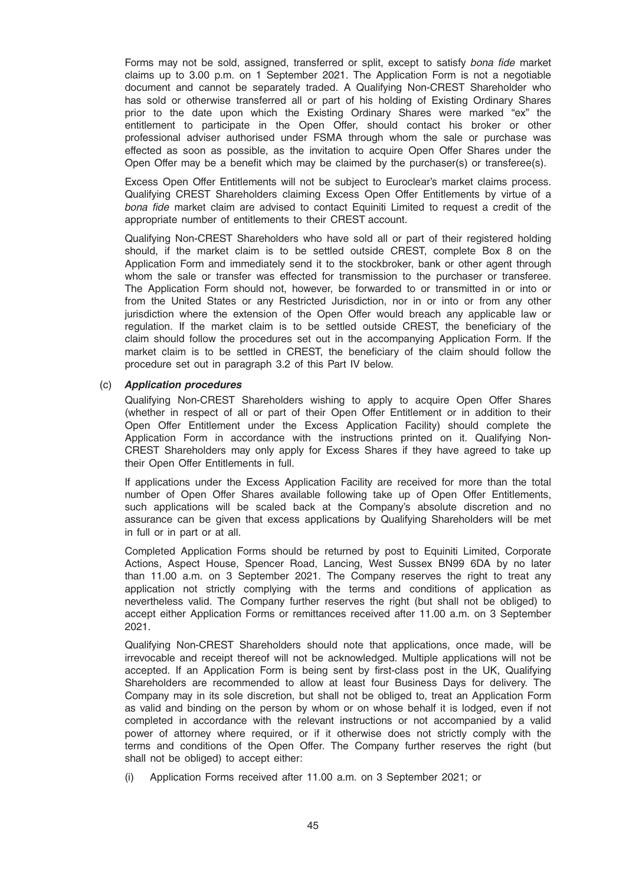Forms may not be sold, assigned, transferred or split, except to satisfy *bona fide* market claims up to 3.00 p.m. on 1 September 2021. The Application Form is not a negotiable document and cannot be separately traded. A Qualifying Non-CREST Shareholder who has sold or otherwise transferred all or part of his holding of Existing Ordinary Shares prior to the date upon which the Existing Ordinary Shares were marked "ex" the entitlement to participate in the Open Offer, should contact his broker or other professional adviser authorised under FSMA through whom the sale or purchase was effected as soon as possible, as the invitation to acquire Open Offer Shares under the Open Offer may be a benefit which may be claimed by the purchaser(s) or transferee(s).

Excess Open Offer Entitlements will not be subject to Euroclear's market claims process. Qualifying CREST Shareholders claiming Excess Open Offer Entitlements by virtue of a *bona fide* market claim are advised to contact Equiniti Limited to request a credit of the appropriate number of entitlements to their CREST account.

Qualifying Non-CREST Shareholders who have sold all or part of their registered holding should, if the market claim is to be settled outside CREST, complete Box 8 on the Application Form and immediately send it to the stockbroker, bank or other agent through whom the sale or transfer was effected for transmission to the purchaser or transferee. The Application Form should not, however, be forwarded to or transmitted in or into or from the United States or any Restricted Jurisdiction, nor in or into or from any other jurisdiction where the extension of the Open Offer would breach any applicable law or regulation. If the market claim is to be settled outside CREST, the beneficiary of the claim should follow the procedures set out in the accompanying Application Form. If the market claim is to be settled in CREST, the beneficiary of the claim should follow the procedure set out in paragraph 3.2 of this Part IV below.

(c) ***Application procedures***

Qualifying Non-CREST Shareholders wishing to apply to acquire Open Offer Shares (whether in respect of all or part of their Open Offer Entitlement or in addition to their Open Offer Entitlement under the Excess Application Facility) should complete the Application Form in accordance with the instructions printed on it. Qualifying Non-CREST Shareholders may only apply for Excess Shares if they have agreed to take up their Open Offer Entitlements in full.

If applications under the Excess Application Facility are received for more than the total number of Open Offer Shares available following take up of Open Offer Entitlements, such applications will be scaled back at the Company's absolute discretion and no assurance can be given that excess applications by Qualifying Shareholders will be met in full or in part or at all.

Completed Application Forms should be returned by post to Equiniti Limited, Corporate Actions, Aspect House, Spencer Road, Lancing, West Sussex BN99 6DA by no later than 11.00 a.m. on 3 September 2021. The Company reserves the right to treat any application not strictly complying with the terms and conditions of application as nevertheless valid. The Company further reserves the right (but shall not be obliged) to accept either Application Forms or remittances received after 11.00 a.m. on 3 September 2021.

Qualifying Non-CREST Shareholders should note that applications, once made, will be irrevocable and receipt thereof will not be acknowledged. Multiple applications will not be accepted. If an Application Form is being sent by first-class post in the UK, Qualifying Shareholders are recommended to allow at least four Business Days for delivery. The Company may in its sole discretion, but shall not be obliged to, treat an Application Form as valid and binding on the person by whom or on whose behalf it is lodged, even if not completed in accordance with the relevant instructions or not accompanied by a valid power of attorney where required, or if it otherwise does not strictly comply with the terms and conditions of the Open Offer. The Company further reserves the right (but shall not be obliged) to accept either:

(i) Application Forms received after 11.00 a.m. on 3 September 2021; or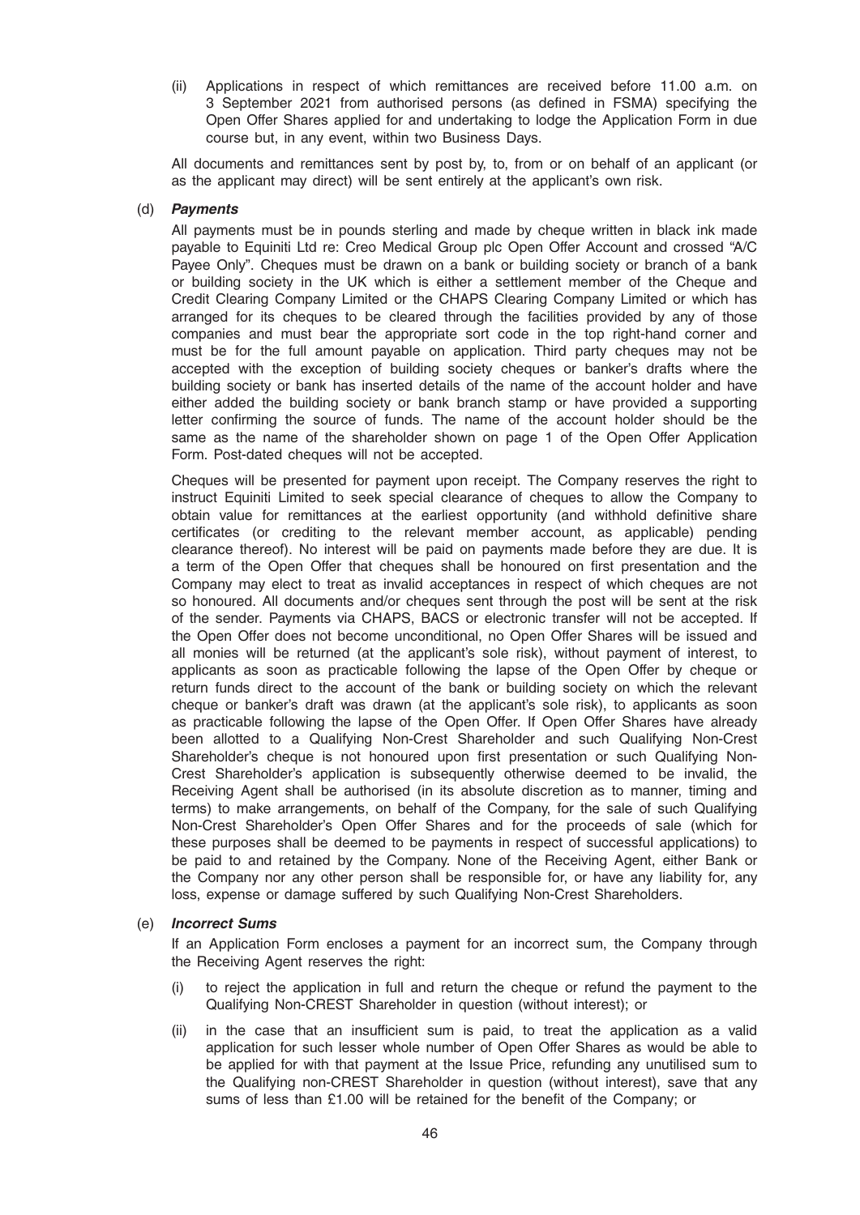(ii) Applications in respect of which remittances are received before 11.00 a.m. on 3 September 2021 from authorised persons (as defined in FSMA) specifying the Open Offer Shares applied for and undertaking to lodge the Application Form in due course but, in any event, within two Business Days.

All documents and remittances sent by post by, to, from or on behalf of an applicant (or as the applicant may direct) will be sent entirely at the applicant's own risk.

(d) ***Payments***

All payments must be in pounds sterling and made by cheque written in black ink made payable to Equiniti Ltd re: Creo Medical Group plc Open Offer Account and crossed "A/C Payee Only". Cheques must be drawn on a bank or building society or branch of a bank or building society in the UK which is either a settlement member of the Cheque and Credit Clearing Company Limited or the CHAPS Clearing Company Limited or which has arranged for its cheques to be cleared through the facilities provided by any of those companies and must bear the appropriate sort code in the top right-hand corner and must be for the full amount payable on application. Third party cheques may not be accepted with the exception of building society cheques or banker's drafts where the building society or bank has inserted details of the name of the account holder and have either added the building society or bank branch stamp or have provided a supporting letter confirming the source of funds. The name of the account holder should be the same as the name of the shareholder shown on page 1 of the Open Offer Application Form. Post-dated cheques will not be accepted.

Cheques will be presented for payment upon receipt. The Company reserves the right to instruct Equiniti Limited to seek special clearance of cheques to allow the Company to obtain value for remittances at the earliest opportunity (and withhold definitive share certificates (or crediting to the relevant member account, as applicable) pending clearance thereof). No interest will be paid on payments made before they are due. It is a term of the Open Offer that cheques shall be honoured on first presentation and the Company may elect to treat as invalid acceptances in respect of which cheques are not so honoured. All documents and/or cheques sent through the post will be sent at the risk of the sender. Payments via CHAPS, BACS or electronic transfer will not be accepted. If the Open Offer does not become unconditional, no Open Offer Shares will be issued and all monies will be returned (at the applicant's sole risk), without payment of interest, to applicants as soon as practicable following the lapse of the Open Offer by cheque or return funds direct to the account of the bank or building society on which the relevant cheque or banker's draft was drawn (at the applicant's sole risk), to applicants as soon as practicable following the lapse of the Open Offer. If Open Offer Shares have already been allotted to a Qualifying Non-Crest Shareholder and such Qualifying Non-Crest Shareholder's cheque is not honoured upon first presentation or such Qualifying Non-Crest Shareholder's application is subsequently otherwise deemed to be invalid, the Receiving Agent shall be authorised (in its absolute discretion as to manner, timing and terms) to make arrangements, on behalf of the Company, for the sale of such Qualifying Non-Crest Shareholder's Open Offer Shares and for the proceeds of sale (which for these purposes shall be deemed to be payments in respect of successful applications) to be paid to and retained by the Company. None of the Receiving Agent, either Bank or the Company nor any other person shall be responsible for, or have any liability for, any loss, expense or damage suffered by such Qualifying Non-Crest Shareholders.

(e) ***Incorrect Sums***

If an Application Form encloses a payment for an incorrect sum, the Company through the Receiving Agent reserves the right:

(i) to reject the application in full and return the cheque or refund the payment to the Qualifying Non-CREST Shareholder in question (without interest); or

(ii) in the case that an insufficient sum is paid, to treat the application as a valid application for such lesser whole number of Open Offer Shares as would be able to be applied for with that payment at the Issue Price, refunding any unutilised sum to the Qualifying non-CREST Shareholder in question (without interest), save that any sums of less than £1.00 will be retained for the benefit of the Company; or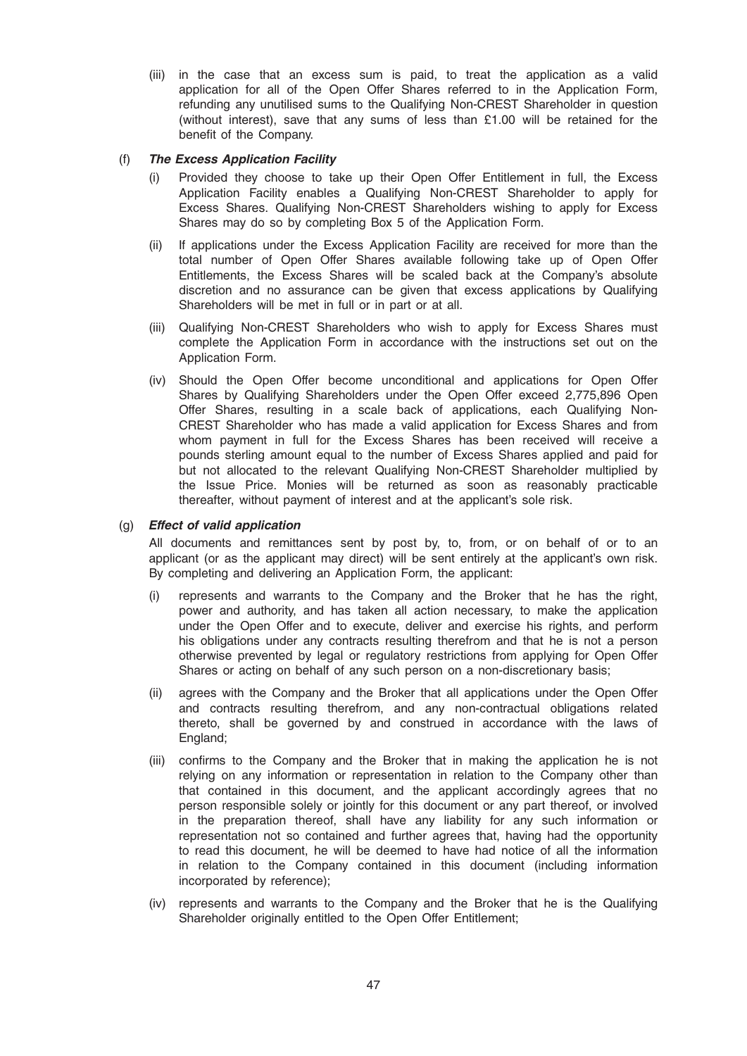(iii) in the case that an excess sum is paid, to treat the application as a valid application for all of the Open Offer Shares referred to in the Application Form, refunding any unutilised sums to the Qualifying Non-CREST Shareholder in question (without interest), save that any sums of less than £1.00 will be retained for the benefit of the Company.

(f) ***The Excess Application Facility***

(i) Provided they choose to take up their Open Offer Entitlement in full, the Excess Application Facility enables a Qualifying Non-CREST Shareholder to apply for Excess Shares. Qualifying Non-CREST Shareholders wishing to apply for Excess Shares may do so by completing Box 5 of the Application Form.

(ii) If applications under the Excess Application Facility are received for more than the total number of Open Offer Shares available following take up of Open Offer Entitlements, the Excess Shares will be scaled back at the Company's absolute discretion and no assurance can be given that excess applications by Qualifying Shareholders will be met in full or in part or at all.

(iii) Qualifying Non-CREST Shareholders who wish to apply for Excess Shares must complete the Application Form in accordance with the instructions set out on the Application Form.

(iv) Should the Open Offer become unconditional and applications for Open Offer Shares by Qualifying Shareholders under the Open Offer exceed 2,775,896 Open Offer Shares, resulting in a scale back of applications, each Qualifying Non-CREST Shareholder who has made a valid application for Excess Shares and from whom payment in full for the Excess Shares has been received will receive a pounds sterling amount equal to the number of Excess Shares applied and paid for but not allocated to the relevant Qualifying Non-CREST Shareholder multiplied by the Issue Price. Monies will be returned as soon as reasonably practicable thereafter, without payment of interest and at the applicant's sole risk.

(g) ***Effect of valid application***

All documents and remittances sent by post by, to, from, or on behalf of or to an applicant (or as the applicant may direct) will be sent entirely at the applicant's own risk. By completing and delivering an Application Form, the applicant:

(i) represents and warrants to the Company and the Broker that he has the right, power and authority, and has taken all action necessary, to make the application under the Open Offer and to execute, deliver and exercise his rights, and perform his obligations under any contracts resulting therefrom and that he is not a person otherwise prevented by legal or regulatory restrictions from applying for Open Offer Shares or acting on behalf of any such person on a non-discretionary basis;

(ii) agrees with the Company and the Broker that all applications under the Open Offer and contracts resulting therefrom, and any non-contractual obligations related thereto, shall be governed by and construed in accordance with the laws of England;

(iii) confirms to the Company and the Broker that in making the application he is not relying on any information or representation in relation to the Company other than that contained in this document, and the applicant accordingly agrees that no person responsible solely or jointly for this document or any part thereof, or involved in the preparation thereof, shall have any liability for any such information or representation not so contained and further agrees that, having had the opportunity to read this document, he will be deemed to have had notice of all the information in relation to the Company contained in this document (including information incorporated by reference);

(iv) represents and warrants to the Company and the Broker that he is the Qualifying Shareholder originally entitled to the Open Offer Entitlement;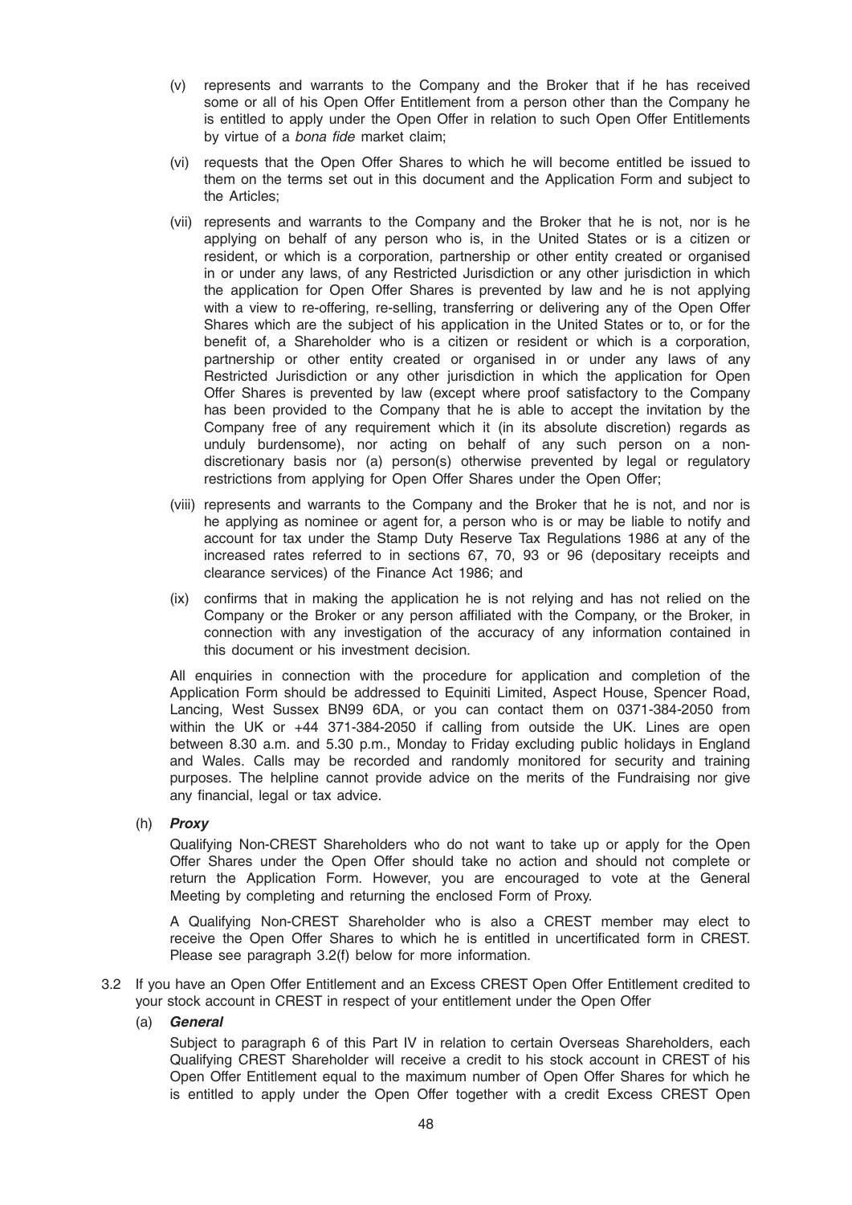(v) represents and warrants to the Company and the Broker that if he has received some or all of his Open Offer Entitlement from a person other than the Company he is entitled to apply under the Open Offer in relation to such Open Offer Entitlements by virtue of a *bona fide* market claim;

(vi) requests that the Open Offer Shares to which he will become entitled be issued to them on the terms set out in this document and the Application Form and subject to the Articles;

(vii) represents and warrants to the Company and the Broker that he is not, nor is he applying on behalf of any person who is, in the United States or is a citizen or resident, or which is a corporation, partnership or other entity created or organised in or under any laws, of any Restricted Jurisdiction or any other jurisdiction in which the application for Open Offer Shares is prevented by law and he is not applying with a view to re-offering, re-selling, transferring or delivering any of the Open Offer Shares which are the subject of his application in the United States or to, or for the benefit of, a Shareholder who is a citizen or resident or which is a corporation, partnership or other entity created or organised in or under any laws of any Restricted Jurisdiction or any other jurisdiction in which the application for Open Offer Shares is prevented by law (except where proof satisfactory to the Company has been provided to the Company that he is able to accept the invitation by the Company free of any requirement which it (in its absolute discretion) regards as unduly burdensome), nor acting on behalf of any such person on a non-discretionary basis nor (a) person(s) otherwise prevented by legal or regulatory restrictions from applying for Open Offer Shares under the Open Offer;

(viii) represents and warrants to the Company and the Broker that he is not, and nor is he applying as nominee or agent for, a person who is or may be liable to notify and account for tax under the Stamp Duty Reserve Tax Regulations 1986 at any of the increased rates referred to in sections 67, 70, 93 or 96 (depositary receipts and clearance services) of the Finance Act 1986; and

(ix) confirms that in making the application he is not relying and has not relied on the Company or the Broker or any person affiliated with the Company, or the Broker, in connection with any investigation of the accuracy of any information contained in this document or his investment decision.

All enquiries in connection with the procedure for application and completion of the Application Form should be addressed to Equiniti Limited, Aspect House, Spencer Road, Lancing, West Sussex BN99 6DA, or you can contact them on 0371-384-2050 from within the UK or +44 371-384-2050 if calling from outside the UK. Lines are open between 8.30 a.m. and 5.30 p.m., Monday to Friday excluding public holidays in England and Wales. Calls may be recorded and randomly monitored for security and training purposes. The helpline cannot provide advice on the merits of the Fundraising nor give any financial, legal or tax advice.

(h) ***Proxy***

Qualifying Non-CREST Shareholders who do not want to take up or apply for the Open Offer Shares under the Open Offer should take no action and should not complete or return the Application Form. However, you are encouraged to vote at the General Meeting by completing and returning the enclosed Form of Proxy.

A Qualifying Non-CREST Shareholder who is also a CREST member may elect to receive the Open Offer Shares to which he is entitled in uncertificated form in CREST. Please see paragraph 3.2(f) below for more information.

3.2 If you have an Open Offer Entitlement and an Excess CREST Open Offer Entitlement credited to your stock account in CREST in respect of your entitlement under the Open Offer

(a) ***General***

Subject to paragraph 6 of this Part IV in relation to certain Overseas Shareholders, each Qualifying CREST Shareholder will receive a credit to his stock account in CREST of his Open Offer Entitlement equal to the maximum number of Open Offer Shares for which he is entitled to apply under the Open Offer together with a credit Excess CREST Open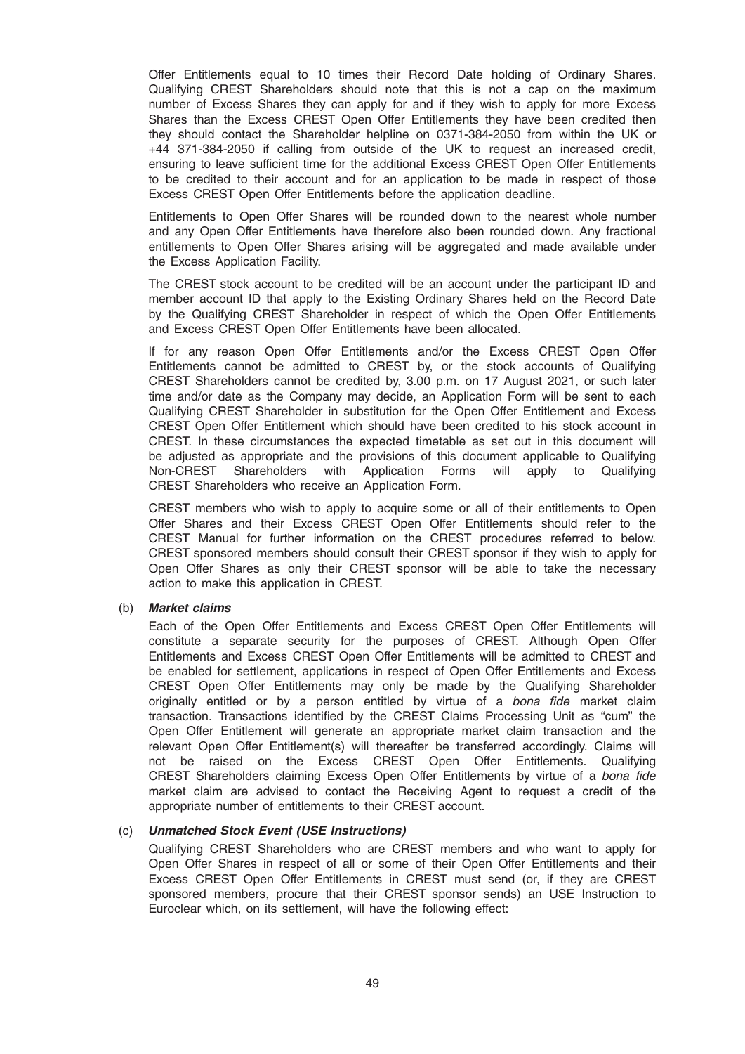Offer Entitlements equal to 10 times their Record Date holding of Ordinary Shares. Qualifying CREST Shareholders should note that this is not a cap on the maximum number of Excess Shares they can apply for and if they wish to apply for more Excess Shares than the Excess CREST Open Offer Entitlements they have been credited then they should contact the Shareholder helpline on 0371-384-2050 from within the UK or +44 371-384-2050 if calling from outside of the UK to request an increased credit, ensuring to leave sufficient time for the additional Excess CREST Open Offer Entitlements to be credited to their account and for an application to be made in respect of those Excess CREST Open Offer Entitlements before the application deadline.

Entitlements to Open Offer Shares will be rounded down to the nearest whole number and any Open Offer Entitlements have therefore also been rounded down. Any fractional entitlements to Open Offer Shares arising will be aggregated and made available under the Excess Application Facility.

The CREST stock account to be credited will be an account under the participant ID and member account ID that apply to the Existing Ordinary Shares held on the Record Date by the Qualifying CREST Shareholder in respect of which the Open Offer Entitlements and Excess CREST Open Offer Entitlements have been allocated.

If for any reason Open Offer Entitlements and/or the Excess CREST Open Offer Entitlements cannot be admitted to CREST by, or the stock accounts of Qualifying CREST Shareholders cannot be credited by, 3.00 p.m. on 17 August 2021, or such later time and/or date as the Company may decide, an Application Form will be sent to each Qualifying CREST Shareholder in substitution for the Open Offer Entitlement and Excess CREST Open Offer Entitlement which should have been credited to his stock account in CREST. In these circumstances the expected timetable as set out in this document will be adjusted as appropriate and the provisions of this document applicable to Qualifying Non-CREST Shareholders with Application Forms will apply to Qualifying CREST Shareholders who receive an Application Form.

CREST members who wish to apply to acquire some or all of their entitlements to Open Offer Shares and their Excess CREST Open Offer Entitlements should refer to the CREST Manual for further information on the CREST procedures referred to below. CREST sponsored members should consult their CREST sponsor if they wish to apply for Open Offer Shares as only their CREST sponsor will be able to take the necessary action to make this application in CREST.

(b) ***Market claims***

Each of the Open Offer Entitlements and Excess CREST Open Offer Entitlements will constitute a separate security for the purposes of CREST. Although Open Offer Entitlements and Excess CREST Open Offer Entitlements will be admitted to CREST and be enabled for settlement, applications in respect of Open Offer Entitlements and Excess CREST Open Offer Entitlements may only be made by the Qualifying Shareholder originally entitled or by a person entitled by virtue of a *bona fide* market claim transaction. Transactions identified by the CREST Claims Processing Unit as "cum" the Open Offer Entitlement will generate an appropriate market claim transaction and the relevant Open Offer Entitlement(s) will thereafter be transferred accordingly. Claims will not be raised on the Excess CREST Open Offer Entitlements. Qualifying CREST Shareholders claiming Excess Open Offer Entitlements by virtue of a *bona fide* market claim are advised to contact the Receiving Agent to request a credit of the appropriate number of entitlements to their CREST account.

(c) ***Unmatched Stock Event (USE Instructions)***

Qualifying CREST Shareholders who are CREST members and who want to apply for Open Offer Shares in respect of all or some of their Open Offer Entitlements and their Excess CREST Open Offer Entitlements in CREST must send (or, if they are CREST sponsored members, procure that their CREST sponsor sends) an USE Instruction to Euroclear which, on its settlement, will have the following effect: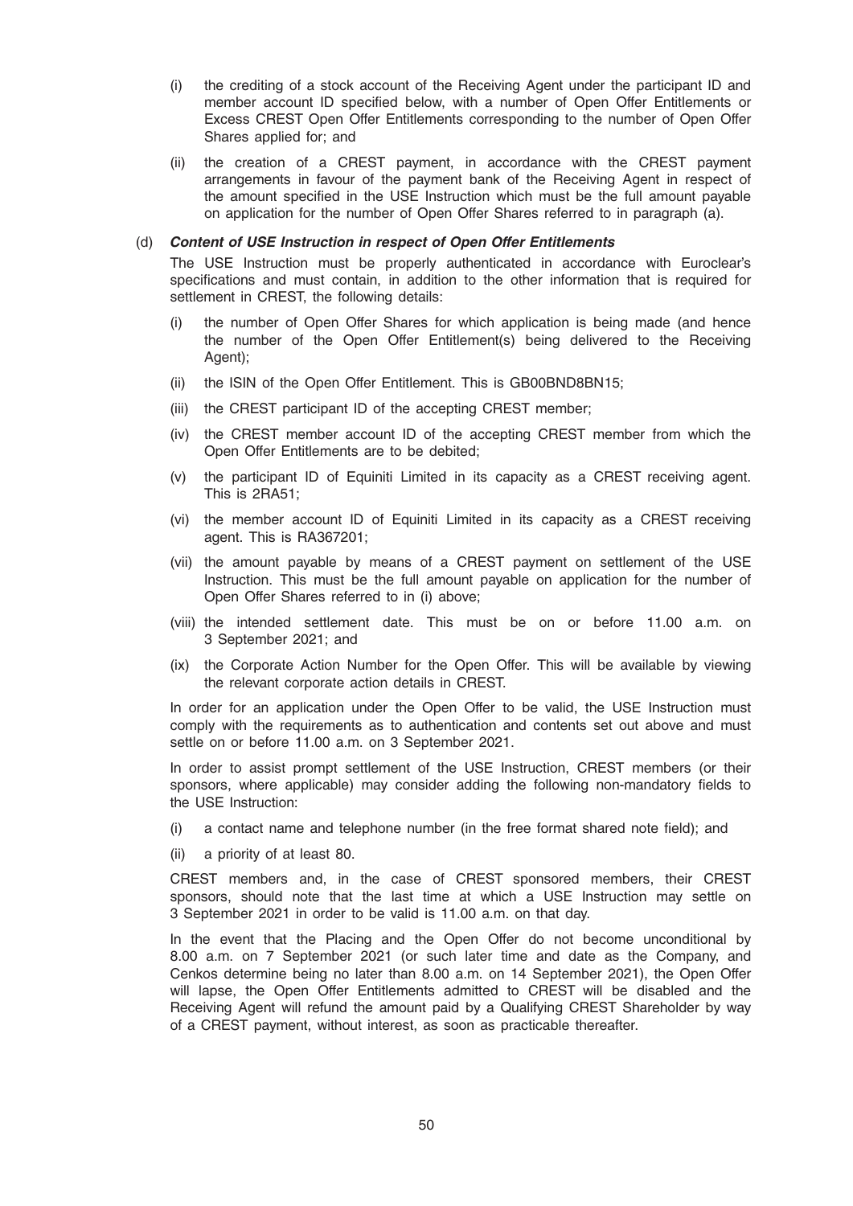(i) the crediting of a stock account of the Receiving Agent under the participant ID and member account ID specified below, with a number of Open Offer Entitlements or Excess CREST Open Offer Entitlements corresponding to the number of Open Offer Shares applied for; and

(ii) the creation of a CREST payment, in accordance with the CREST payment arrangements in favour of the payment bank of the Receiving Agent in respect of the amount specified in the USE Instruction which must be the full amount payable on application for the number of Open Offer Shares referred to in paragraph (a).

(d) ***Content of USE Instruction in respect of Open Offer Entitlements***

The USE Instruction must be properly authenticated in accordance with Euroclear's specifications and must contain, in addition to the other information that is required for settlement in CREST, the following details:

(i) the number of Open Offer Shares for which application is being made (and hence the number of the Open Offer Entitlement(s) being delivered to the Receiving Agent);

(ii) the ISIN of the Open Offer Entitlement. This is GB00BND8BN15;

(iii) the CREST participant ID of the accepting CREST member;

(iv) the CREST member account ID of the accepting CREST member from which the Open Offer Entitlements are to be debited;

(v) the participant ID of Equiniti Limited in its capacity as a CREST receiving agent. This is 2RA51;

(vi) the member account ID of Equiniti Limited in its capacity as a CREST receiving agent. This is RA367201;

(vii) the amount payable by means of a CREST payment on settlement of the USE Instruction. This must be the full amount payable on application for the number of Open Offer Shares referred to in (i) above;

(viii) the intended settlement date. This must be on or before 11.00 a.m. on 3 September 2021; and

(ix) the Corporate Action Number for the Open Offer. This will be available by viewing the relevant corporate action details in CREST.

In order for an application under the Open Offer to be valid, the USE Instruction must comply with the requirements as to authentication and contents set out above and must settle on or before 11.00 a.m. on 3 September 2021.

In order to assist prompt settlement of the USE Instruction, CREST members (or their sponsors, where applicable) may consider adding the following non-mandatory fields to the USE Instruction:

(i) a contact name and telephone number (in the free format shared note field); and

(ii) a priority of at least 80.

CREST members and, in the case of CREST sponsored members, their CREST sponsors, should note that the last time at which a USE Instruction may settle on 3 September 2021 in order to be valid is 11.00 a.m. on that day.

In the event that the Placing and the Open Offer do not become unconditional by 8.00 a.m. on 7 September 2021 (or such later time and date as the Company, and Cenkos determine being no later than 8.00 a.m. on 14 September 2021), the Open Offer will lapse, the Open Offer Entitlements admitted to CREST will be disabled and the Receiving Agent will refund the amount paid by a Qualifying CREST Shareholder by way of a CREST payment, without interest, as soon as practicable thereafter.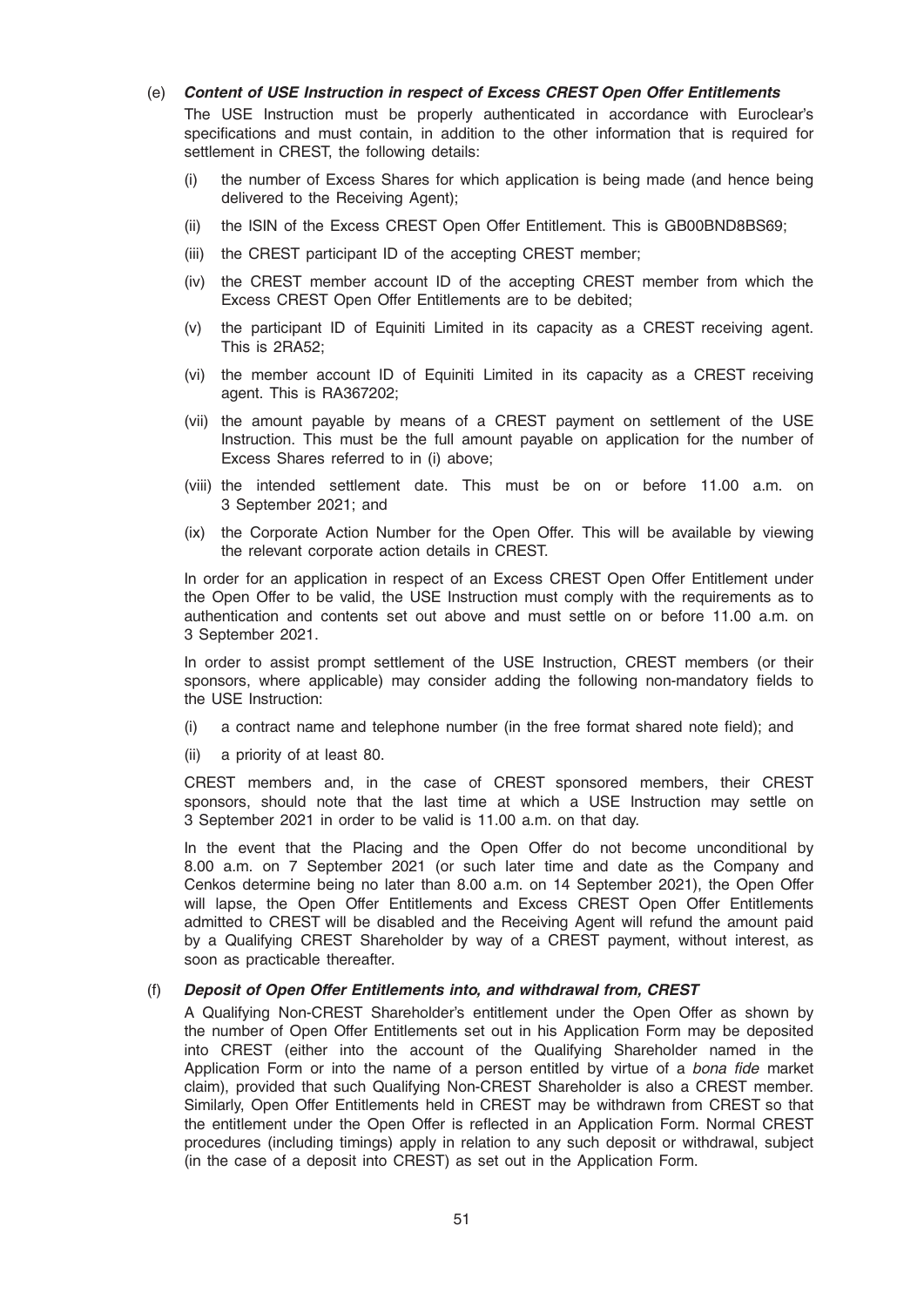(e) ***Content of USE Instruction in respect of Excess CREST Open Offer Entitlements***

The USE Instruction must be properly authenticated in accordance with Euroclear's specifications and must contain, in addition to the other information that is required for settlement in CREST, the following details:

(i) the number of Excess Shares for which application is being made (and hence being delivered to the Receiving Agent);

(ii) the ISIN of the Excess CREST Open Offer Entitlement. This is GB00BND8BS69;

(iii) the CREST participant ID of the accepting CREST member;

(iv) the CREST member account ID of the accepting CREST member from which the Excess CREST Open Offer Entitlements are to be debited;

(v) the participant ID of Equiniti Limited in its capacity as a CREST receiving agent. This is 2RA52;

(vi) the member account ID of Equiniti Limited in its capacity as a CREST receiving agent. This is RA367202;

(vii) the amount payable by means of a CREST payment on settlement of the USE Instruction. This must be the full amount payable on application for the number of Excess Shares referred to in (i) above;

(viii) the intended settlement date. This must be on or before 11.00 a.m. on 3 September 2021; and

(ix) the Corporate Action Number for the Open Offer. This will be available by viewing the relevant corporate action details in CREST.

In order for an application in respect of an Excess CREST Open Offer Entitlement under the Open Offer to be valid, the USE Instruction must comply with the requirements as to authentication and contents set out above and must settle on or before 11.00 a.m. on 3 September 2021.

In order to assist prompt settlement of the USE Instruction, CREST members (or their sponsors, where applicable) may consider adding the following non-mandatory fields to the USE Instruction:

(i) a contract name and telephone number (in the free format shared note field); and

(ii) a priority of at least 80.

CREST members and, in the case of CREST sponsored members, their CREST sponsors, should note that the last time at which a USE Instruction may settle on 3 September 2021 in order to be valid is 11.00 a.m. on that day.

In the event that the Placing and the Open Offer do not become unconditional by 8.00 a.m. on 7 September 2021 (or such later time and date as the Company and Cenkos determine being no later than 8.00 a.m. on 14 September 2021), the Open Offer will lapse, the Open Offer Entitlements and Excess CREST Open Offer Entitlements admitted to CREST will be disabled and the Receiving Agent will refund the amount paid by a Qualifying CREST Shareholder by way of a CREST payment, without interest, as soon as practicable thereafter.

(f) ***Deposit of Open Offer Entitlements into, and withdrawal from, CREST***

A Qualifying Non-CREST Shareholder's entitlement under the Open Offer as shown by the number of Open Offer Entitlements set out in his Application Form may be deposited into CREST (either into the account of the Qualifying Shareholder named in the Application Form or into the name of a person entitled by virtue of a *bona fide* market claim), provided that such Qualifying Non-CREST Shareholder is also a CREST member. Similarly, Open Offer Entitlements held in CREST may be withdrawn from CREST so that the entitlement under the Open Offer is reflected in an Application Form. Normal CREST procedures (including timings) apply in relation to any such deposit or withdrawal, subject (in the case of a deposit into CREST) as set out in the Application Form.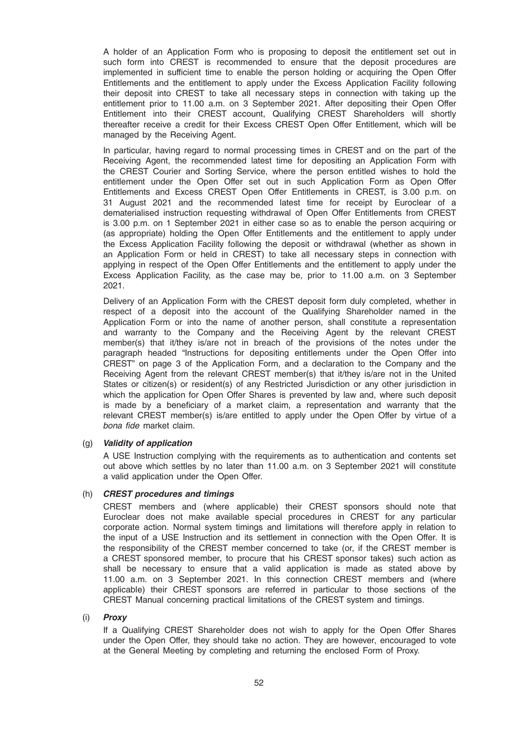A holder of an Application Form who is proposing to deposit the entitlement set out in such form into CREST is recommended to ensure that the deposit procedures are implemented in sufficient time to enable the person holding or acquiring the Open Offer Entitlements and the entitlement to apply under the Excess Application Facility following their deposit into CREST to take all necessary steps in connection with taking up the entitlement prior to 11.00 a.m. on 3 September 2021. After depositing their Open Offer Entitlement into their CREST account, Qualifying CREST Shareholders will shortly thereafter receive a credit for their Excess CREST Open Offer Entitlement, which will be managed by the Receiving Agent.

In particular, having regard to normal processing times in CREST and on the part of the Receiving Agent, the recommended latest time for depositing an Application Form with the CREST Courier and Sorting Service, where the person entitled wishes to hold the entitlement under the Open Offer set out in such Application Form as Open Offer Entitlements and Excess CREST Open Offer Entitlements in CREST, is 3.00 p.m. on 31 August 2021 and the recommended latest time for receipt by Euroclear of a dematerialised instruction requesting withdrawal of Open Offer Entitlements from CREST is 3.00 p.m. on 1 September 2021 in either case so as to enable the person acquiring or (as appropriate) holding the Open Offer Entitlements and the entitlement to apply under the Excess Application Facility following the deposit or withdrawal (whether as shown in an Application Form or held in CREST) to take all necessary steps in connection with applying in respect of the Open Offer Entitlements and the entitlement to apply under the Excess Application Facility, as the case may be, prior to 11.00 a.m. on 3 September 2021.

Delivery of an Application Form with the CREST deposit form duly completed, whether in respect of a deposit into the account of the Qualifying Shareholder named in the Application Form or into the name of another person, shall constitute a representation and warranty to the Company and the Receiving Agent by the relevant CREST member(s) that it/they is/are not in breach of the provisions of the notes under the paragraph headed "Instructions for depositing entitlements under the Open Offer into CREST" on page 3 of the Application Form, and a declaration to the Company and the Receiving Agent from the relevant CREST member(s) that it/they is/are not in the United States or citizen(s) or resident(s) of any Restricted Jurisdiction or any other jurisdiction in which the application for Open Offer Shares is prevented by law and, where such deposit is made by a beneficiary of a market claim, a representation and warranty that the relevant CREST member(s) is/are entitled to apply under the Open Offer by virtue of a *bona fide* market claim.

(g) ***Validity of application***

A USE Instruction complying with the requirements as to authentication and contents set out above which settles by no later than 11.00 a.m. on 3 September 2021 will constitute a valid application under the Open Offer.

(h) ***CREST procedures and timings***

CREST members and (where applicable) their CREST sponsors should note that Euroclear does not make available special procedures in CREST for any particular corporate action. Normal system timings and limitations will therefore apply in relation to the input of a USE Instruction and its settlement in connection with the Open Offer. It is the responsibility of the CREST member concerned to take (or, if the CREST member is a CREST sponsored member, to procure that his CREST sponsor takes) such action as shall be necessary to ensure that a valid application is made as stated above by 11.00 a.m. on 3 September 2021. In this connection CREST members and (where applicable) their CREST sponsors are referred in particular to those sections of the CREST Manual concerning practical limitations of the CREST system and timings.

(i) ***Proxy***

If a Qualifying CREST Shareholder does not wish to apply for the Open Offer Shares under the Open Offer, they should take no action. They are however, encouraged to vote at the General Meeting by completing and returning the enclosed Form of Proxy.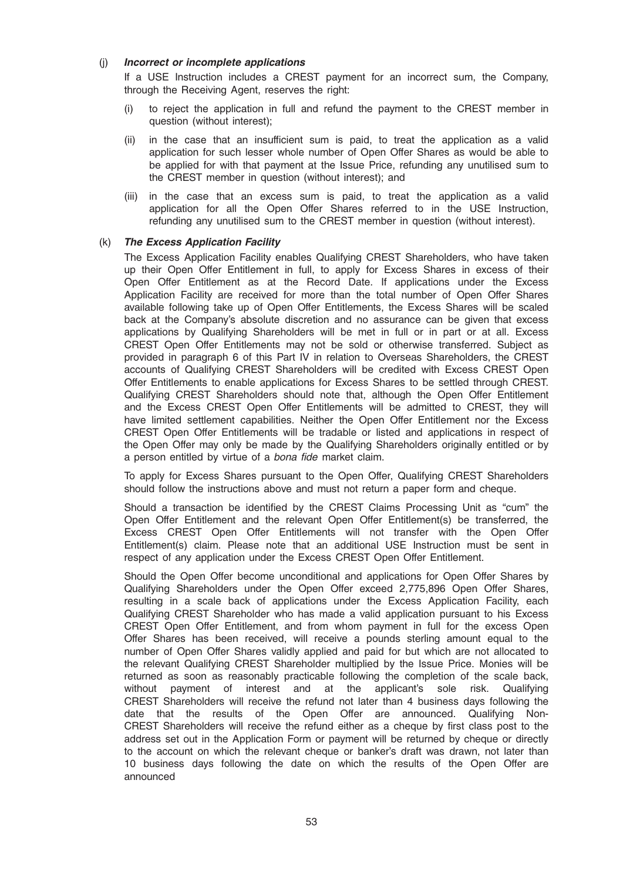(j) ***Incorrect or incomplete applications***

If a USE Instruction includes a CREST payment for an incorrect sum, the Company, through the Receiving Agent, reserves the right:

(i) to reject the application in full and refund the payment to the CREST member in question (without interest);

(ii) in the case that an insufficient sum is paid, to treat the application as a valid application for such lesser whole number of Open Offer Shares as would be able to be applied for with that payment at the Issue Price, refunding any unutilised sum to the CREST member in question (without interest); and

(iii) in the case that an excess sum is paid, to treat the application as a valid application for all the Open Offer Shares referred to in the USE Instruction, refunding any unutilised sum to the CREST member in question (without interest).

(k) ***The Excess Application Facility***

The Excess Application Facility enables Qualifying CREST Shareholders, who have taken up their Open Offer Entitlement in full, to apply for Excess Shares in excess of their Open Offer Entitlement as at the Record Date. If applications under the Excess Application Facility are received for more than the total number of Open Offer Shares available following take up of Open Offer Entitlements, the Excess Shares will be scaled back at the Company's absolute discretion and no assurance can be given that excess applications by Qualifying Shareholders will be met in full or in part or at all. Excess CREST Open Offer Entitlements may not be sold or otherwise transferred. Subject as provided in paragraph 6 of this Part IV in relation to Overseas Shareholders, the CREST accounts of Qualifying CREST Shareholders will be credited with Excess CREST Open Offer Entitlements to enable applications for Excess Shares to be settled through CREST. Qualifying CREST Shareholders should note that, although the Open Offer Entitlement and the Excess CREST Open Offer Entitlements will be admitted to CREST, they will have limited settlement capabilities. Neither the Open Offer Entitlement nor the Excess CREST Open Offer Entitlements will be tradable or listed and applications in respect of the Open Offer may only be made by the Qualifying Shareholders originally entitled or by a person entitled by virtue of a *bona fide* market claim.

To apply for Excess Shares pursuant to the Open Offer, Qualifying CREST Shareholders should follow the instructions above and must not return a paper form and cheque.

Should a transaction be identified by the CREST Claims Processing Unit as "cum" the Open Offer Entitlement and the relevant Open Offer Entitlement(s) be transferred, the Excess CREST Open Offer Entitlements will not transfer with the Open Offer Entitlement(s) claim. Please note that an additional USE Instruction must be sent in respect of any application under the Excess CREST Open Offer Entitlement.

Should the Open Offer become unconditional and applications for Open Offer Shares by Qualifying Shareholders under the Open Offer exceed 2,775,896 Open Offer Shares, resulting in a scale back of applications under the Excess Application Facility, each Qualifying CREST Shareholder who has made a valid application pursuant to his Excess CREST Open Offer Entitlement, and from whom payment in full for the excess Open Offer Shares has been received, will receive a pounds sterling amount equal to the number of Open Offer Shares validly applied and paid for but which are not allocated to the relevant Qualifying CREST Shareholder multiplied by the Issue Price. Monies will be returned as soon as reasonably practicable following the completion of the scale back, without payment of interest and at the applicant's sole risk. Qualifying CREST Shareholders will receive the refund not later than 4 business days following the date that the results of the Open Offer are announced. Qualifying Non-CREST Shareholders will receive the refund either as a cheque by first class post to the address set out in the Application Form or payment will be returned by cheque or directly to the account on which the relevant cheque or banker's draft was drawn, not later than 10 business days following the date on which the results of the Open Offer are announced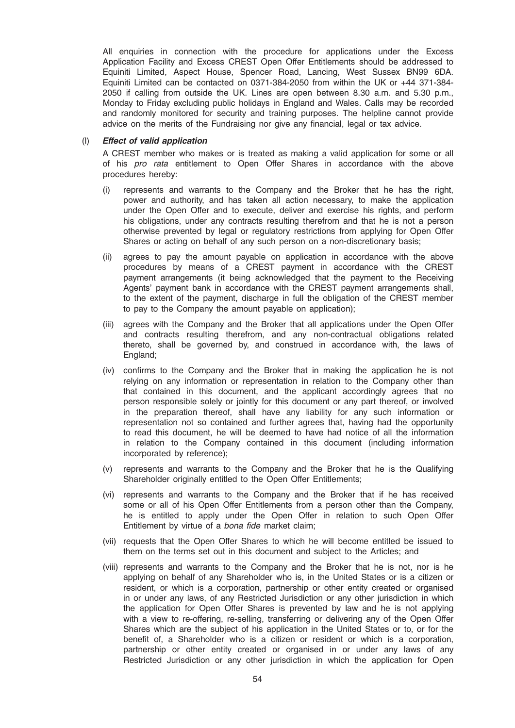All enquiries in connection with the procedure for applications under the Excess Application Facility and Excess CREST Open Offer Entitlements should be addressed to Equiniti Limited, Aspect House, Spencer Road, Lancing, West Sussex BN99 6DA. Equiniti Limited can be contacted on 0371-384-2050 from within the UK or +44 371-384-2050 if calling from outside the UK. Lines are open between 8.30 a.m. and 5.30 p.m., Monday to Friday excluding public holidays in England and Wales. Calls may be recorded and randomly monitored for security and training purposes. The helpline cannot provide advice on the merits of the Fundraising nor give any financial, legal or tax advice.

(l) ***Effect of valid application***

A CREST member who makes or is treated as making a valid application for some or all of his *pro rata* entitlement to Open Offer Shares in accordance with the above procedures hereby:

(i) represents and warrants to the Company and the Broker that he has the right, power and authority, and has taken all action necessary, to make the application under the Open Offer and to execute, deliver and exercise his rights, and perform his obligations, under any contracts resulting therefrom and that he is not a person otherwise prevented by legal or regulatory restrictions from applying for Open Offer Shares or acting on behalf of any such person on a non-discretionary basis;

(ii) agrees to pay the amount payable on application in accordance with the above procedures by means of a CREST payment in accordance with the CREST payment arrangements (it being acknowledged that the payment to the Receiving Agents' payment bank in accordance with the CREST payment arrangements shall, to the extent of the payment, discharge in full the obligation of the CREST member to pay to the Company the amount payable on application);

(iii) agrees with the Company and the Broker that all applications under the Open Offer and contracts resulting therefrom, and any non-contractual obligations related thereto, shall be governed by, and construed in accordance with, the laws of England;

(iv) confirms to the Company and the Broker that in making the application he is not relying on any information or representation in relation to the Company other than that contained in this document, and the applicant accordingly agrees that no person responsible solely or jointly for this document or any part thereof, or involved in the preparation thereof, shall have any liability for any such information or representation not so contained and further agrees that, having had the opportunity to read this document, he will be deemed to have had notice of all the information in relation to the Company contained in this document (including information incorporated by reference);

(v) represents and warrants to the Company and the Broker that he is the Qualifying Shareholder originally entitled to the Open Offer Entitlements;

(vi) represents and warrants to the Company and the Broker that if he has received some or all of his Open Offer Entitlements from a person other than the Company, he is entitled to apply under the Open Offer in relation to such Open Offer Entitlement by virtue of a *bona fide* market claim;

(vii) requests that the Open Offer Shares to which he will become entitled be issued to them on the terms set out in this document and subject to the Articles; and

(viii) represents and warrants to the Company and the Broker that he is not, nor is he applying on behalf of any Shareholder who is, in the United States or is a citizen or resident, or which is a corporation, partnership or other entity created or organised in or under any laws, of any Restricted Jurisdiction or any other jurisdiction in which the application for Open Offer Shares is prevented by law and he is not applying with a view to re-offering, re-selling, transferring or delivering any of the Open Offer Shares which are the subject of his application in the United States or to, or for the benefit of, a Shareholder who is a citizen or resident or which is a corporation, partnership or other entity created or organised in or under any laws of any Restricted Jurisdiction or any other jurisdiction in which the application for Open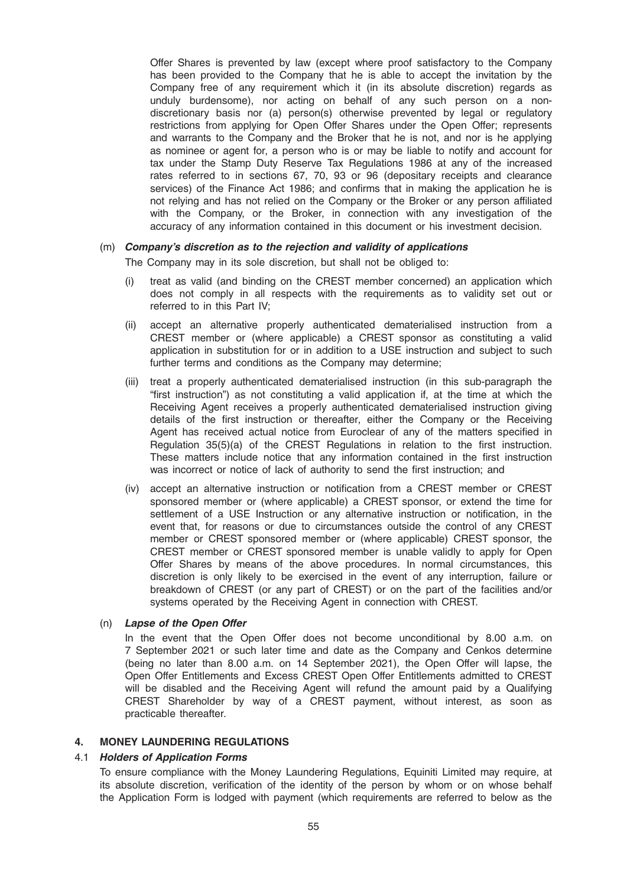Offer Shares is prevented by law (except where proof satisfactory to the Company has been provided to the Company that he is able to accept the invitation by the Company free of any requirement which it (in its absolute discretion) regards as unduly burdensome), nor acting on behalf of any such person on a non-discretionary basis nor (a) person(s) otherwise prevented by legal or regulatory restrictions from applying for Open Offer Shares under the Open Offer; represents and warrants to the Company and the Broker that he is not, and nor is he applying as nominee or agent for, a person who is or may be liable to notify and account for tax under the Stamp Duty Reserve Tax Regulations 1986 at any of the increased rates referred to in sections 67, 70, 93 or 96 (depositary receipts and clearance services) of the Finance Act 1986; and confirms that in making the application he is not relying and has not relied on the Company or the Broker or any person affiliated with the Company, or the Broker, in connection with any investigation of the accuracy of any information contained in this document or his investment decision.

(m) ***Company's discretion as to the rejection and validity of applications***

The Company may in its sole discretion, but shall not be obliged to:

(i) treat as valid (and binding on the CREST member concerned) an application which does not comply in all respects with the requirements as to validity set out or referred to in this Part IV;

(ii) accept an alternative properly authenticated dematerialised instruction from a CREST member or (where applicable) a CREST sponsor as constituting a valid application in substitution for or in addition to a USE instruction and subject to such further terms and conditions as the Company may determine;

(iii) treat a properly authenticated dematerialised instruction (in this sub-paragraph the "first instruction") as not constituting a valid application if, at the time at which the Receiving Agent receives a properly authenticated dematerialised instruction giving details of the first instruction or thereafter, either the Company or the Receiving Agent has received actual notice from Euroclear of any of the matters specified in Regulation 35(5)(a) of the CREST Regulations in relation to the first instruction. These matters include notice that any information contained in the first instruction was incorrect or notice of lack of authority to send the first instruction; and

(iv) accept an alternative instruction or notification from a CREST member or CREST sponsored member or (where applicable) a CREST sponsor, or extend the time for settlement of a USE Instruction or any alternative instruction or notification, in the event that, for reasons or due to circumstances outside the control of any CREST member or CREST sponsored member or (where applicable) CREST sponsor, the CREST member or CREST sponsored member is unable validly to apply for Open Offer Shares by means of the above procedures. In normal circumstances, this discretion is only likely to be exercised in the event of any interruption, failure or breakdown of CREST (or any part of CREST) or on the part of the facilities and/or systems operated by the Receiving Agent in connection with CREST.

(n) ***Lapse of the Open Offer***

In the event that the Open Offer does not become unconditional by 8.00 a.m. on 7 September 2021 or such later time and date as the Company and Cenkos determine (being no later than 8.00 a.m. on 14 September 2021), the Open Offer will lapse, the Open Offer Entitlements and Excess CREST Open Offer Entitlements admitted to CREST will be disabled and the Receiving Agent will refund the amount paid by a Qualifying CREST Shareholder by way of a CREST payment, without interest, as soon as practicable thereafter.

## 4. MONEY LAUNDERING REGULATIONS

### 4.1 *Holders of Application Forms*

To ensure compliance with the Money Laundering Regulations, Equiniti Limited may require, at its absolute discretion, verification of the identity of the person by whom or on whose behalf the Application Form is lodged with payment (which requirements are referred to below as the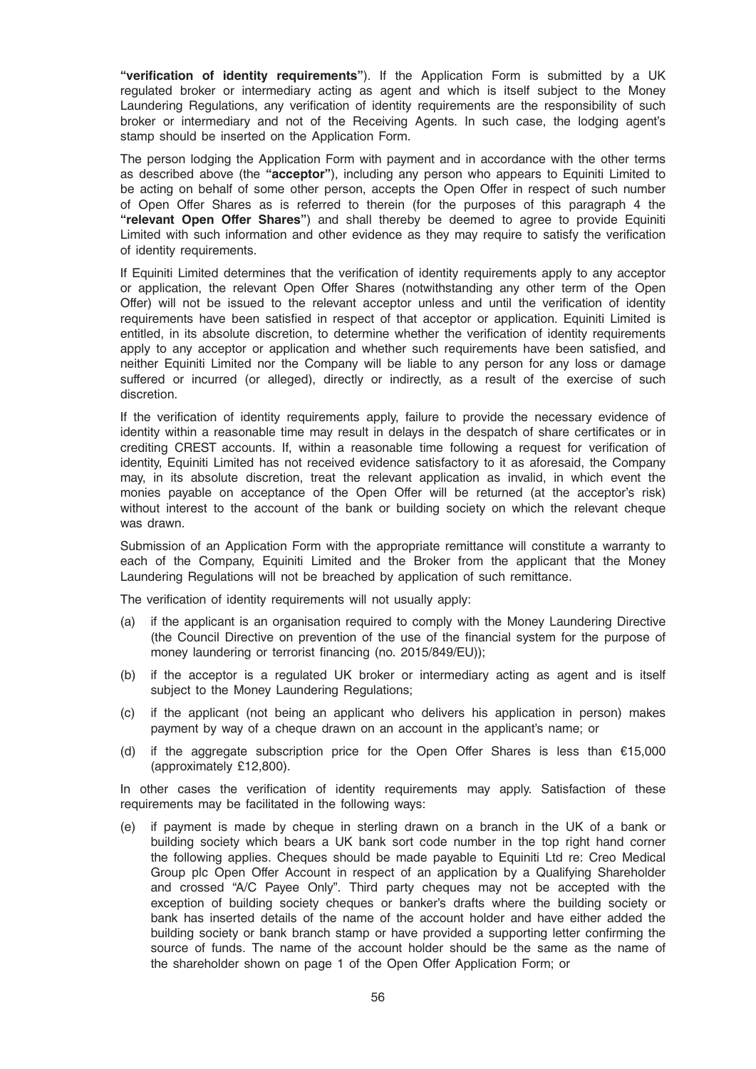**"verification of identity requirements"**). If the Application Form is submitted by a UK regulated broker or intermediary acting as agent and which is itself subject to the Money Laundering Regulations, any verification of identity requirements are the responsibility of such broker or intermediary and not of the Receiving Agents. In such case, the lodging agent's stamp should be inserted on the Application Form.

The person lodging the Application Form with payment and in accordance with the other terms as described above (the **"acceptor"**), including any person who appears to Equiniti Limited to be acting on behalf of some other person, accepts the Open Offer in respect of such number of Open Offer Shares as is referred to therein (for the purposes of this paragraph 4 the **"relevant Open Offer Shares"**) and shall thereby be deemed to agree to provide Equiniti Limited with such information and other evidence as they may require to satisfy the verification of identity requirements.

If Equiniti Limited determines that the verification of identity requirements apply to any acceptor or application, the relevant Open Offer Shares (notwithstanding any other term of the Open Offer) will not be issued to the relevant acceptor unless and until the verification of identity requirements have been satisfied in respect of that acceptor or application. Equiniti Limited is entitled, in its absolute discretion, to determine whether the verification of identity requirements apply to any acceptor or application and whether such requirements have been satisfied, and neither Equiniti Limited nor the Company will be liable to any person for any loss or damage suffered or incurred (or alleged), directly or indirectly, as a result of the exercise of such discretion.

If the verification of identity requirements apply, failure to provide the necessary evidence of identity within a reasonable time may result in delays in the despatch of share certificates or in crediting CREST accounts. If, within a reasonable time following a request for verification of identity, Equiniti Limited has not received evidence satisfactory to it as aforesaid, the Company may, in its absolute discretion, treat the relevant application as invalid, in which event the monies payable on acceptance of the Open Offer will be returned (at the acceptor's risk) without interest to the account of the bank or building society on which the relevant cheque was drawn.

Submission of an Application Form with the appropriate remittance will constitute a warranty to each of the Company, Equiniti Limited and the Broker from the applicant that the Money Laundering Regulations will not be breached by application of such remittance.

The verification of identity requirements will not usually apply:

(a) if the applicant is an organisation required to comply with the Money Laundering Directive (the Council Directive on prevention of the use of the financial system for the purpose of money laundering or terrorist financing (no. 2015/849/EU));

(b) if the acceptor is a regulated UK broker or intermediary acting as agent and is itself subject to the Money Laundering Regulations;

(c) if the applicant (not being an applicant who delivers his application in person) makes payment by way of a cheque drawn on an account in the applicant's name; or

(d) if the aggregate subscription price for the Open Offer Shares is less than €15,000 (approximately £12,800).

In other cases the verification of identity requirements may apply. Satisfaction of these requirements may be facilitated in the following ways:

(e) if payment is made by cheque in sterling drawn on a branch in the UK of a bank or building society which bears a UK bank sort code number in the top right hand corner the following applies. Cheques should be made payable to Equiniti Ltd re: Creo Medical Group plc Open Offer Account in respect of an application by a Qualifying Shareholder and crossed "A/C Payee Only". Third party cheques may not be accepted with the exception of building society cheques or banker's drafts where the building society or bank has inserted details of the name of the account holder and have either added the building society or bank branch stamp or have provided a supporting letter confirming the source of funds. The name of the account holder should be the same as the name of the shareholder shown on page 1 of the Open Offer Application Form; or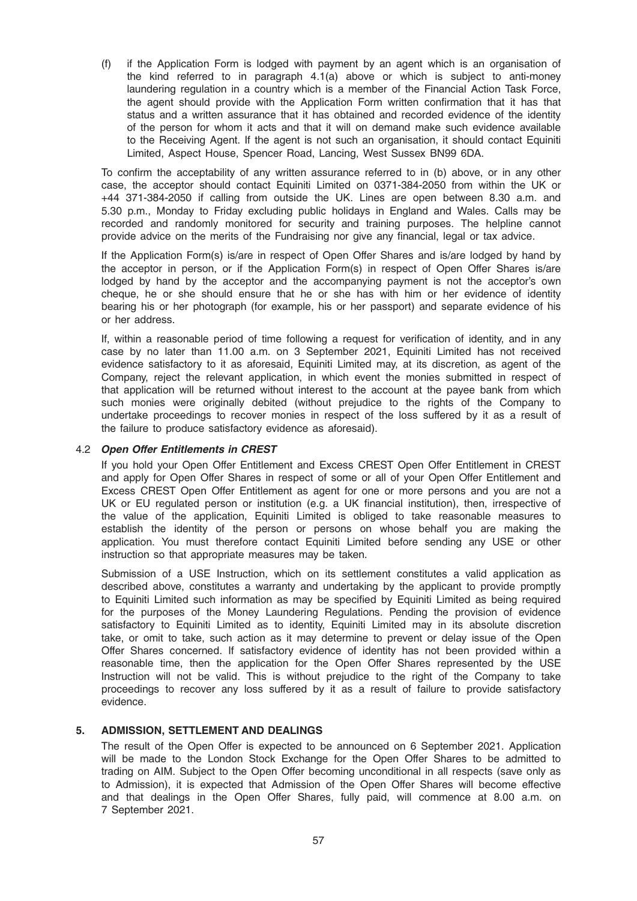(f) if the Application Form is lodged with payment by an agent which is an organisation of the kind referred to in paragraph 4.1(a) above or which is subject to anti-money laundering regulation in a country which is a member of the Financial Action Task Force, the agent should provide with the Application Form written confirmation that it has that status and a written assurance that it has obtained and recorded evidence of the identity of the person for whom it acts and that it will on demand make such evidence available to the Receiving Agent. If the agent is not such an organisation, it should contact Equiniti Limited, Aspect House, Spencer Road, Lancing, West Sussex BN99 6DA.

To confirm the acceptability of any written assurance referred to in (b) above, or in any other case, the acceptor should contact Equiniti Limited on 0371-384-2050 from within the UK or +44 371-384-2050 if calling from outside the UK. Lines are open between 8.30 a.m. and 5.30 p.m., Monday to Friday excluding public holidays in England and Wales. Calls may be recorded and randomly monitored for security and training purposes. The helpline cannot provide advice on the merits of the Fundraising nor give any financial, legal or tax advice.

If the Application Form(s) is/are in respect of Open Offer Shares and is/are lodged by hand by the acceptor in person, or if the Application Form(s) in respect of Open Offer Shares is/are lodged by hand by the acceptor and the accompanying payment is not the acceptor's own cheque, he or she should ensure that he or she has with him or her evidence of identity bearing his or her photograph (for example, his or her passport) and separate evidence of his or her address.

If, within a reasonable period of time following a request for verification of identity, and in any case by no later than 11.00 a.m. on 3 September 2021, Equiniti Limited has not received evidence satisfactory to it as aforesaid, Equiniti Limited may, at its discretion, as agent of the Company, reject the relevant application, in which event the monies submitted in respect of that application will be returned without interest to the account at the payee bank from which such monies were originally debited (without prejudice to the rights of the Company to undertake proceedings to recover monies in respect of the loss suffered by it as a result of the failure to produce satisfactory evidence as aforesaid).

### 4.2 *Open Offer Entitlements in CREST*

If you hold your Open Offer Entitlement and Excess CREST Open Offer Entitlement in CREST and apply for Open Offer Shares in respect of some or all of your Open Offer Entitlement and Excess CREST Open Offer Entitlement as agent for one or more persons and you are not a UK or EU regulated person or institution (e.g. a UK financial institution), then, irrespective of the value of the application, Equiniti Limited is obliged to take reasonable measures to establish the identity of the person or persons on whose behalf you are making the application. You must therefore contact Equiniti Limited before sending any USE or other instruction so that appropriate measures may be taken.

Submission of a USE Instruction, which on its settlement constitutes a valid application as described above, constitutes a warranty and undertaking by the applicant to provide promptly to Equiniti Limited such information as may be specified by Equiniti Limited as being required for the purposes of the Money Laundering Regulations. Pending the provision of evidence satisfactory to Equiniti Limited as to identity, Equiniti Limited may in its absolute discretion take, or omit to take, such action as it may determine to prevent or delay issue of the Open Offer Shares concerned. If satisfactory evidence of identity has not been provided within a reasonable time, then the application for the Open Offer Shares represented by the USE Instruction will not be valid. This is without prejudice to the right of the Company to take proceedings to recover any loss suffered by it as a result of failure to provide satisfactory evidence.

## 5. ADMISSION, SETTLEMENT AND DEALINGS

The result of the Open Offer is expected to be announced on 6 September 2021. Application will be made to the London Stock Exchange for the Open Offer Shares to be admitted to trading on AIM. Subject to the Open Offer becoming unconditional in all respects (save only as to Admission), it is expected that Admission of the Open Offer Shares will become effective and that dealings in the Open Offer Shares, fully paid, will commence at 8.00 a.m. on 7 September 2021.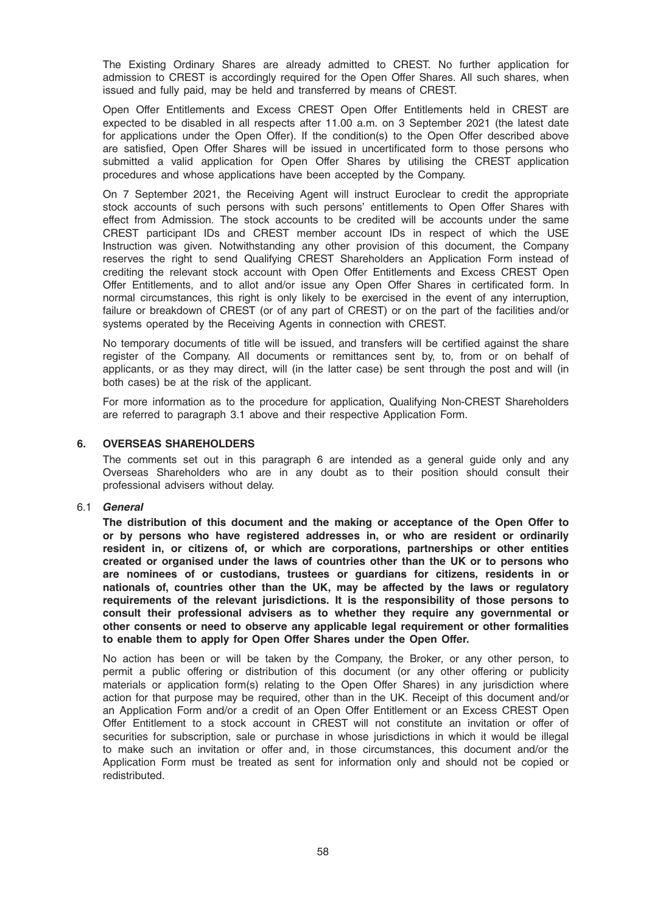The Existing Ordinary Shares are already admitted to CREST. No further application for admission to CREST is accordingly required for the Open Offer Shares. All such shares, when issued and fully paid, may be held and transferred by means of CREST.

Open Offer Entitlements and Excess CREST Open Offer Entitlements held in CREST are expected to be disabled in all respects after 11.00 a.m. on 3 September 2021 (the latest date for applications under the Open Offer). If the condition(s) to the Open Offer described above are satisfied, Open Offer Shares will be issued in uncertificated form to those persons who submitted a valid application for Open Offer Shares by utilising the CREST application procedures and whose applications have been accepted by the Company.

On 7 September 2021, the Receiving Agent will instruct Euroclear to credit the appropriate stock accounts of such persons with such persons' entitlements to Open Offer Shares with effect from Admission. The stock accounts to be credited will be accounts under the same CREST participant IDs and CREST member account IDs in respect of which the USE Instruction was given. Notwithstanding any other provision of this document, the Company reserves the right to send Qualifying CREST Shareholders an Application Form instead of crediting the relevant stock account with Open Offer Entitlements and Excess CREST Open Offer Entitlements, and to allot and/or issue any Open Offer Shares in certificated form. In normal circumstances, this right is only likely to be exercised in the event of any interruption, failure or breakdown of CREST (or of any part of CREST) or on the part of the facilities and/or systems operated by the Receiving Agents in connection with CREST.

No temporary documents of title will be issued, and transfers will be certified against the share register of the Company. All documents or remittances sent by, to, from or on behalf of applicants, or as they may direct, will (in the latter case) be sent through the post and will (in both cases) be at the risk of the applicant.

For more information as to the procedure for application, Qualifying Non-CREST Shareholders are referred to paragraph 3.1 above and their respective Application Form.

## 6. OVERSEAS SHAREHOLDERS

The comments set out in this paragraph 6 are intended as a general guide only and any Overseas Shareholders who are in any doubt as to their position should consult their professional advisers without delay.

### 6.1 *General*

**The distribution of this document and the making or acceptance of the Open Offer to or by persons who have registered addresses in, or who are resident or ordinarily resident in, or citizens of, or which are corporations, partnerships or other entities created or organised under the laws of countries other than the UK or to persons who are nominees of or custodians, trustees or guardians for citizens, residents in or nationals of, countries other than the UK, may be affected by the laws or regulatory requirements of the relevant jurisdictions. It is the responsibility of those persons to consult their professional advisers as to whether they require any governmental or other consents or need to observe any applicable legal requirement or other formalities to enable them to apply for Open Offer Shares under the Open Offer.**

No action has been or will be taken by the Company, the Broker, or any other person, to permit a public offering or distribution of this document (or any other offering or publicity materials or application form(s) relating to the Open Offer Shares) in any jurisdiction where action for that purpose may be required, other than in the UK. Receipt of this document and/or an Application Form and/or a credit of an Open Offer Entitlement or an Excess CREST Open Offer Entitlement to a stock account in CREST will not constitute an invitation or offer of securities for subscription, sale or purchase in whose jurisdictions in which it would be illegal to make such an invitation or offer and, in those circumstances, this document and/or the Application Form must be treated as sent for information only and should not be copied or redistributed.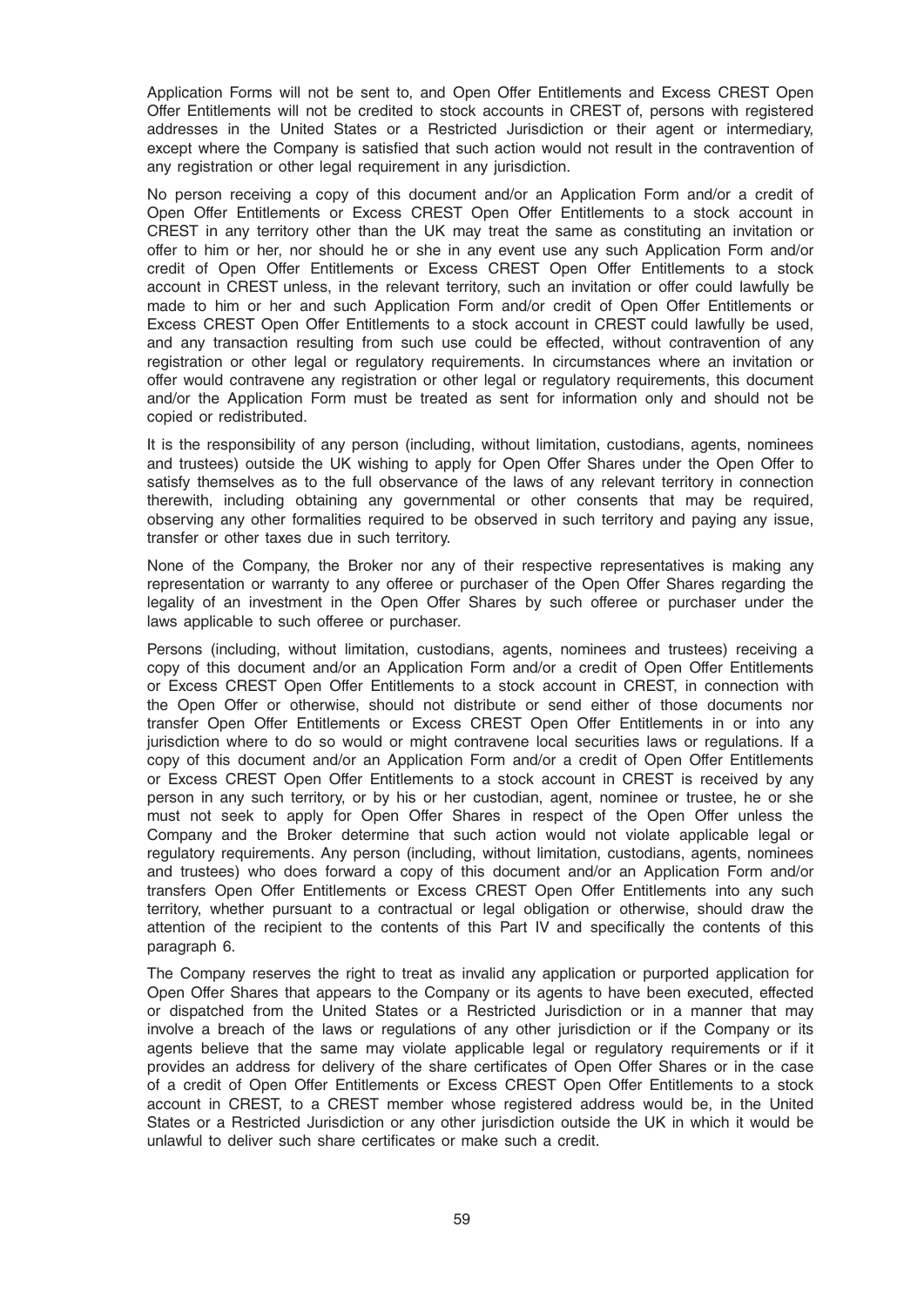Application Forms will not be sent to, and Open Offer Entitlements and Excess CREST Open Offer Entitlements will not be credited to stock accounts in CREST of, persons with registered addresses in the United States or a Restricted Jurisdiction or their agent or intermediary, except where the Company is satisfied that such action would not result in the contravention of any registration or other legal requirement in any jurisdiction.

No person receiving a copy of this document and/or an Application Form and/or a credit of Open Offer Entitlements or Excess CREST Open Offer Entitlements to a stock account in CREST in any territory other than the UK may treat the same as constituting an invitation or offer to him or her, nor should he or she in any event use any such Application Form and/or credit of Open Offer Entitlements or Excess CREST Open Offer Entitlements to a stock account in CREST unless, in the relevant territory, such an invitation or offer could lawfully be made to him or her and such Application Form and/or credit of Open Offer Entitlements or Excess CREST Open Offer Entitlements to a stock account in CREST could lawfully be used, and any transaction resulting from such use could be effected, without contravention of any registration or other legal or regulatory requirements. In circumstances where an invitation or offer would contravene any registration or other legal or regulatory requirements, this document and/or the Application Form must be treated as sent for information only and should not be copied or redistributed.

It is the responsibility of any person (including, without limitation, custodians, agents, nominees and trustees) outside the UK wishing to apply for Open Offer Shares under the Open Offer to satisfy themselves as to the full observance of the laws of any relevant territory in connection therewith, including obtaining any governmental or other consents that may be required, observing any other formalities required to be observed in such territory and paying any issue, transfer or other taxes due in such territory.

None of the Company, the Broker nor any of their respective representatives is making any representation or warranty to any offeree or purchaser of the Open Offer Shares regarding the legality of an investment in the Open Offer Shares by such offeree or purchaser under the laws applicable to such offeree or purchaser.

Persons (including, without limitation, custodians, agents, nominees and trustees) receiving a copy of this document and/or an Application Form and/or a credit of Open Offer Entitlements or Excess CREST Open Offer Entitlements to a stock account in CREST, in connection with the Open Offer or otherwise, should not distribute or send either of those documents nor transfer Open Offer Entitlements or Excess CREST Open Offer Entitlements in or into any jurisdiction where to do so would or might contravene local securities laws or regulations. If a copy of this document and/or an Application Form and/or a credit of Open Offer Entitlements or Excess CREST Open Offer Entitlements to a stock account in CREST is received by any person in any such territory, or by his or her custodian, agent, nominee or trustee, he or she must not seek to apply for Open Offer Shares in respect of the Open Offer unless the Company and the Broker determine that such action would not violate applicable legal or regulatory requirements. Any person (including, without limitation, custodians, agents, nominees and trustees) who does forward a copy of this document and/or an Application Form and/or transfers Open Offer Entitlements or Excess CREST Open Offer Entitlements into any such territory, whether pursuant to a contractual or legal obligation or otherwise, should draw the attention of the recipient to the contents of this Part IV and specifically the contents of this paragraph 6.

The Company reserves the right to treat as invalid any application or purported application for Open Offer Shares that appears to the Company or its agents to have been executed, effected or dispatched from the United States or a Restricted Jurisdiction or in a manner that may involve a breach of the laws or regulations of any other jurisdiction or if the Company or its agents believe that the same may violate applicable legal or regulatory requirements or if it provides an address for delivery of the share certificates of Open Offer Shares or in the case of a credit of Open Offer Entitlements or Excess CREST Open Offer Entitlements to a stock account in CREST, to a CREST member whose registered address would be, in the United States or a Restricted Jurisdiction or any other jurisdiction outside the UK in which it would be unlawful to deliver such share certificates or make such a credit.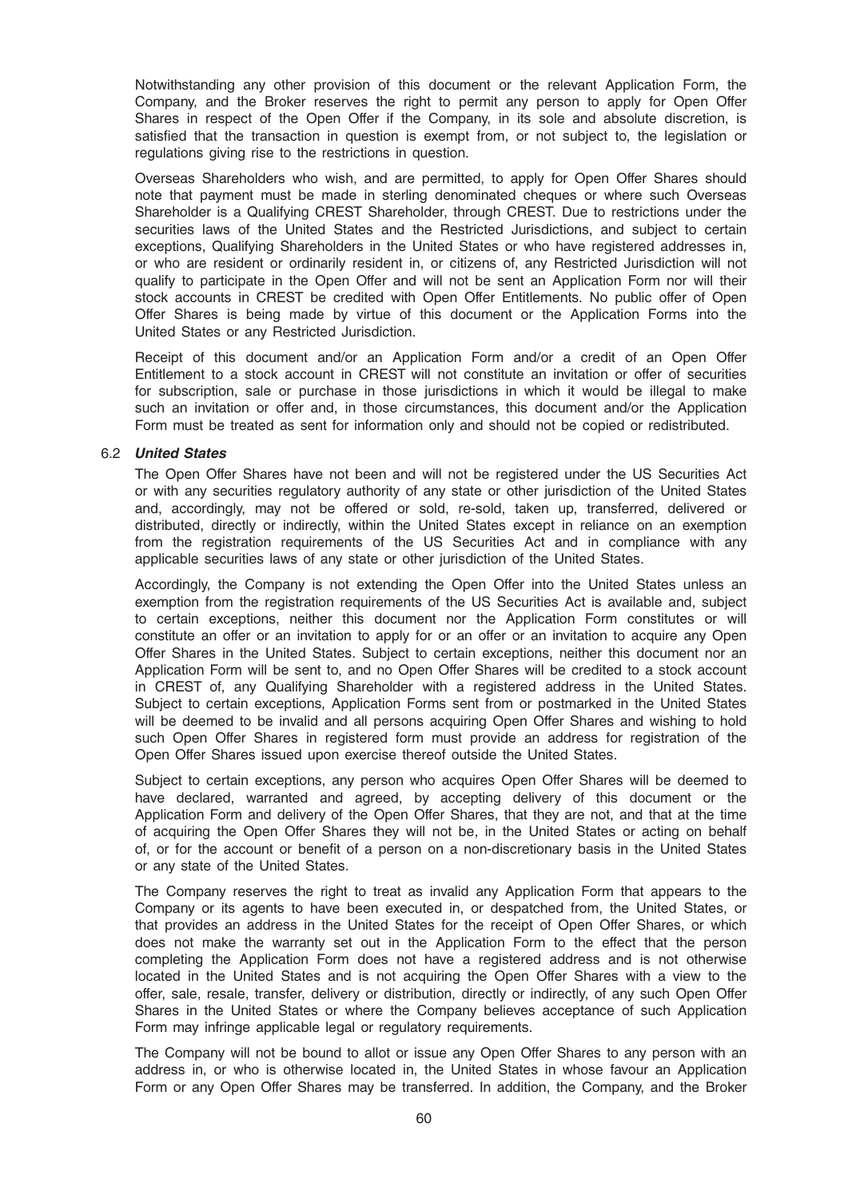Notwithstanding any other provision of this document or the relevant Application Form, the Company, and the Broker reserves the right to permit any person to apply for Open Offer Shares in respect of the Open Offer if the Company, in its sole and absolute discretion, is satisfied that the transaction in question is exempt from, or not subject to, the legislation or regulations giving rise to the restrictions in question.

Overseas Shareholders who wish, and are permitted, to apply for Open Offer Shares should note that payment must be made in sterling denominated cheques or where such Overseas Shareholder is a Qualifying CREST Shareholder, through CREST. Due to restrictions under the securities laws of the United States and the Restricted Jurisdictions, and subject to certain exceptions, Qualifying Shareholders in the United States or who have registered addresses in, or who are resident or ordinarily resident in, or citizens of, any Restricted Jurisdiction will not qualify to participate in the Open Offer and will not be sent an Application Form nor will their stock accounts in CREST be credited with Open Offer Entitlements. No public offer of Open Offer Shares is being made by virtue of this document or the Application Forms into the United States or any Restricted Jurisdiction.

Receipt of this document and/or an Application Form and/or a credit of an Open Offer Entitlement to a stock account in CREST will not constitute an invitation or offer of securities for subscription, sale or purchase in those jurisdictions in which it would be illegal to make such an invitation or offer and, in those circumstances, this document and/or the Application Form must be treated as sent for information only and should not be copied or redistributed.

6.2 ***United States***

The Open Offer Shares have not been and will not be registered under the US Securities Act or with any securities regulatory authority of any state or other jurisdiction of the United States and, accordingly, may not be offered or sold, re-sold, taken up, transferred, delivered or distributed, directly or indirectly, within the United States except in reliance on an exemption from the registration requirements of the US Securities Act and in compliance with any applicable securities laws of any state or other jurisdiction of the United States.

Accordingly, the Company is not extending the Open Offer into the United States unless an exemption from the registration requirements of the US Securities Act is available and, subject to certain exceptions, neither this document nor the Application Form constitutes or will constitute an offer or an invitation to apply for or an offer or an invitation to acquire any Open Offer Shares in the United States. Subject to certain exceptions, neither this document nor an Application Form will be sent to, and no Open Offer Shares will be credited to a stock account in CREST of, any Qualifying Shareholder with a registered address in the United States. Subject to certain exceptions, Application Forms sent from or postmarked in the United States will be deemed to be invalid and all persons acquiring Open Offer Shares and wishing to hold such Open Offer Shares in registered form must provide an address for registration of the Open Offer Shares issued upon exercise thereof outside the United States.

Subject to certain exceptions, any person who acquires Open Offer Shares will be deemed to have declared, warranted and agreed, by accepting delivery of this document or the Application Form and delivery of the Open Offer Shares, that they are not, and that at the time of acquiring the Open Offer Shares they will not be, in the United States or acting on behalf of, or for the account or benefit of a person on a non-discretionary basis in the United States or any state of the United States.

The Company reserves the right to treat as invalid any Application Form that appears to the Company or its agents to have been executed in, or despatched from, the United States, or that provides an address in the United States for the receipt of Open Offer Shares, or which does not make the warranty set out in the Application Form to the effect that the person completing the Application Form does not have a registered address and is not otherwise located in the United States and is not acquiring the Open Offer Shares with a view to the offer, sale, resale, transfer, delivery or distribution, directly or indirectly, of any such Open Offer Shares in the United States or where the Company believes acceptance of such Application Form may infringe applicable legal or regulatory requirements.

The Company will not be bound to allot or issue any Open Offer Shares to any person with an address in, or who is otherwise located in, the United States in whose favour an Application Form or any Open Offer Shares may be transferred. In addition, the Company, and the Broker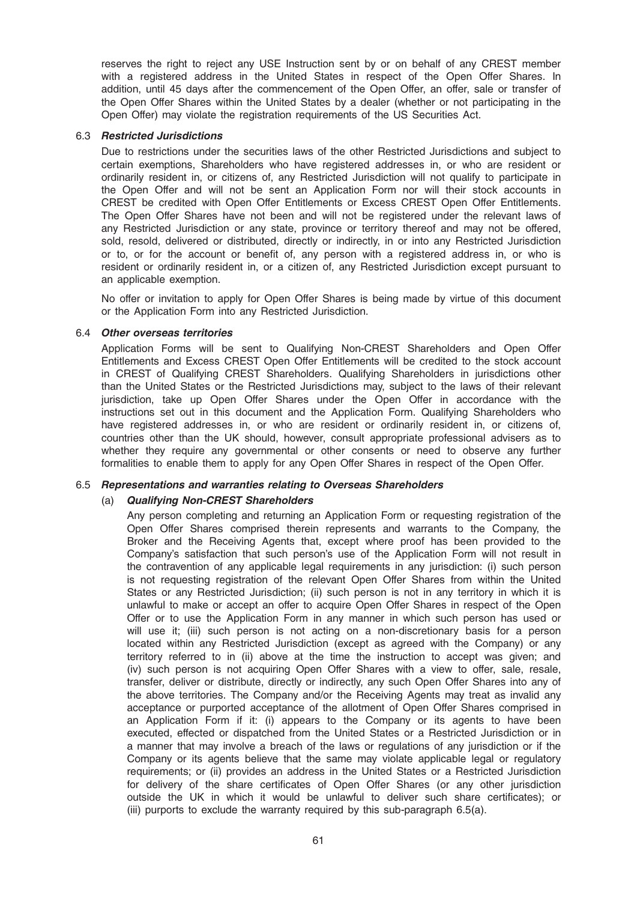reserves the right to reject any USE Instruction sent by or on behalf of any CREST member with a registered address in the United States in respect of the Open Offer Shares. In addition, until 45 days after the commencement of the Open Offer, an offer, sale or transfer of the Open Offer Shares within the United States by a dealer (whether or not participating in the Open Offer) may violate the registration requirements of the US Securities Act.

### 6.3 *Restricted Jurisdictions*

Due to restrictions under the securities laws of the other Restricted Jurisdictions and subject to certain exemptions, Shareholders who have registered addresses in, or who are resident or ordinarily resident in, or citizens of, any Restricted Jurisdiction will not qualify to participate in the Open Offer and will not be sent an Application Form nor will their stock accounts in CREST be credited with Open Offer Entitlements or Excess CREST Open Offer Entitlements. The Open Offer Shares have not been and will not be registered under the relevant laws of any Restricted Jurisdiction or any state, province or territory thereof and may not be offered, sold, resold, delivered or distributed, directly or indirectly, in or into any Restricted Jurisdiction or to, or for the account or benefit of, any person with a registered address in, or who is resident or ordinarily resident in, or a citizen of, any Restricted Jurisdiction except pursuant to an applicable exemption.

No offer or invitation to apply for Open Offer Shares is being made by virtue of this document or the Application Form into any Restricted Jurisdiction.

### 6.4 *Other overseas territories*

Application Forms will be sent to Qualifying Non-CREST Shareholders and Open Offer Entitlements and Excess CREST Open Offer Entitlements will be credited to the stock account in CREST of Qualifying CREST Shareholders. Qualifying Shareholders in jurisdictions other than the United States or the Restricted Jurisdictions may, subject to the laws of their relevant jurisdiction, take up Open Offer Shares under the Open Offer in accordance with the instructions set out in this document and the Application Form. Qualifying Shareholders who have registered addresses in, or who are resident or ordinarily resident in, or citizens of, countries other than the UK should, however, consult appropriate professional advisers as to whether they require any governmental or other consents or need to observe any further formalities to enable them to apply for any Open Offer Shares in respect of the Open Offer.

### 6.5 *Representations and warranties relating to Overseas Shareholders*

#### (a) *Qualifying Non-CREST Shareholders*

Any person completing and returning an Application Form or requesting registration of the Open Offer Shares comprised therein represents and warrants to the Company, the Broker and the Receiving Agents that, except where proof has been provided to the Company's satisfaction that such person's use of the Application Form will not result in the contravention of any applicable legal requirements in any jurisdiction: (i) such person is not requesting registration of the relevant Open Offer Shares from within the United States or any Restricted Jurisdiction; (ii) such person is not in any territory in which it is unlawful to make or accept an offer to acquire Open Offer Shares in respect of the Open Offer or to use the Application Form in any manner in which such person has used or will use it; (iii) such person is not acting on a non-discretionary basis for a person located within any Restricted Jurisdiction (except as agreed with the Company) or any territory referred to in (ii) above at the time the instruction to accept was given; and (iv) such person is not acquiring Open Offer Shares with a view to offer, sale, resale, transfer, deliver or distribute, directly or indirectly, any such Open Offer Shares into any of the above territories. The Company and/or the Receiving Agents may treat as invalid any acceptance or purported acceptance of the allotment of Open Offer Shares comprised in an Application Form if it: (i) appears to the Company or its agents to have been executed, effected or dispatched from the United States or a Restricted Jurisdiction or in a manner that may involve a breach of the laws or regulations of any jurisdiction or if the Company or its agents believe that the same may violate applicable legal or regulatory requirements; or (ii) provides an address in the United States or a Restricted Jurisdiction for delivery of the share certificates of Open Offer Shares (or any other jurisdiction outside the UK in which it would be unlawful to deliver such share certificates); or (iii) purports to exclude the warranty required by this sub-paragraph 6.5(a).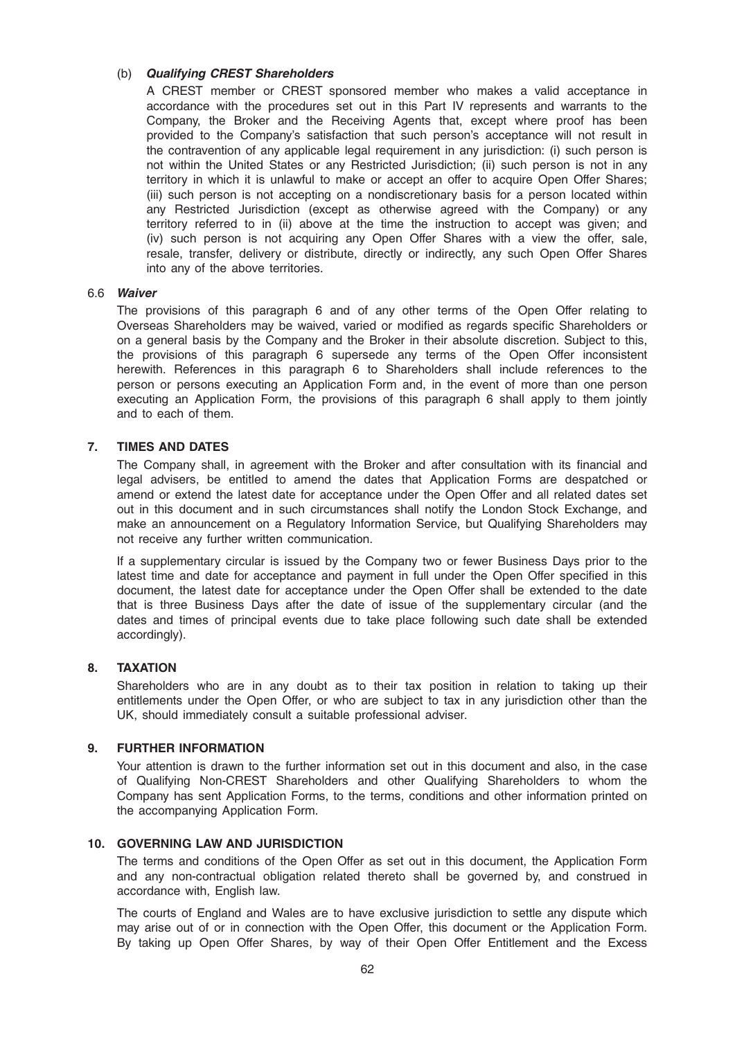(b) ***Qualifying CREST Shareholders***

A CREST member or CREST sponsored member who makes a valid acceptance in accordance with the procedures set out in this Part IV represents and warrants to the Company, the Broker and the Receiving Agents that, except where proof has been provided to the Company's satisfaction that such person's acceptance will not result in the contravention of any applicable legal requirement in any jurisdiction: (i) such person is not within the United States or any Restricted Jurisdiction; (ii) such person is not in any territory in which it is unlawful to make or accept an offer to acquire Open Offer Shares; (iii) such person is not accepting on a nondiscretionary basis for a person located within any Restricted Jurisdiction (except as otherwise agreed with the Company) or any territory referred to in (ii) above at the time the instruction to accept was given; and (iv) such person is not acquiring any Open Offer Shares with a view the offer, sale, resale, transfer, delivery or distribute, directly or indirectly, any such Open Offer Shares into any of the above territories.

### 6.6 *Waiver*

The provisions of this paragraph 6 and of any other terms of the Open Offer relating to Overseas Shareholders may be waived, varied or modified as regards specific Shareholders or on a general basis by the Company and the Broker in their absolute discretion. Subject to this, the provisions of this paragraph 6 supersede any terms of the Open Offer inconsistent herewith. References in this paragraph 6 to Shareholders shall include references to the person or persons executing an Application Form and, in the event of more than one person executing an Application Form, the provisions of this paragraph 6 shall apply to them jointly and to each of them.

## 7. TIMES AND DATES

The Company shall, in agreement with the Broker and after consultation with its financial and legal advisers, be entitled to amend the dates that Application Forms are despatched or amend or extend the latest date for acceptance under the Open Offer and all related dates set out in this document and in such circumstances shall notify the London Stock Exchange, and make an announcement on a Regulatory Information Service, but Qualifying Shareholders may not receive any further written communication.

If a supplementary circular is issued by the Company two or fewer Business Days prior to the latest time and date for acceptance and payment in full under the Open Offer specified in this document, the latest date for acceptance under the Open Offer shall be extended to the date that is three Business Days after the date of issue of the supplementary circular (and the dates and times of principal events due to take place following such date shall be extended accordingly).

## 8. TAXATION

Shareholders who are in any doubt as to their tax position in relation to taking up their entitlements under the Open Offer, or who are subject to tax in any jurisdiction other than the UK, should immediately consult a suitable professional adviser.

## 9. FURTHER INFORMATION

Your attention is drawn to the further information set out in this document and also, in the case of Qualifying Non-CREST Shareholders and other Qualifying Shareholders to whom the Company has sent Application Forms, to the terms, conditions and other information printed on the accompanying Application Form.

## 10. GOVERNING LAW AND JURISDICTION

The terms and conditions of the Open Offer as set out in this document, the Application Form and any non-contractual obligation related thereto shall be governed by, and construed in accordance with, English law.

The courts of England and Wales are to have exclusive jurisdiction to settle any dispute which may arise out of or in connection with the Open Offer, this document or the Application Form. By taking up Open Offer Shares, by way of their Open Offer Entitlement and the Excess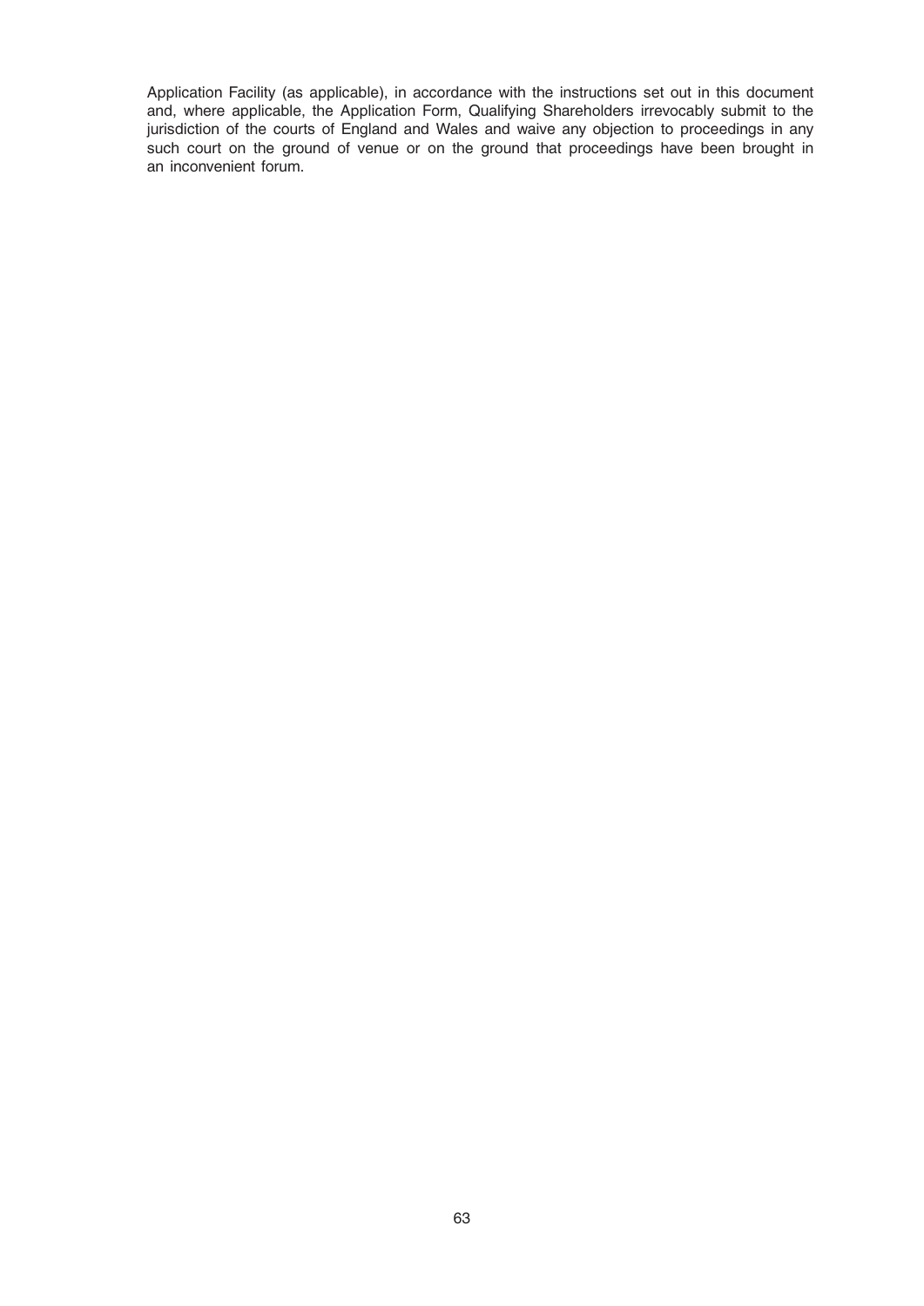Application Facility (as applicable), in accordance with the instructions set out in this document and, where applicable, the Application Form, Qualifying Shareholders irrevocably submit to the jurisdiction of the courts of England and Wales and waive any objection to proceedings in any such court on the ground of venue or on the ground that proceedings have been brought in an inconvenient forum.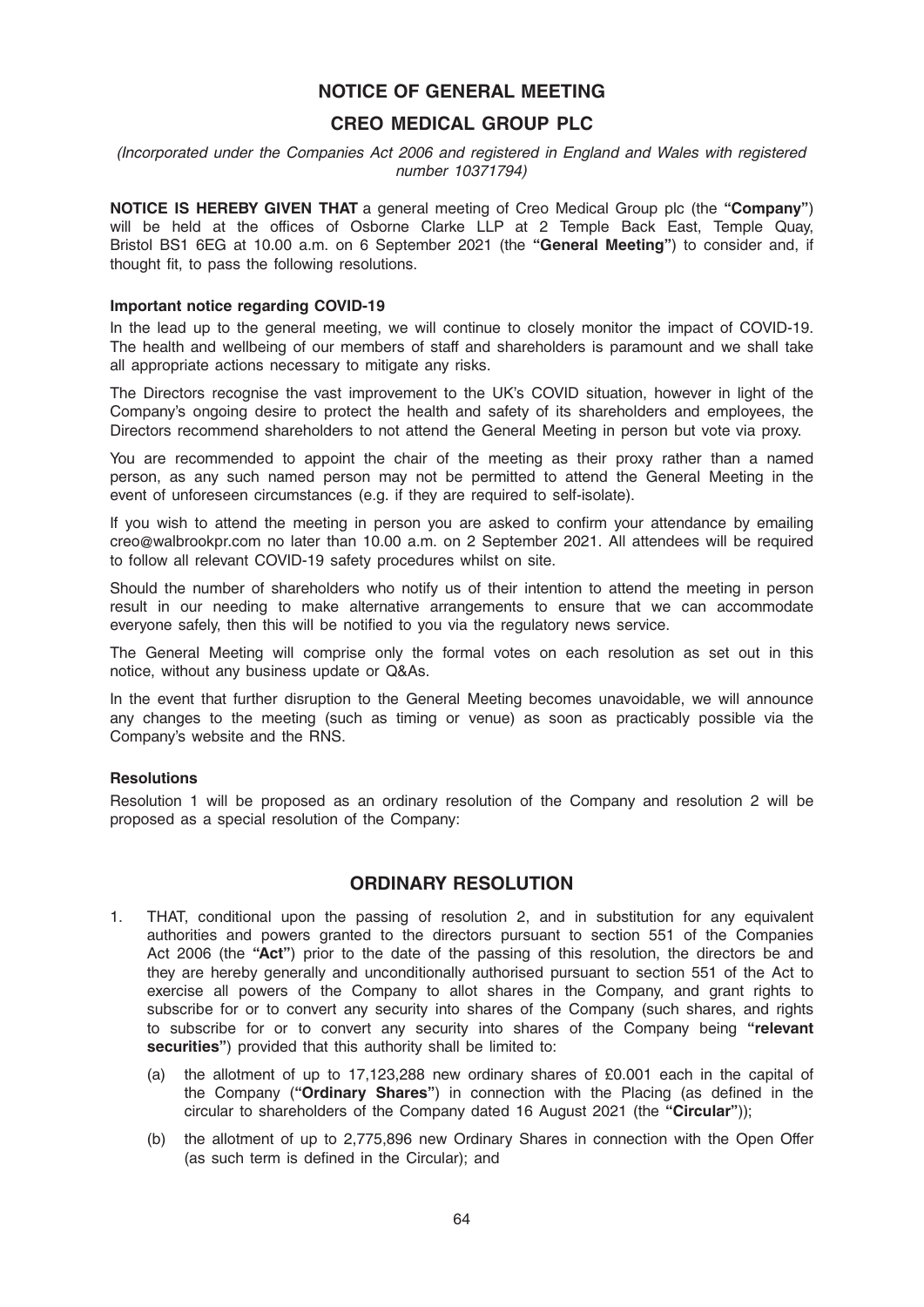# NOTICE OF GENERAL MEETING

## CREO MEDICAL GROUP PLC

*(Incorporated under the Companies Act 2006 and registered in England and Wales with registered number 10371794)*

**NOTICE IS HEREBY GIVEN THAT** a general meeting of Creo Medical Group plc (the **"Company"**) will be held at the offices of Osborne Clarke LLP at 2 Temple Back East, Temple Quay, Bristol BS1 6EG at 10.00 a.m. on 6 September 2021 (the **"General Meeting"**) to consider and, if thought fit, to pass the following resolutions.

**Important notice regarding COVID-19**

In the lead up to the general meeting, we will continue to closely monitor the impact of COVID-19. The health and wellbeing of our members of staff and shareholders is paramount and we shall take all appropriate actions necessary to mitigate any risks.

The Directors recognise the vast improvement to the UK's COVID situation, however in light of the Company's ongoing desire to protect the health and safety of its shareholders and employees, the Directors recommend shareholders to not attend the General Meeting in person but vote via proxy.

You are recommended to appoint the chair of the meeting as their proxy rather than a named person, as any such named person may not be permitted to attend the General Meeting in the event of unforeseen circumstances (e.g. if they are required to self-isolate).

If you wish to attend the meeting in person you are asked to confirm your attendance by emailing creo@walbrookpr.com no later than 10.00 a.m. on 2 September 2021. All attendees will be required to follow all relevant COVID-19 safety procedures whilst on site.

Should the number of shareholders who notify us of their intention to attend the meeting in person result in our needing to make alternative arrangements to ensure that we can accommodate everyone safely, then this will be notified to you via the regulatory news service.

The General Meeting will comprise only the formal votes on each resolution as set out in this notice, without any business update or Q&As.

In the event that further disruption to the General Meeting becomes unavoidable, we will announce any changes to the meeting (such as timing or venue) as soon as practicably possible via the Company's website and the RNS.

**Resolutions**

Resolution 1 will be proposed as an ordinary resolution of the Company and resolution 2 will be proposed as a special resolution of the Company:

## ORDINARY RESOLUTION

1. THAT, conditional upon the passing of resolution 2, and in substitution for any equivalent authorities and powers granted to the directors pursuant to section 551 of the Companies Act 2006 (the **"Act"**) prior to the date of the passing of this resolution, the directors be and they are hereby generally and unconditionally authorised pursuant to section 551 of the Act to exercise all powers of the Company to allot shares in the Company, and grant rights to subscribe for or to convert any security into shares of the Company (such shares, and rights to subscribe for or to convert any security into shares of the Company being **"relevant securities"**) provided that this authority shall be limited to:

   (a) the allotment of up to 17,123,288 new ordinary shares of £0.001 each in the capital of the Company (**"Ordinary Shares"**) in connection with the Placing (as defined in the circular to shareholders of the Company dated 16 August 2021 (the **"Circular"**));

   (b) the allotment of up to 2,775,896 new Ordinary Shares in connection with the Open Offer (as such term is defined in the Circular); and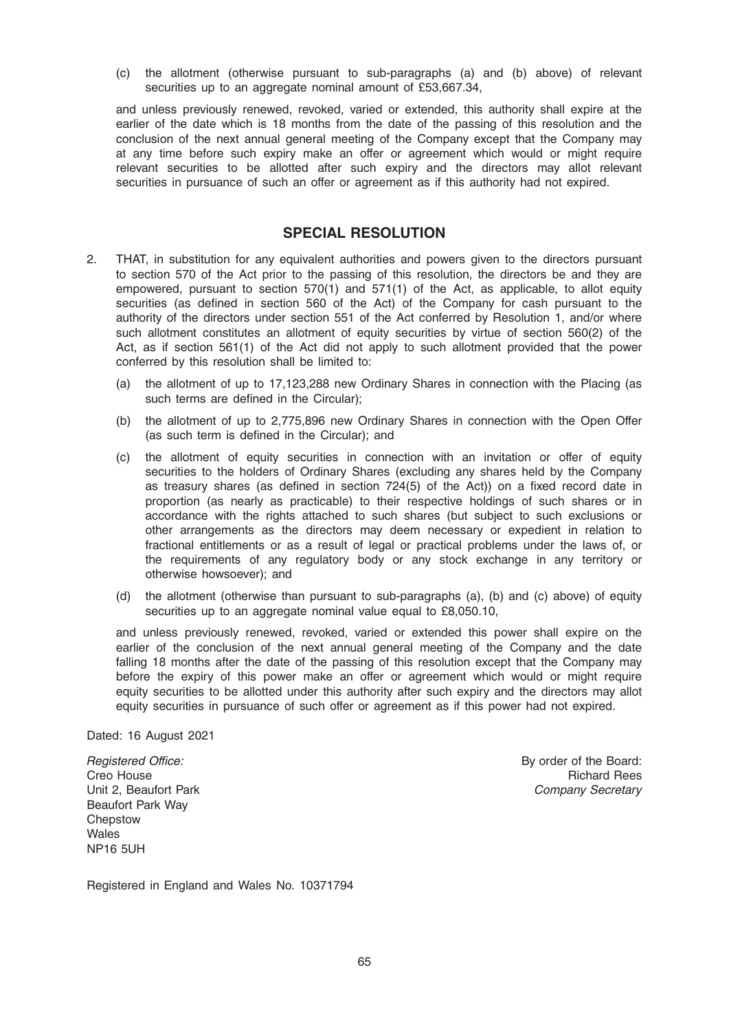(c) the allotment (otherwise pursuant to sub-paragraphs (a) and (b) above) of relevant securities up to an aggregate nominal amount of £53,667.34,

and unless previously renewed, revoked, varied or extended, this authority shall expire at the earlier of the date which is 18 months from the date of the passing of this resolution and the conclusion of the next annual general meeting of the Company except that the Company may at any time before such expiry make an offer or agreement which would or might require relevant securities to be allotted after such expiry and the directors may allot relevant securities in pursuance of such an offer or agreement as if this authority had not expired.

## SPECIAL RESOLUTION

2. THAT, in substitution for any equivalent authorities and powers given to the directors pursuant to section 570 of the Act prior to the passing of this resolution, the directors be and they are empowered, pursuant to section 570(1) and 571(1) of the Act, as applicable, to allot equity securities (as defined in section 560 of the Act) of the Company for cash pursuant to the authority of the directors under section 551 of the Act conferred by Resolution 1, and/or where such allotment constitutes an allotment of equity securities by virtue of section 560(2) of the Act, as if section 561(1) of the Act did not apply to such allotment provided that the power conferred by this resolution shall be limited to:

   (a) the allotment of up to 17,123,288 new Ordinary Shares in connection with the Placing (as such terms are defined in the Circular);

   (b) the allotment of up to 2,775,896 new Ordinary Shares in connection with the Open Offer (as such term is defined in the Circular); and

   (c) the allotment of equity securities in connection with an invitation or offer of equity securities to the holders of Ordinary Shares (excluding any shares held by the Company as treasury shares (as defined in section 724(5) of the Act)) on a fixed record date in proportion (as nearly as practicable) to their respective holdings of such shares or in accordance with the rights attached to such shares (but subject to such exclusions or other arrangements as the directors may deem necessary or expedient in relation to fractional entitlements or as a result of legal or practical problems under the laws of, or the requirements of any regulatory body or any stock exchange in any territory or otherwise howsoever); and

   (d) the allotment (otherwise than pursuant to sub-paragraphs (a), (b) and (c) above) of equity securities up to an aggregate nominal value equal to £8,050.10,

and unless previously renewed, revoked, varied or extended this power shall expire on the earlier of the conclusion of the next annual general meeting of the Company and the date falling 18 months after the date of the passing of this resolution except that the Company may before the expiry of this power make an offer or agreement which would or might require equity securities to be allotted under this authority after such expiry and the directors may allot equity securities in pursuance of such offer or agreement as if this power had not expired.

Dated: 16 August 2021

*Registered Office:*
Creo House
Unit 2, Beaufort Park
Beaufort Park Way
Chepstow
Wales
NP16 5UH

By order of the Board:
Richard Rees
*Company Secretary*

Registered in England and Wales No. 10371794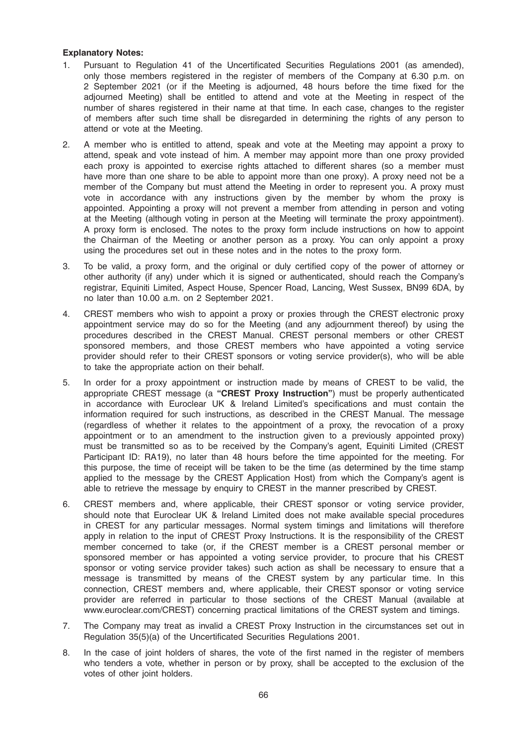**Explanatory Notes:**

1. Pursuant to Regulation 41 of the Uncertificated Securities Regulations 2001 (as amended), only those members registered in the register of members of the Company at 6.30 p.m. on 2 September 2021 (or if the Meeting is adjourned, 48 hours before the time fixed for the adjourned Meeting) shall be entitled to attend and vote at the Meeting in respect of the number of shares registered in their name at that time. In each case, changes to the register of members after such time shall be disregarded in determining the rights of any person to attend or vote at the Meeting.

2. A member who is entitled to attend, speak and vote at the Meeting may appoint a proxy to attend, speak and vote instead of him. A member may appoint more than one proxy provided each proxy is appointed to exercise rights attached to different shares (so a member must have more than one share to be able to appoint more than one proxy). A proxy need not be a member of the Company but must attend the Meeting in order to represent you. A proxy must vote in accordance with any instructions given by the member by whom the proxy is appointed. Appointing a proxy will not prevent a member from attending in person and voting at the Meeting (although voting in person at the Meeting will terminate the proxy appointment). A proxy form is enclosed. The notes to the proxy form include instructions on how to appoint the Chairman of the Meeting or another person as a proxy. You can only appoint a proxy using the procedures set out in these notes and in the notes to the proxy form.

3. To be valid, a proxy form, and the original or duly certified copy of the power of attorney or other authority (if any) under which it is signed or authenticated, should reach the Company's registrar, Equiniti Limited, Aspect House, Spencer Road, Lancing, West Sussex, BN99 6DA, by no later than 10.00 a.m. on 2 September 2021.

4. CREST members who wish to appoint a proxy or proxies through the CREST electronic proxy appointment service may do so for the Meeting (and any adjournment thereof) by using the procedures described in the CREST Manual. CREST personal members or other CREST sponsored members, and those CREST members who have appointed a voting service provider should refer to their CREST sponsors or voting service provider(s), who will be able to take the appropriate action on their behalf.

5. In order for a proxy appointment or instruction made by means of CREST to be valid, the appropriate CREST message (a **"CREST Proxy Instruction"**) must be properly authenticated in accordance with Euroclear UK & Ireland Limited's specifications and must contain the information required for such instructions, as described in the CREST Manual. The message (regardless of whether it relates to the appointment of a proxy, the revocation of a proxy appointment or to an amendment to the instruction given to a previously appointed proxy) must be transmitted so as to be received by the Company's agent, Equiniti Limited (CREST Participant ID: RA19), no later than 48 hours before the time appointed for the meeting. For this purpose, the time of receipt will be taken to be the time (as determined by the time stamp applied to the message by the CREST Application Host) from which the Company's agent is able to retrieve the message by enquiry to CREST in the manner prescribed by CREST.

6. CREST members and, where applicable, their CREST sponsor or voting service provider, should note that Euroclear UK & Ireland Limited does not make available special procedures in CREST for any particular messages. Normal system timings and limitations will therefore apply in relation to the input of CREST Proxy Instructions. It is the responsibility of the CREST member concerned to take (or, if the CREST member is a CREST personal member or sponsored member or has appointed a voting service provider, to procure that his CREST sponsor or voting service provider takes) such action as shall be necessary to ensure that a message is transmitted by means of the CREST system by any particular time. In this connection, CREST members and, where applicable, their CREST sponsor or voting service provider are referred in particular to those sections of the CREST Manual (available at www.euroclear.com/CREST) concerning practical limitations of the CREST system and timings.

7. The Company may treat as invalid a CREST Proxy Instruction in the circumstances set out in Regulation 35(5)(a) of the Uncertificated Securities Regulations 2001.

8. In the case of joint holders of shares, the vote of the first named in the register of members who tenders a vote, whether in person or by proxy, shall be accepted to the exclusion of the votes of other joint holders.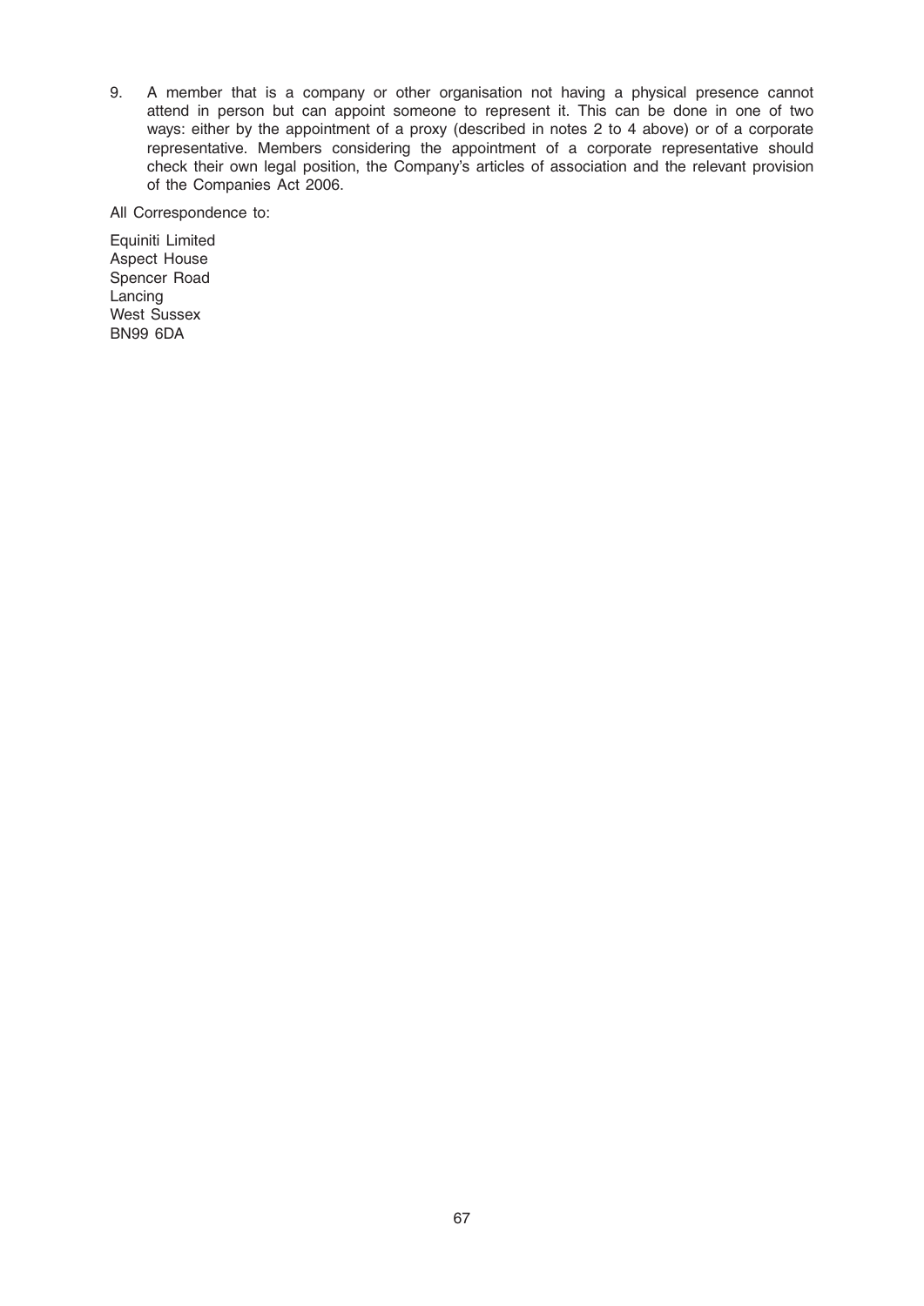9. A member that is a company or other organisation not having a physical presence cannot attend in person but can appoint someone to represent it. This can be done in one of two ways: either by the appointment of a proxy (described in notes 2 to 4 above) or of a corporate representative. Members considering the appointment of a corporate representative should check their own legal position, the Company's articles of association and the relevant provision of the Companies Act 2006.

All Correspondence to:

Equiniti Limited
Aspect House
Spencer Road
Lancing
West Sussex
BN99 6DA